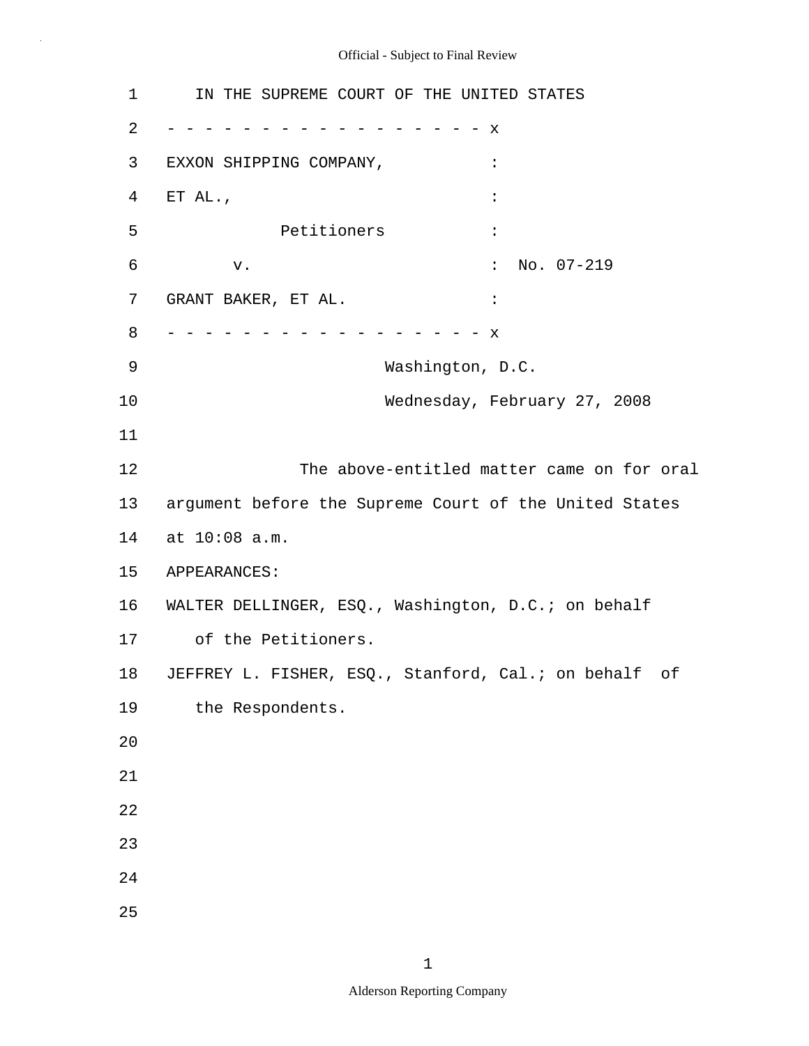IN THE SUPREME COURT OF THE UNITED STATES

- - - - - - - - - - - - - - - - - - x

EXXON SHIPPING COMPANY, :

ET AL., :

Petitioners :

v. : No. 07-219

GRANT BAKER, ET AL. :

- - - - - - - - - - - - - - - - - - x

Washington, D.C.

Wednesday, February 27, 2008

The above-entitled matter came on for oral argument before the Supreme Court of the United States at 10:08 a.m.

APPEARANCES:

WALTER DELLINGER, ESQ., Washington, D.C.; on behalf of the Petitioners.

JEFFREY L. FISHER, ESQ., Stanford, Cal.; on behalf of the Respondents.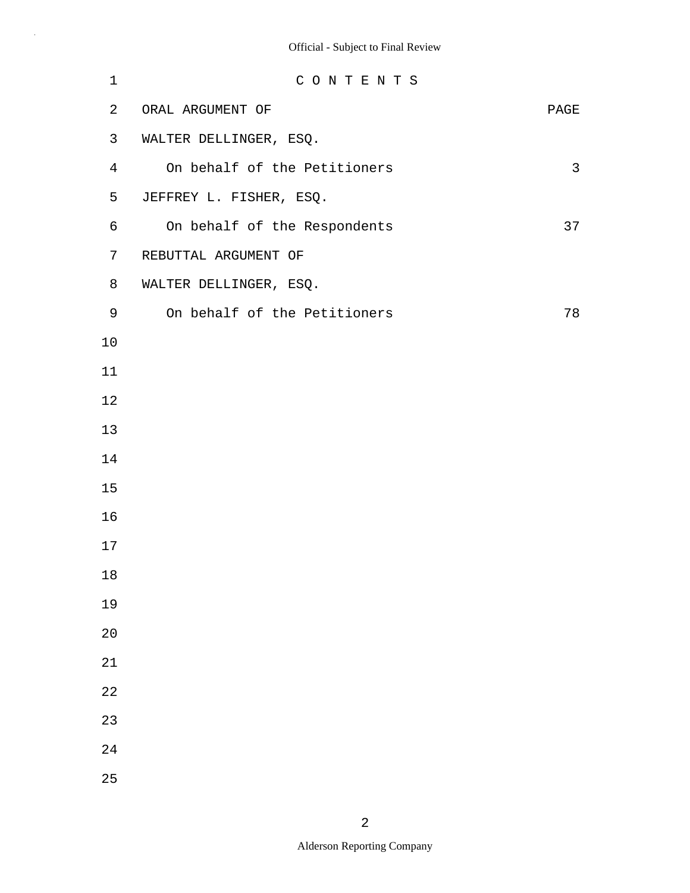# C O N T E N T S

| ORAL ARGUMENT OF | PAGE |
|---|---|
| WALTER DELLINGER, ESQ. | |
| On behalf of the Petitioners | 3 |
| JEFFREY L. FISHER, ESQ. | |
| On behalf of the Respondents | 37 |
| REBUTTAL ARGUMENT OF | |
| WALTER DELLINGER, ESQ. | |
| On behalf of the Petitioners | 78 |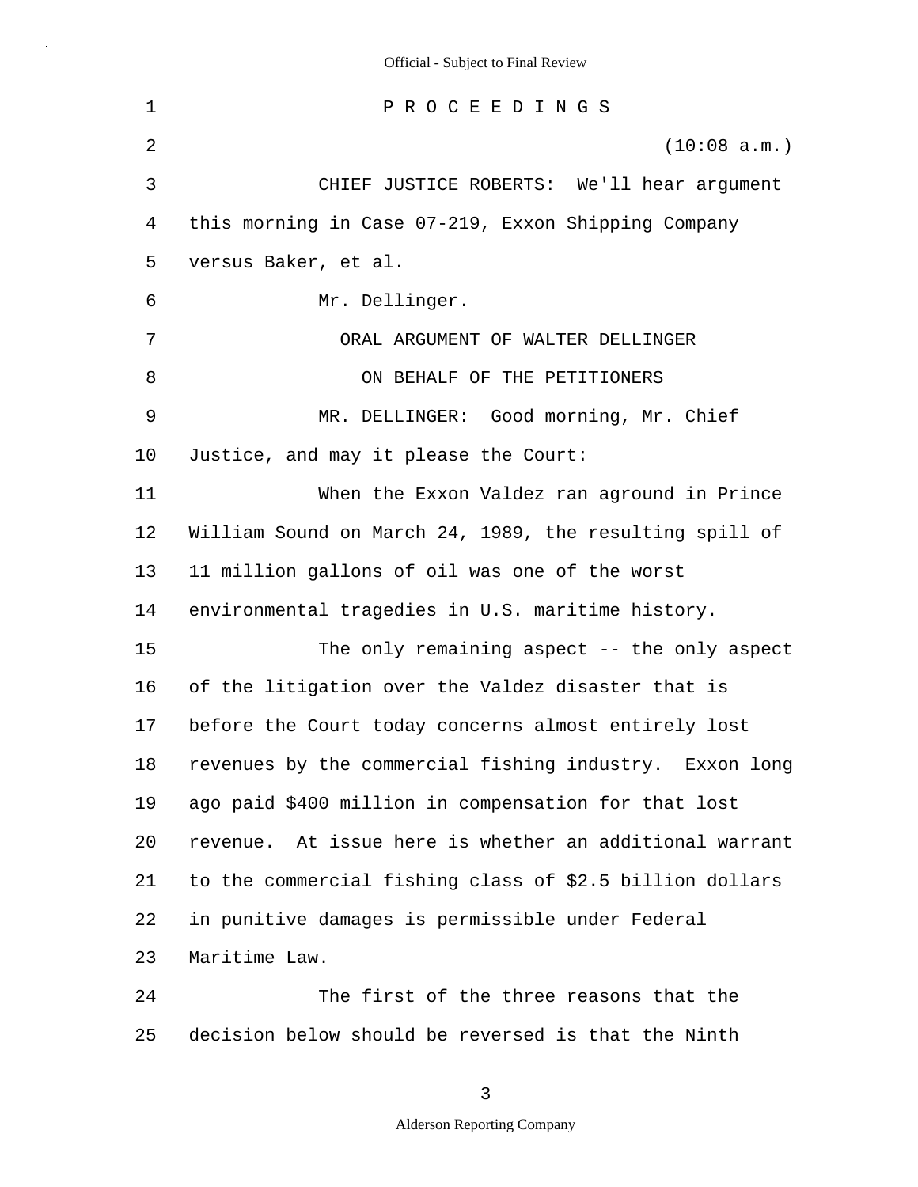P R O C E E D I N G S

(10:08 a.m.)

CHIEF JUSTICE ROBERTS: We'll hear argument this morning in Case 07-219, Exxon Shipping Company versus Baker, et al.

Mr. Dellinger.

ORAL ARGUMENT OF WALTER DELLINGER

ON BEHALF OF THE PETITIONERS

MR. DELLINGER: Good morning, Mr. Chief Justice, and may it please the Court:

When the Exxon Valdez ran aground in Prince William Sound on March 24, 1989, the resulting spill of 11 million gallons of oil was one of the worst environmental tragedies in U.S. maritime history.

The only remaining aspect -- the only aspect of the litigation over the Valdez disaster that is before the Court today concerns almost entirely lost revenues by the commercial fishing industry. Exxon long ago paid $400 million in compensation for that lost revenue. At issue here is whether an additional warrant to the commercial fishing class of $2.5 billion dollars in punitive damages is permissible under Federal Maritime Law.

The first of the three reasons that the decision below should be reversed is that the Ninth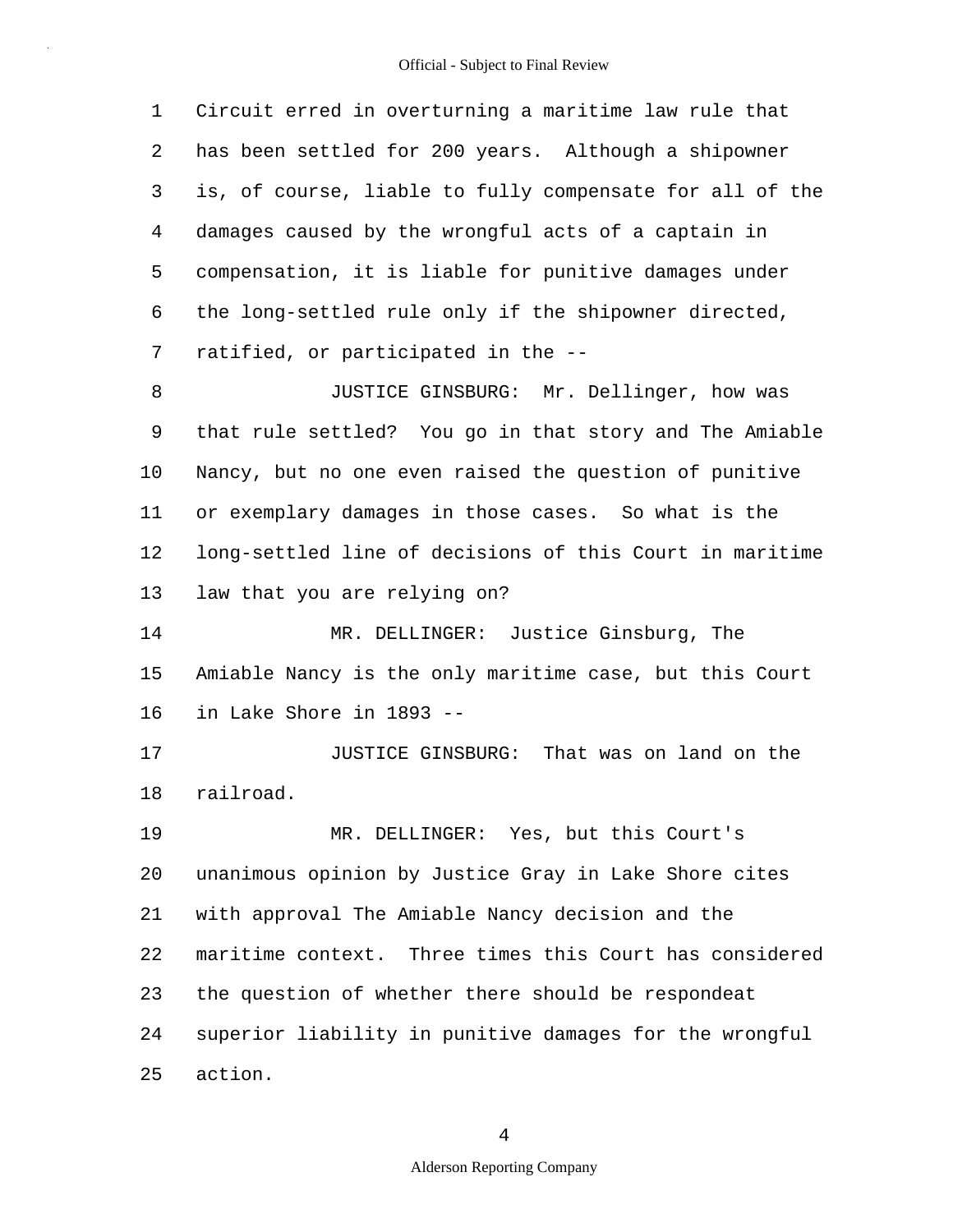Circuit erred in overturning a maritime law rule that has been settled for 200 years. Although a shipowner is, of course, liable to fully compensate for all of the damages caused by the wrongful acts of a captain in compensation, it is liable for punitive damages under the long-settled rule only if the shipowner directed, ratified, or participated in the --

JUSTICE GINSBURG: Mr. Dellinger, how was that rule settled? You go in that story and The Amiable Nancy, but no one even raised the question of punitive or exemplary damages in those cases. So what is the long-settled line of decisions of this Court in maritime law that you are relying on?

MR. DELLINGER: Justice Ginsburg, The Amiable Nancy is the only maritime case, but this Court in Lake Shore in 1893 --

JUSTICE GINSBURG: That was on land on the railroad.

MR. DELLINGER: Yes, but this Court's unanimous opinion by Justice Gray in Lake Shore cites with approval The Amiable Nancy decision and the maritime context. Three times this Court has considered the question of whether there should be respondeat superior liability in punitive damages for the wrongful action.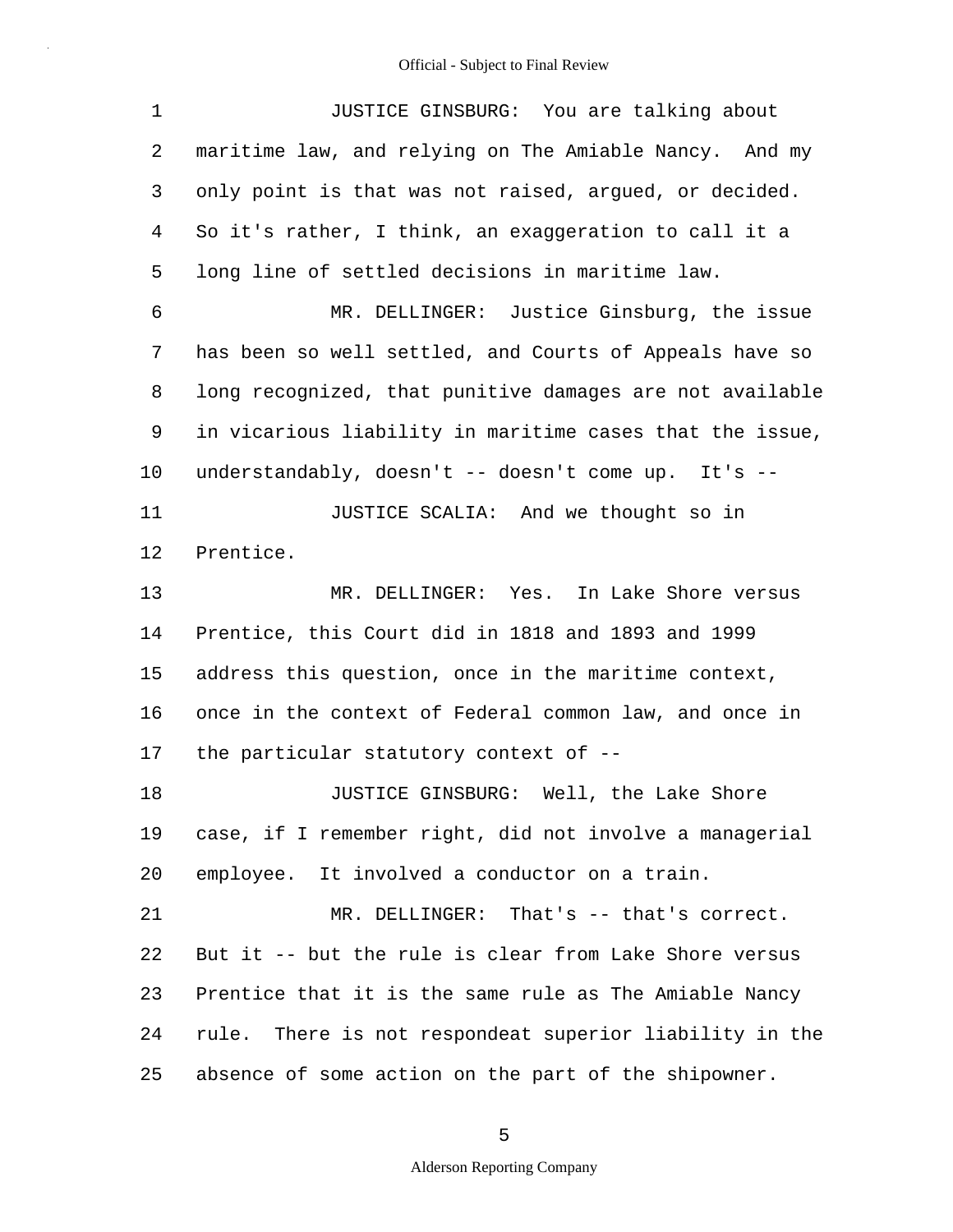JUSTICE GINSBURG: You are talking about maritime law, and relying on The Amiable Nancy. And my only point is that was not raised, argued, or decided. So it's rather, I think, an exaggeration to call it a long line of settled decisions in maritime law.

MR. DELLINGER: Justice Ginsburg, the issue has been so well settled, and Courts of Appeals have so long recognized, that punitive damages are not available in vicarious liability in maritime cases that the issue, understandably, doesn't -- doesn't come up. It's --

JUSTICE SCALIA: And we thought so in Prentice.

MR. DELLINGER: Yes. In Lake Shore versus Prentice, this Court did in 1818 and 1893 and 1999 address this question, once in the maritime context, once in the context of Federal common law, and once in the particular statutory context of --

JUSTICE GINSBURG: Well, the Lake Shore case, if I remember right, did not involve a managerial employee. It involved a conductor on a train.

MR. DELLINGER: That's -- that's correct. But it -- but the rule is clear from Lake Shore versus Prentice that it is the same rule as The Amiable Nancy rule. There is not respondeat superior liability in the absence of some action on the part of the shipowner.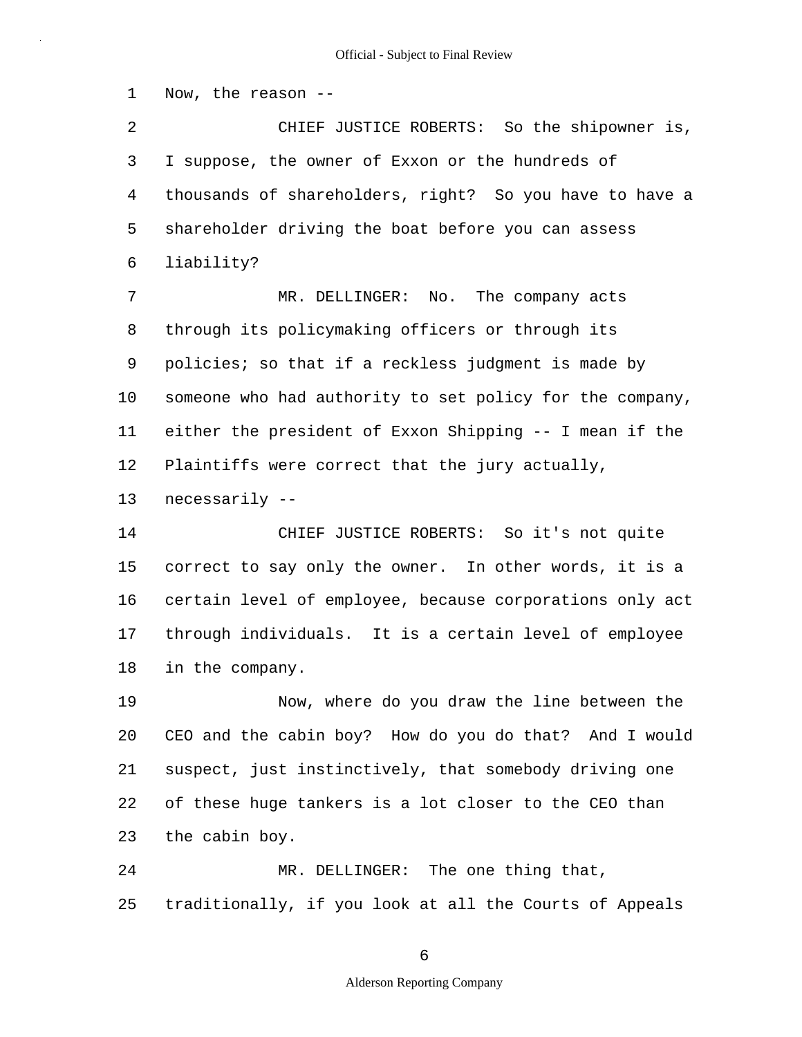Now, the reason --

CHIEF JUSTICE ROBERTS: So the shipowner is, I suppose, the owner of Exxon or the hundreds of thousands of shareholders, right? So you have to have a shareholder driving the boat before you can assess liability?

MR. DELLINGER: No. The company acts through its policymaking officers or through its policies; so that if a reckless judgment is made by someone who had authority to set policy for the company, either the president of Exxon Shipping -- I mean if the Plaintiffs were correct that the jury actually, necessarily --

CHIEF JUSTICE ROBERTS: So it's not quite correct to say only the owner. In other words, it is a certain level of employee, because corporations only act through individuals. It is a certain level of employee in the company.

Now, where do you draw the line between the CEO and the cabin boy? How do you do that? And I would suspect, just instinctively, that somebody driving one of these huge tankers is a lot closer to the CEO than the cabin boy.

MR. DELLINGER: The one thing that, traditionally, if you look at all the Courts of Appeals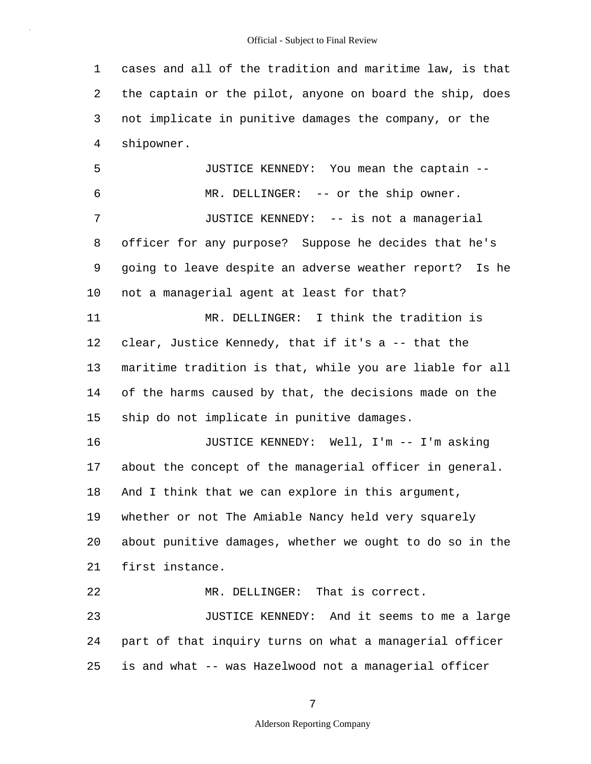cases and all of the tradition and maritime law, is that the captain or the pilot, anyone on board the ship, does not implicate in punitive damages the company, or the shipowner.

JUSTICE KENNEDY: You mean the captain --

MR. DELLINGER: -- or the ship owner.

JUSTICE KENNEDY: -- is not a managerial officer for any purpose? Suppose he decides that he's going to leave despite an adverse weather report? Is he not a managerial agent at least for that?

MR. DELLINGER: I think the tradition is clear, Justice Kennedy, that if it's a -- that the maritime tradition is that, while you are liable for all of the harms caused by that, the decisions made on the ship do not implicate in punitive damages.

JUSTICE KENNEDY: Well, I'm -- I'm asking about the concept of the managerial officer in general. And I think that we can explore in this argument, whether or not The Amiable Nancy held very squarely about punitive damages, whether we ought to do so in the first instance.

MR. DELLINGER: That is correct.

JUSTICE KENNEDY: And it seems to me a large part of that inquiry turns on what a managerial officer is and what -- was Hazelwood not a managerial officer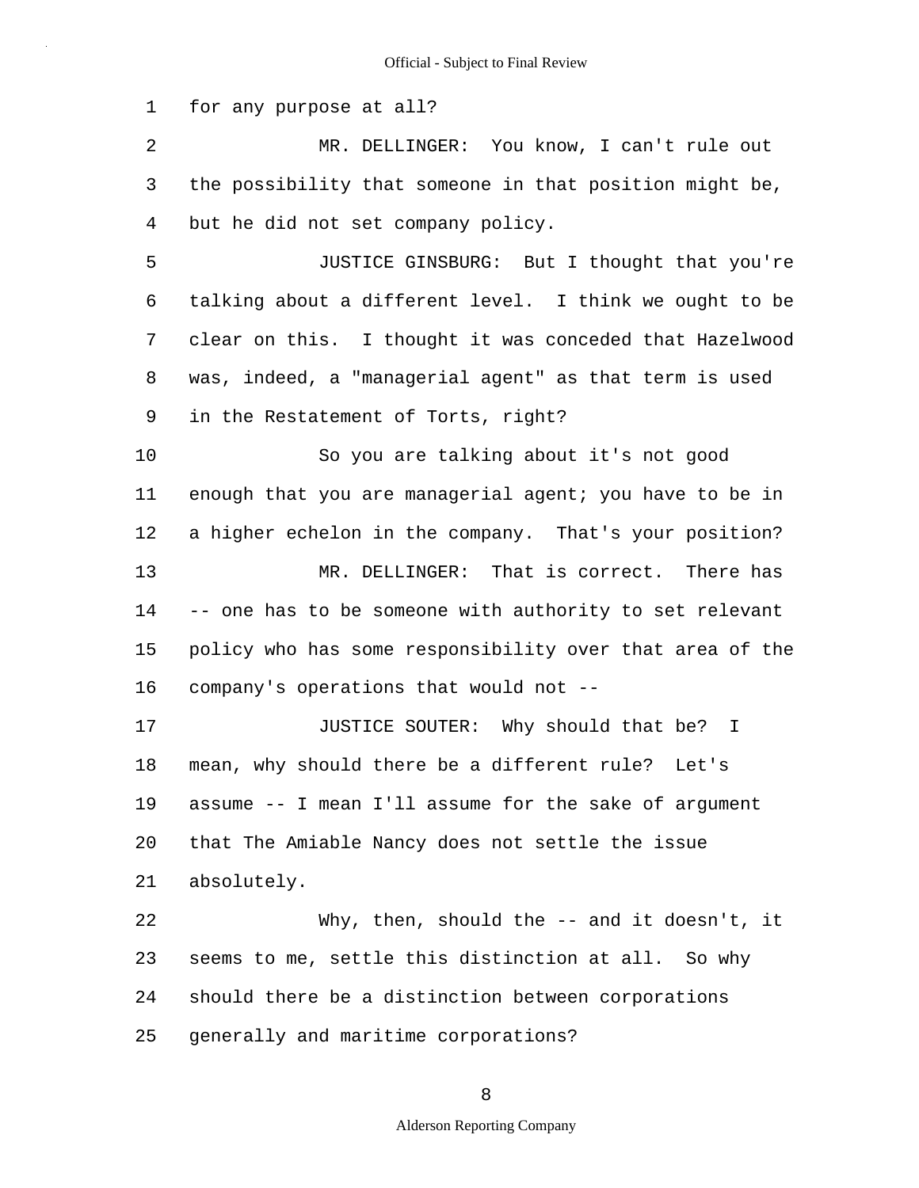for any purpose at all?

MR. DELLINGER: You know, I can't rule out the possibility that someone in that position might be, but he did not set company policy.

JUSTICE GINSBURG: But I thought that you're talking about a different level. I think we ought to be clear on this. I thought it was conceded that Hazelwood was, indeed, a "managerial agent" as that term is used in the Restatement of Torts, right?

So you are talking about it's not good enough that you are managerial agent; you have to be in a higher echelon in the company. That's your position?

MR. DELLINGER: That is correct. There has -- one has to be someone with authority to set relevant policy who has some responsibility over that area of the company's operations that would not --

JUSTICE SOUTER: Why should that be? I mean, why should there be a different rule? Let's assume -- I mean I'll assume for the sake of argument that The Amiable Nancy does not settle the issue absolutely.

Why, then, should the -- and it doesn't, it seems to me, settle this distinction at all. So why should there be a distinction between corporations generally and maritime corporations?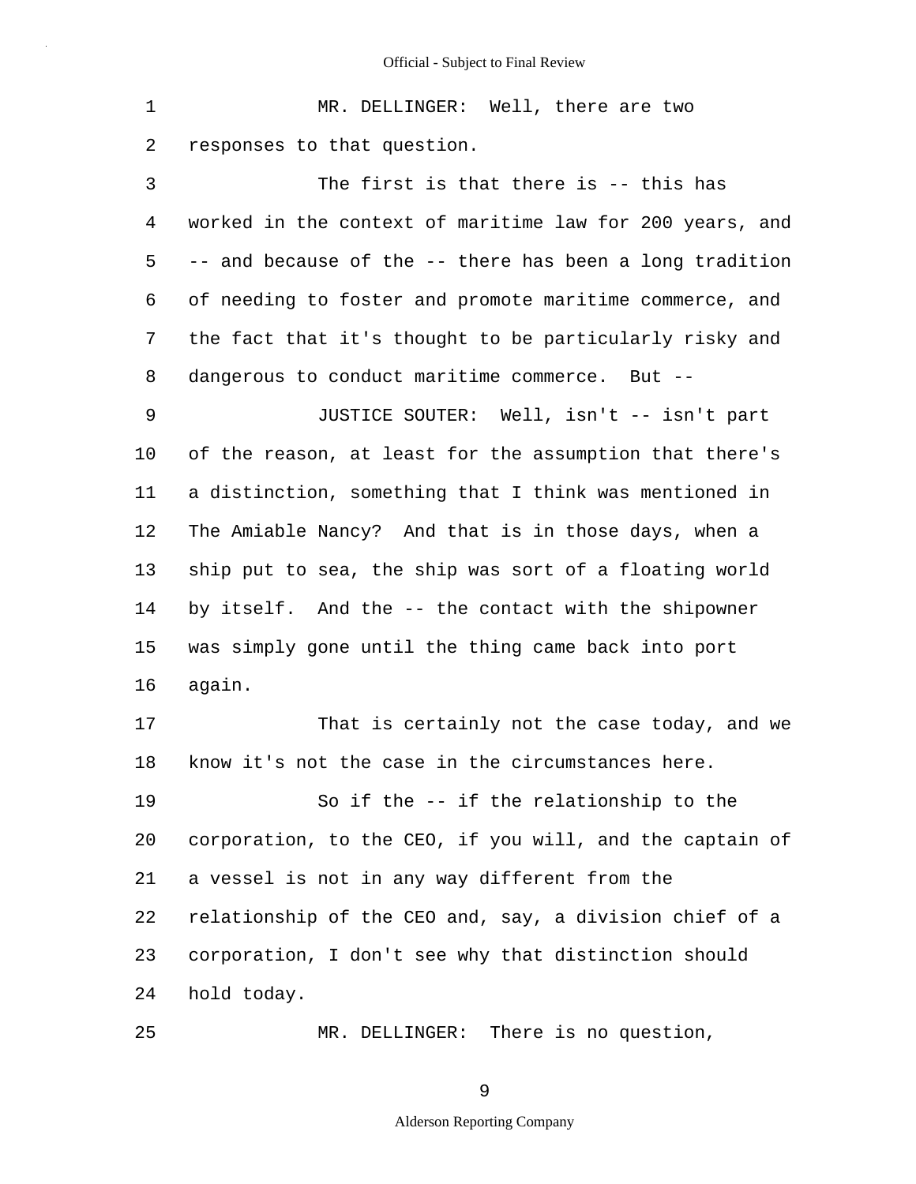MR. DELLINGER: Well, there are two responses to that question.

The first is that there is -- this has worked in the context of maritime law for 200 years, and -- and because of the -- there has been a long tradition of needing to foster and promote maritime commerce, and the fact that it's thought to be particularly risky and dangerous to conduct maritime commerce. But --

JUSTICE SOUTER: Well, isn't -- isn't part of the reason, at least for the assumption that there's a distinction, something that I think was mentioned in The Amiable Nancy? And that is in those days, when a ship put to sea, the ship was sort of a floating world by itself. And the -- the contact with the shipowner was simply gone until the thing came back into port again.

That is certainly not the case today, and we know it's not the case in the circumstances here.

So if the -- if the relationship to the corporation, to the CEO, if you will, and the captain of a vessel is not in any way different from the relationship of the CEO and, say, a division chief of a corporation, I don't see why that distinction should hold today.

MR. DELLINGER: There is no question,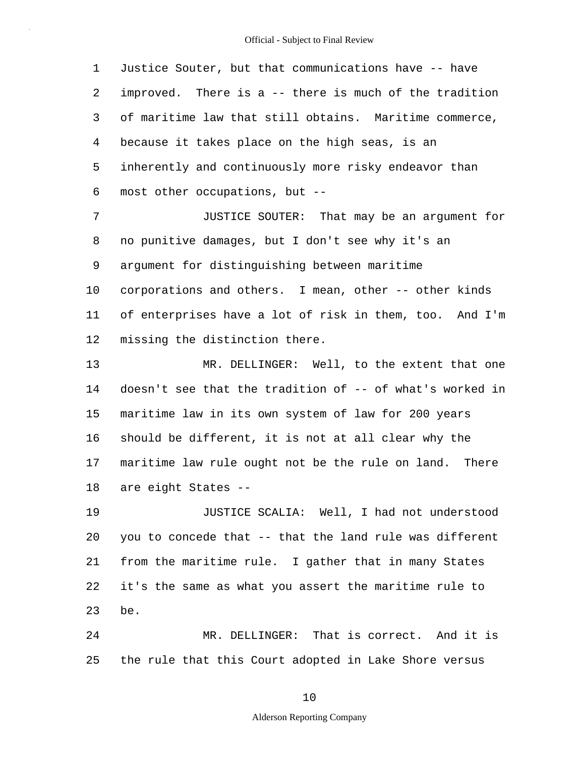Justice Souter, but that communications have -- have improved. There is a -- there is much of the tradition of maritime law that still obtains. Maritime commerce, because it takes place on the high seas, is an inherently and continuously more risky endeavor than most other occupations, but --

JUSTICE SOUTER: That may be an argument for no punitive damages, but I don't see why it's an argument for distinguishing between maritime corporations and others. I mean, other -- other kinds of enterprises have a lot of risk in them, too. And I'm missing the distinction there.

MR. DELLINGER: Well, to the extent that one doesn't see that the tradition of -- of what's worked in maritime law in its own system of law for 200 years should be different, it is not at all clear why the maritime law rule ought not be the rule on land. There are eight States --

JUSTICE SCALIA: Well, I had not understood you to concede that -- that the land rule was different from the maritime rule. I gather that in many States it's the same as what you assert the maritime rule to be.

MR. DELLINGER: That is correct. And it is the rule that this Court adopted in Lake Shore versus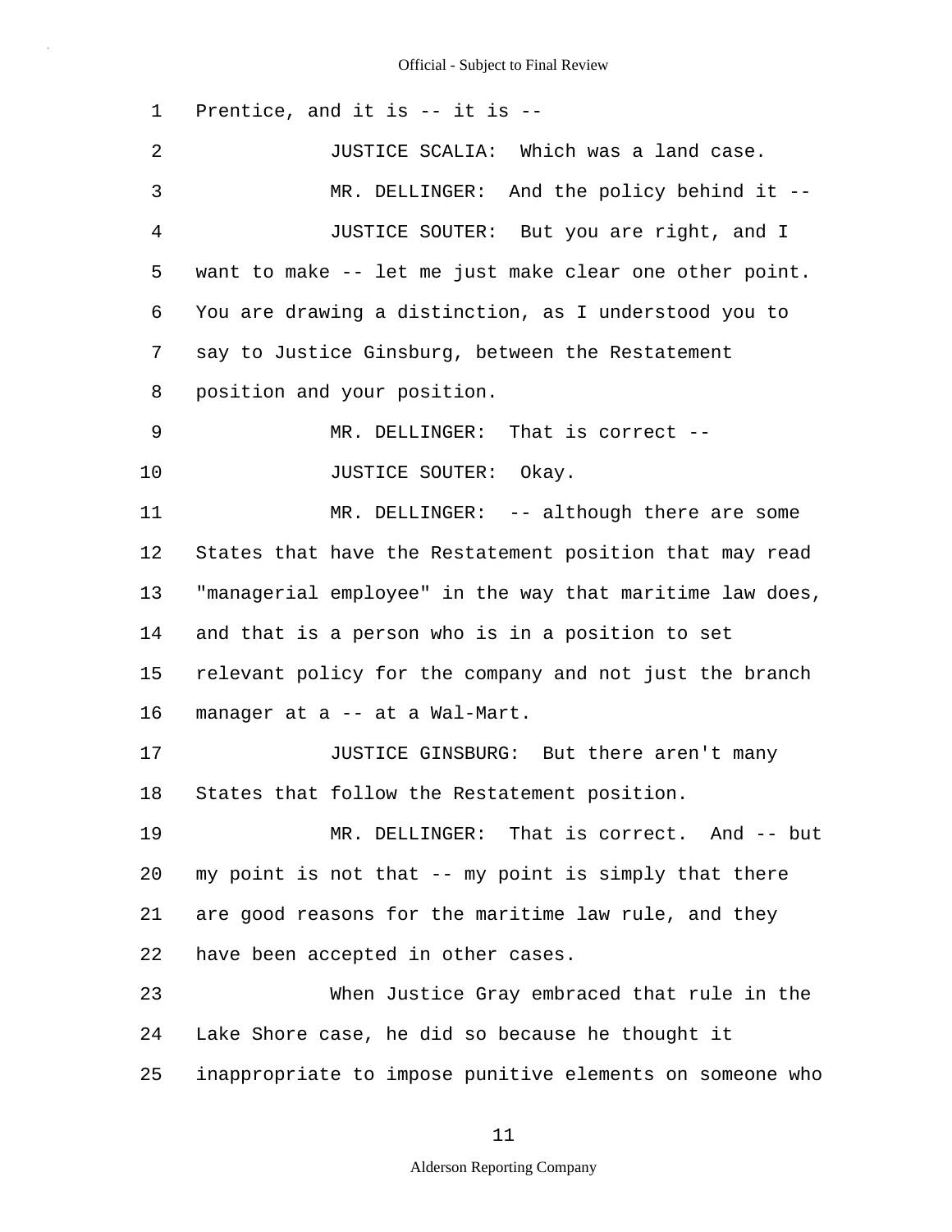Prentice, and it is -- it is --

JUSTICE SCALIA: Which was a land case.

MR. DELLINGER: And the policy behind it --

JUSTICE SOUTER: But you are right, and I want to make -- let me just make clear one other point. You are drawing a distinction, as I understood you to say to Justice Ginsburg, between the Restatement position and your position.

MR. DELLINGER: That is correct --

JUSTICE SOUTER: Okay.

MR. DELLINGER: -- although there are some States that have the Restatement position that may read "managerial employee" in the way that maritime law does, and that is a person who is in a position to set relevant policy for the company and not just the branch manager at a -- at a Wal-Mart.

JUSTICE GINSBURG: But there aren't many States that follow the Restatement position.

MR. DELLINGER: That is correct. And -- but my point is not that -- my point is simply that there are good reasons for the maritime law rule, and they have been accepted in other cases.

When Justice Gray embraced that rule in the Lake Shore case, he did so because he thought it inappropriate to impose punitive elements on someone who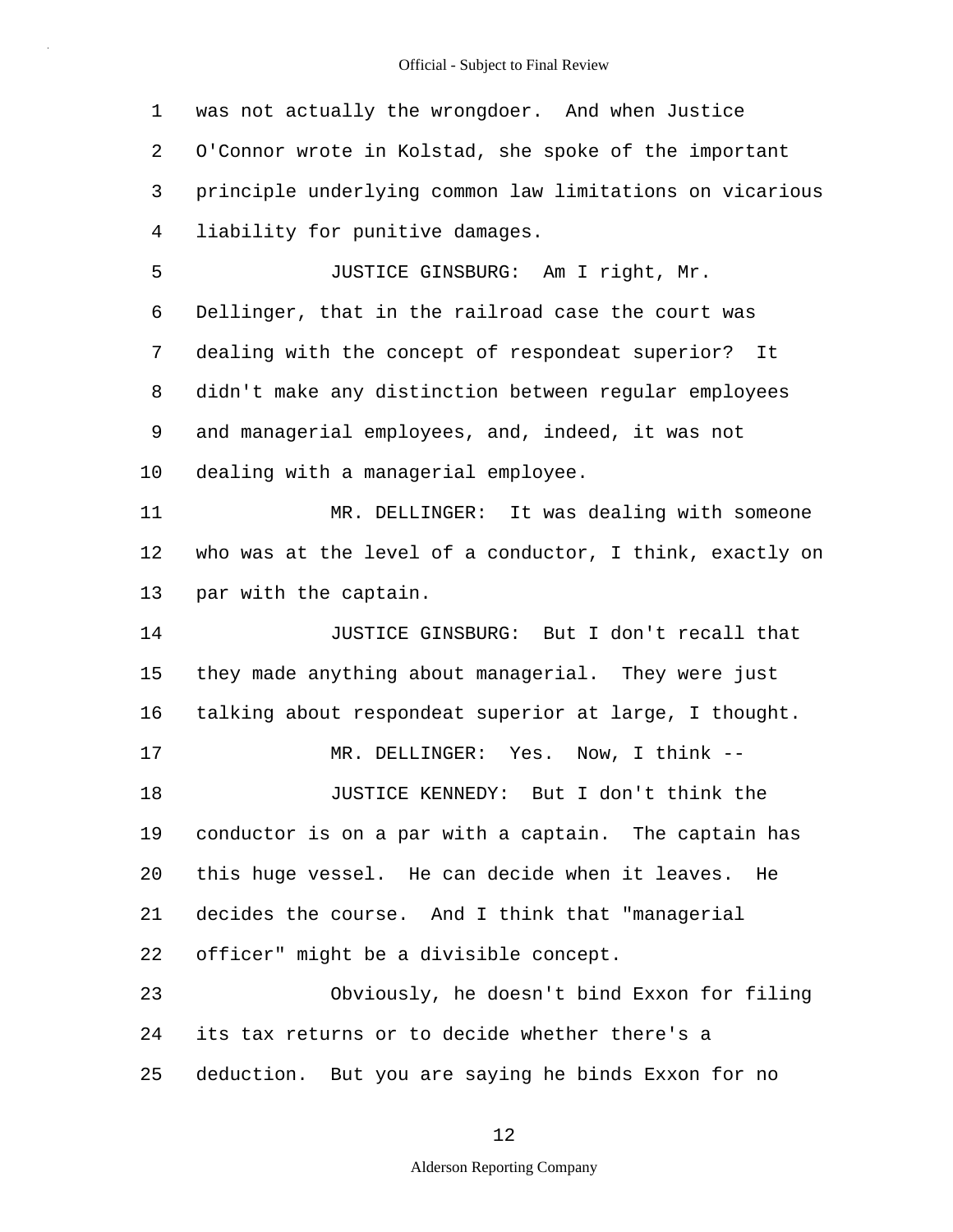was not actually the wrongdoer. And when Justice O'Connor wrote in Kolstad, she spoke of the important principle underlying common law limitations on vicarious liability for punitive damages.

JUSTICE GINSBURG: Am I right, Mr. Dellinger, that in the railroad case the court was dealing with the concept of respondeat superior? It didn't make any distinction between regular employees and managerial employees, and, indeed, it was not dealing with a managerial employee.

MR. DELLINGER: It was dealing with someone who was at the level of a conductor, I think, exactly on par with the captain.

JUSTICE GINSBURG: But I don't recall that they made anything about managerial. They were just talking about respondeat superior at large, I thought.

MR. DELLINGER: Yes. Now, I think --

JUSTICE KENNEDY: But I don't think the conductor is on a par with a captain. The captain has this huge vessel. He can decide when it leaves. He decides the course. And I think that "managerial officer" might be a divisible concept.

Obviously, he doesn't bind Exxon for filing its tax returns or to decide whether there's a deduction. But you are saying he binds Exxon for no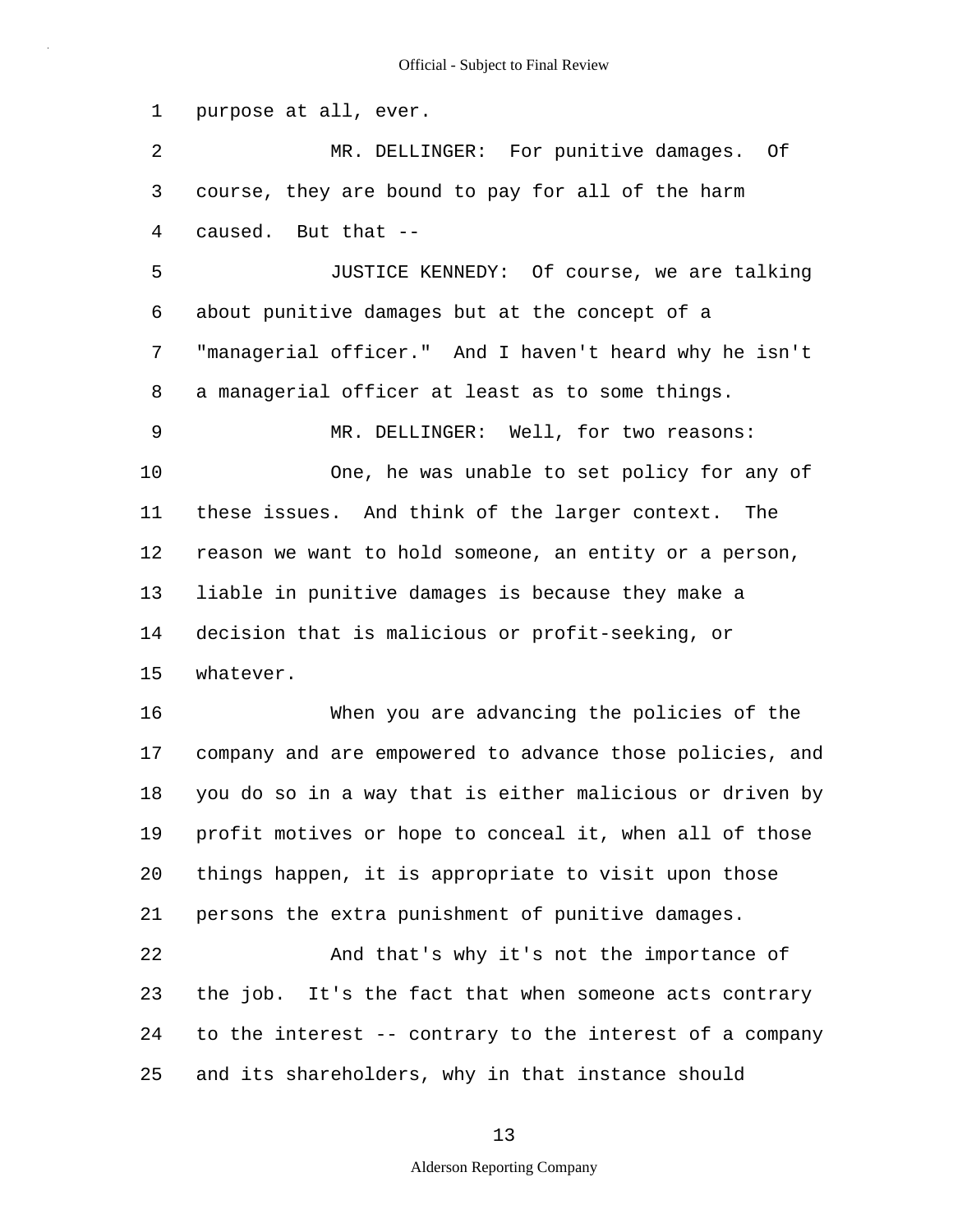purpose at all, ever.

MR. DELLINGER: For punitive damages. Of course, they are bound to pay for all of the harm caused. But that --

JUSTICE KENNEDY: Of course, we are talking about punitive damages but at the concept of a "managerial officer." And I haven't heard why he isn't a managerial officer at least as to some things.

MR. DELLINGER: Well, for two reasons:

One, he was unable to set policy for any of these issues. And think of the larger context. The reason we want to hold someone, an entity or a person, liable in punitive damages is because they make a decision that is malicious or profit-seeking, or whatever.

When you are advancing the policies of the company and are empowered to advance those policies, and you do so in a way that is either malicious or driven by profit motives or hope to conceal it, when all of those things happen, it is appropriate to visit upon those persons the extra punishment of punitive damages.

And that's why it's not the importance of the job. It's the fact that when someone acts contrary to the interest -- contrary to the interest of a company and its shareholders, why in that instance should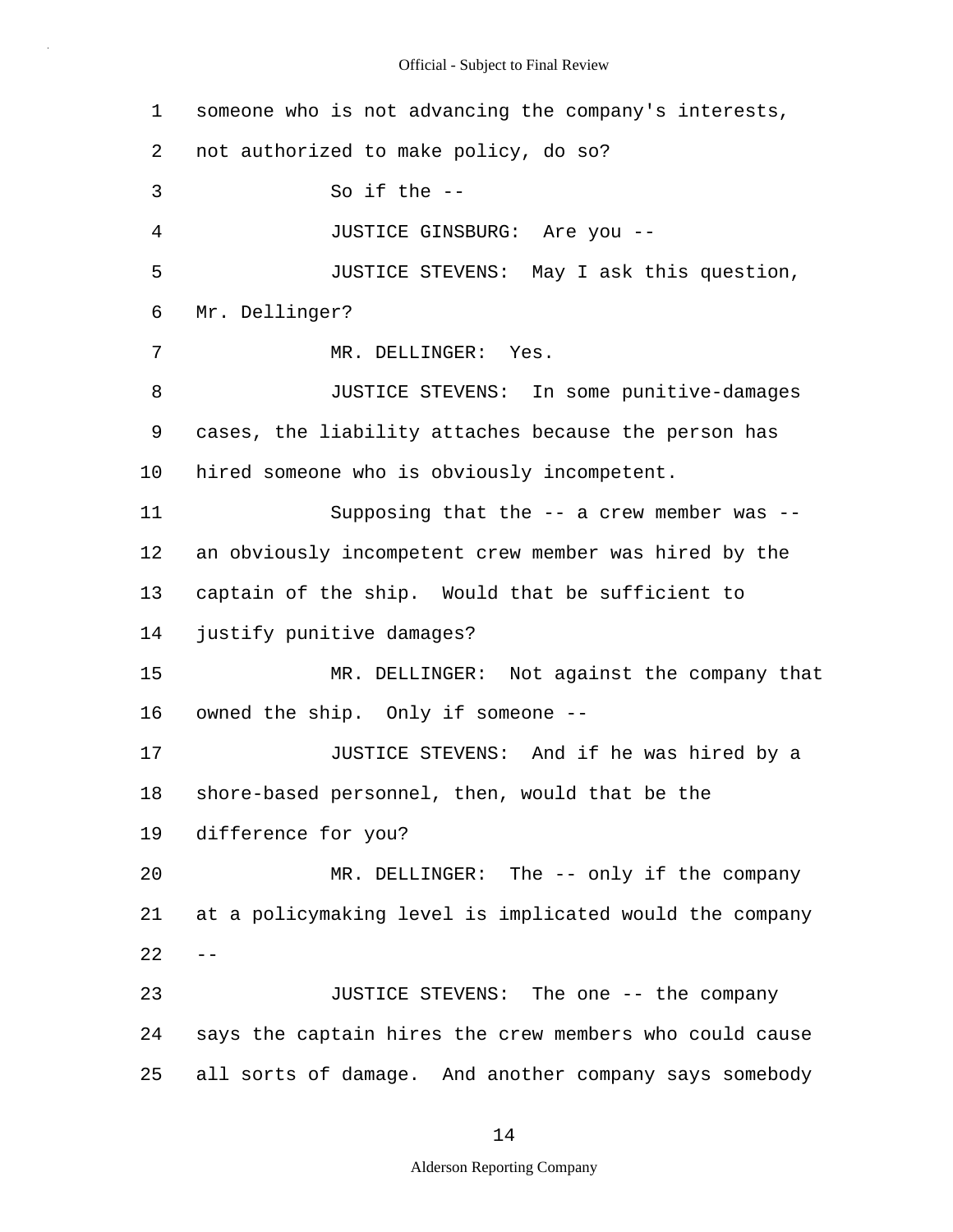1 someone who is not advancing the company's interests,

2 not authorized to make policy, do so?

3 So if the --

4 JUSTICE GINSBURG: Are you --

5 JUSTICE STEVENS: May I ask this question,

6 Mr. Dellinger?

7 MR. DELLINGER: Yes.

8 JUSTICE STEVENS: In some punitive-damages

9 cases, the liability attaches because the person has

10 hired someone who is obviously incompetent.

11 Supposing that the -- a crew member was --

12 an obviously incompetent crew member was hired by the

13 captain of the ship. Would that be sufficient to

14 justify punitive damages?

15 MR. DELLINGER: Not against the company that

16 owned the ship. Only if someone --

17 JUSTICE STEVENS: And if he was hired by a

18 shore-based personnel, then, would that be the

19 difference for you?

20 MR. DELLINGER: The -- only if the company

21 at a policymaking level is implicated would the company

22 --

23 JUSTICE STEVENS: The one -- the company

24 says the captain hires the crew members who could cause

25 all sorts of damage. And another company says somebody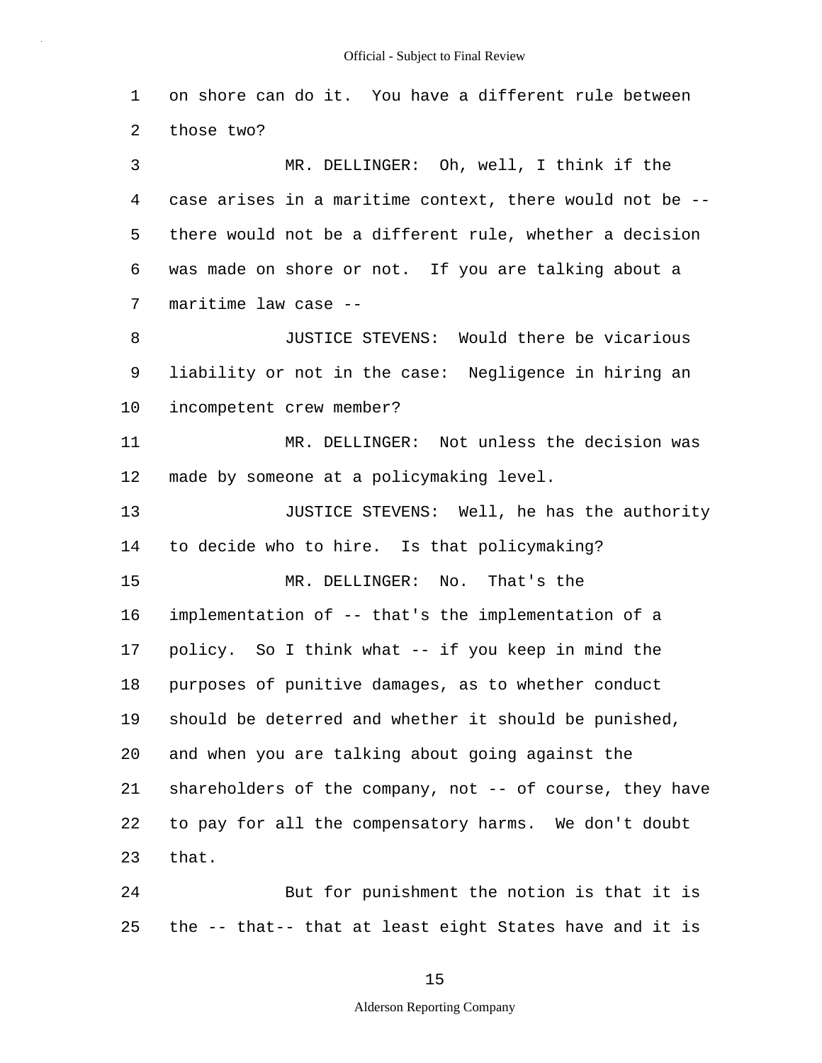on shore can do it. You have a different rule between those two?

MR. DELLINGER: Oh, well, I think if the case arises in a maritime context, there would not be -- there would not be a different rule, whether a decision was made on shore or not. If you are talking about a maritime law case --

JUSTICE STEVENS: Would there be vicarious liability or not in the case: Negligence in hiring an incompetent crew member?

MR. DELLINGER: Not unless the decision was made by someone at a policymaking level.

JUSTICE STEVENS: Well, he has the authority to decide who to hire. Is that policymaking?

MR. DELLINGER: No. That's the implementation of -- that's the implementation of a policy. So I think what -- if you keep in mind the purposes of punitive damages, as to whether conduct should be deterred and whether it should be punished, and when you are talking about going against the shareholders of the company, not -- of course, they have to pay for all the compensatory harms. We don't doubt that.

But for punishment the notion is that it is the -- that-- that at least eight States have and it is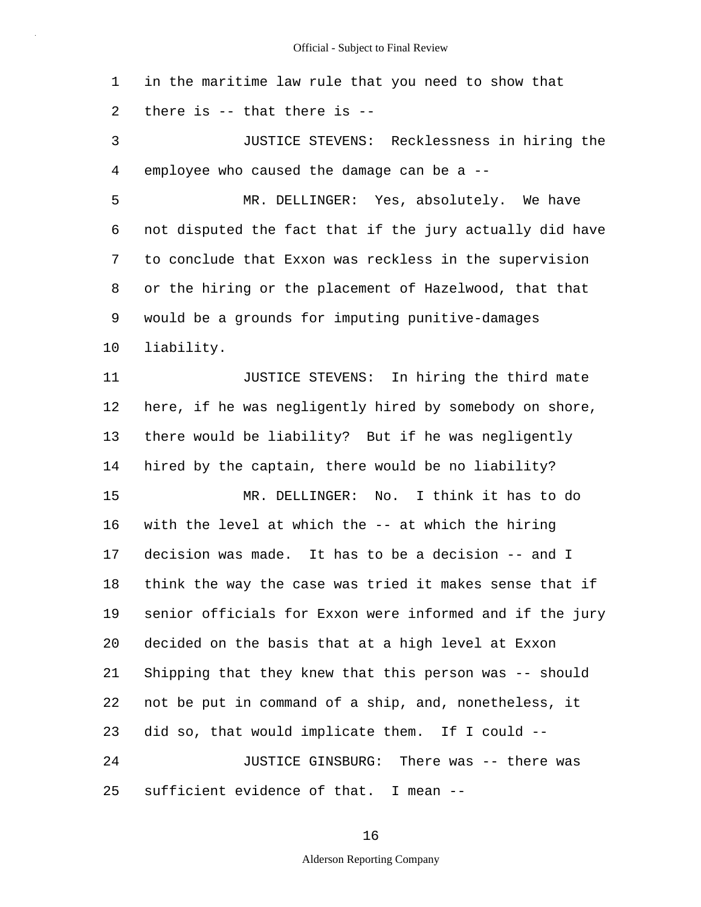in the maritime law rule that you need to show that there is -- that there is --

JUSTICE STEVENS: Recklessness in hiring the employee who caused the damage can be a --

MR. DELLINGER: Yes, absolutely. We have not disputed the fact that if the jury actually did have to conclude that Exxon was reckless in the supervision or the hiring or the placement of Hazelwood, that that would be a grounds for imputing punitive-damages liability.

JUSTICE STEVENS: In hiring the third mate here, if he was negligently hired by somebody on shore, there would be liability? But if he was negligently hired by the captain, there would be no liability?

MR. DELLINGER: No. I think it has to do with the level at which the -- at which the hiring decision was made. It has to be a decision -- and I think the way the case was tried it makes sense that if senior officials for Exxon were informed and if the jury decided on the basis that at a high level at Exxon Shipping that they knew that this person was -- should not be put in command of a ship, and, nonetheless, it did so, that would implicate them. If I could --

JUSTICE GINSBURG: There was -- there was sufficient evidence of that. I mean --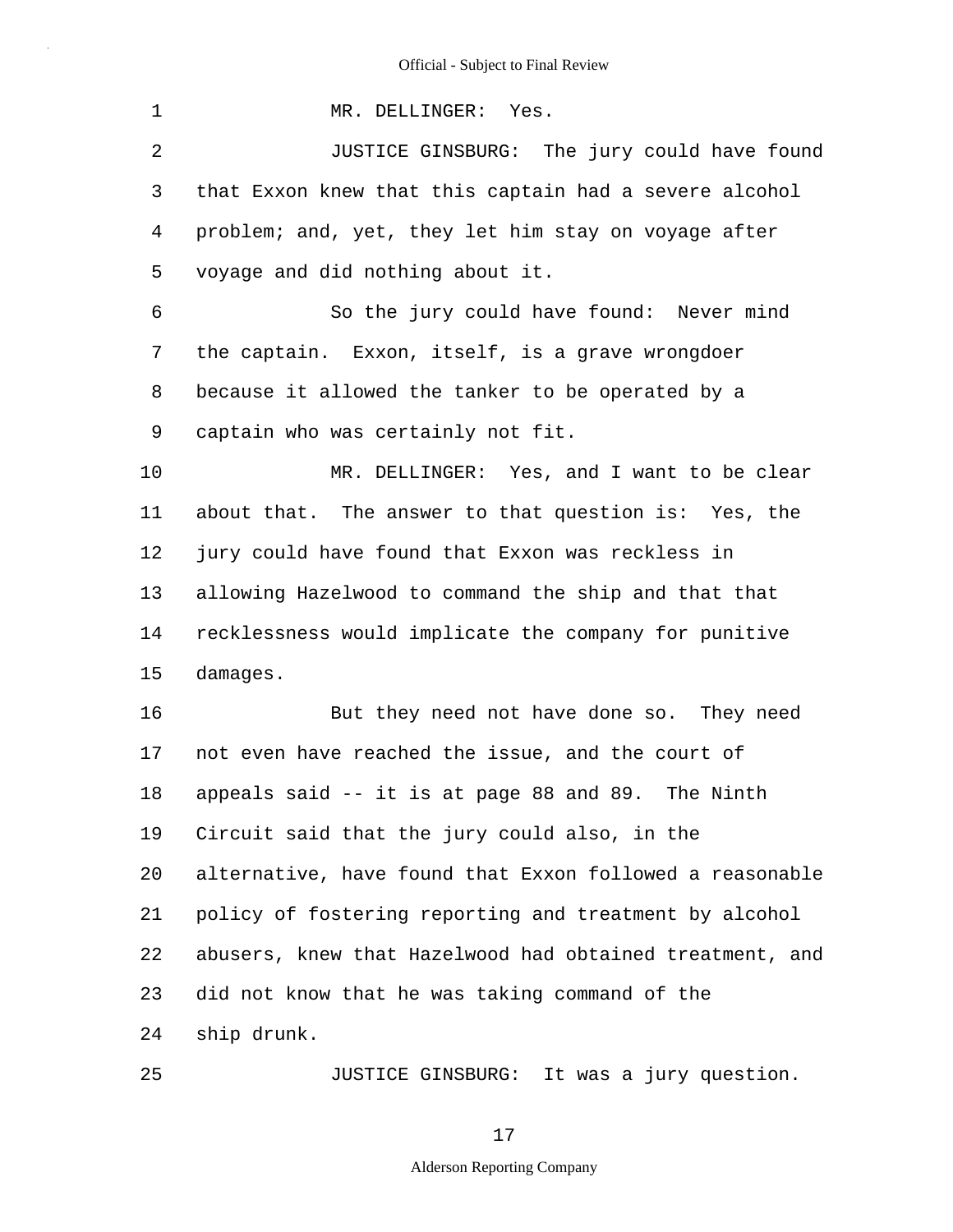MR. DELLINGER: Yes.

JUSTICE GINSBURG: The jury could have found that Exxon knew that this captain had a severe alcohol problem; and, yet, they let him stay on voyage after voyage and did nothing about it.

So the jury could have found: Never mind the captain. Exxon, itself, is a grave wrongdoer because it allowed the tanker to be operated by a captain who was certainly not fit.

MR. DELLINGER: Yes, and I want to be clear about that. The answer to that question is: Yes, the jury could have found that Exxon was reckless in allowing Hazelwood to command the ship and that that recklessness would implicate the company for punitive damages.

But they need not have done so. They need not even have reached the issue, and the court of appeals said -- it is at page 88 and 89. The Ninth Circuit said that the jury could also, in the alternative, have found that Exxon followed a reasonable policy of fostering reporting and treatment by alcohol abusers, knew that Hazelwood had obtained treatment, and did not know that he was taking command of the ship drunk.

JUSTICE GINSBURG: It was a jury question.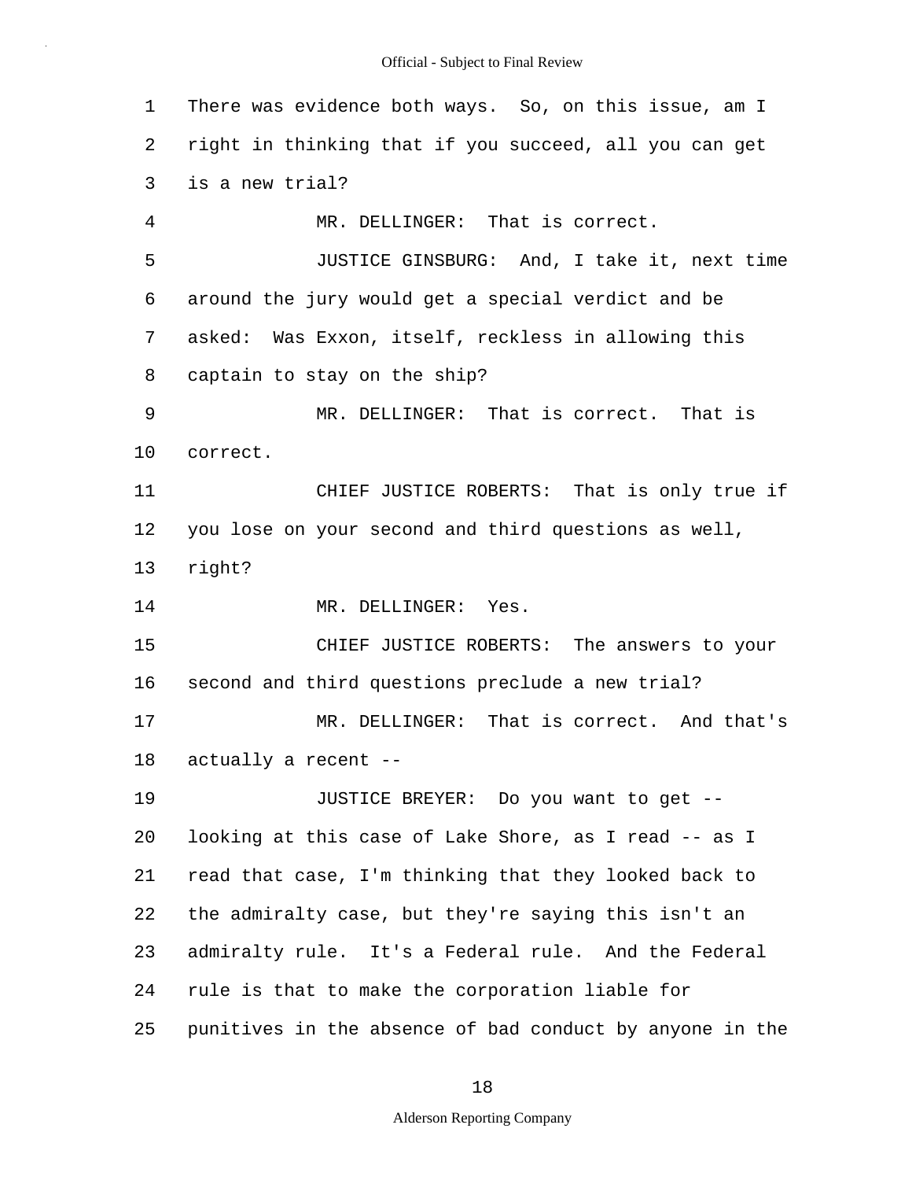There was evidence both ways. So, on this issue, am I right in thinking that if you succeed, all you can get is a new trial?

MR. DELLINGER: That is correct.

JUSTICE GINSBURG: And, I take it, next time around the jury would get a special verdict and be asked: Was Exxon, itself, reckless in allowing this captain to stay on the ship?

MR. DELLINGER: That is correct. That is correct.

CHIEF JUSTICE ROBERTS: That is only true if you lose on your second and third questions as well, right?

MR. DELLINGER: Yes.

CHIEF JUSTICE ROBERTS: The answers to your second and third questions preclude a new trial?

MR. DELLINGER: That is correct. And that's actually a recent --

JUSTICE BREYER: Do you want to get -- looking at this case of Lake Shore, as I read -- as I read that case, I'm thinking that they looked back to the admiralty case, but they're saying this isn't an admiralty rule. It's a Federal rule. And the Federal rule is that to make the corporation liable for punitives in the absence of bad conduct by anyone in the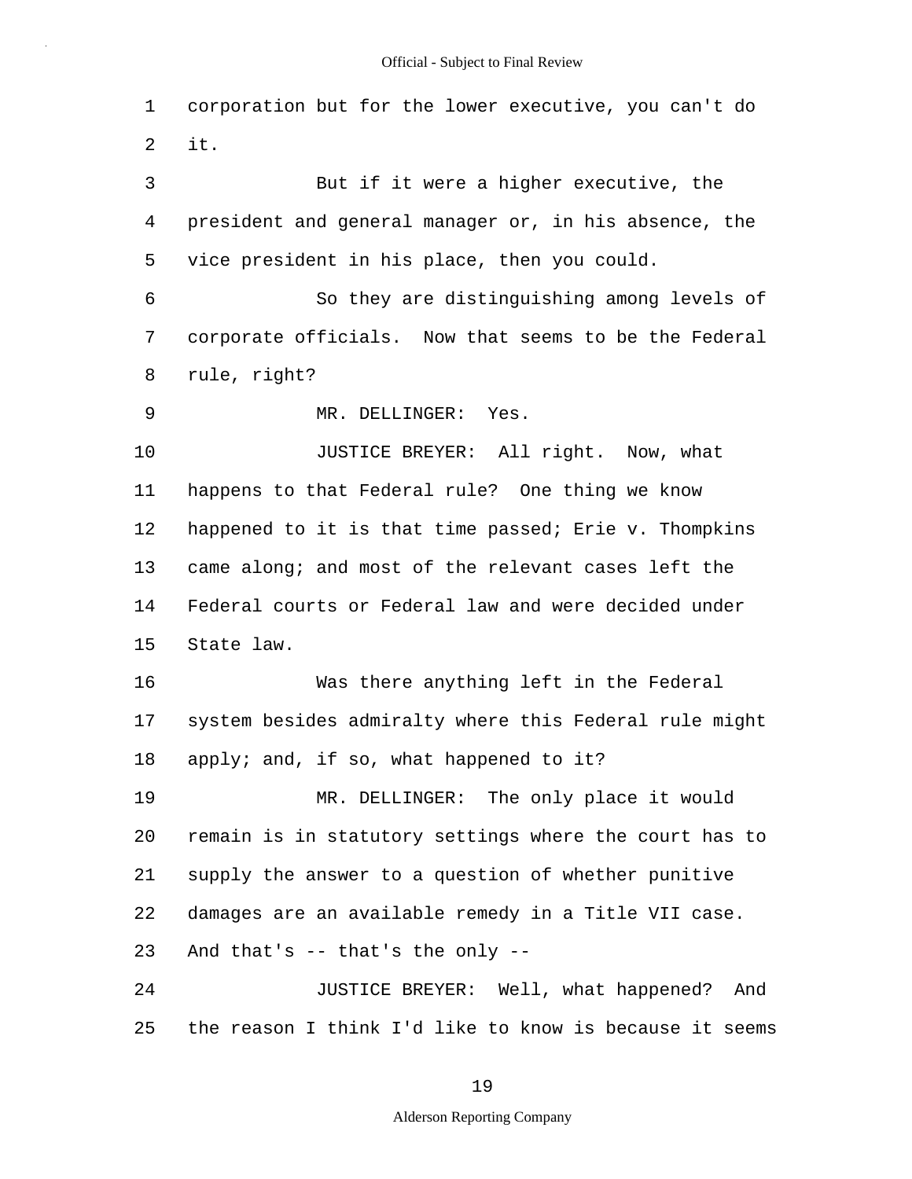corporation but for the lower executive, you can't do it.

But if it were a higher executive, the president and general manager or, in his absence, the vice president in his place, then you could.

So they are distinguishing among levels of corporate officials. Now that seems to be the Federal rule, right?

MR. DELLINGER: Yes.

JUSTICE BREYER: All right. Now, what happens to that Federal rule? One thing we know happened to it is that time passed; Erie v. Thompkins came along; and most of the relevant cases left the Federal courts or Federal law and were decided under State law.

Was there anything left in the Federal system besides admiralty where this Federal rule might apply; and, if so, what happened to it?

MR. DELLINGER: The only place it would remain is in statutory settings where the court has to supply the answer to a question of whether punitive damages are an available remedy in a Title VII case. And that's -- that's the only --

JUSTICE BREYER: Well, what happened? And the reason I think I'd like to know is because it seems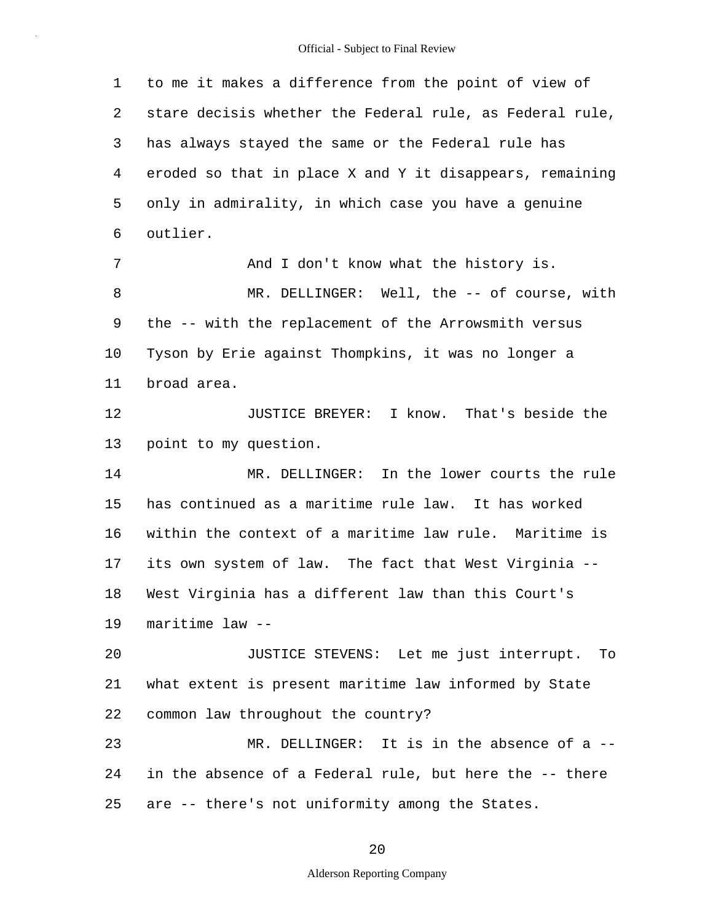to me it makes a difference from the point of view of stare decisis whether the Federal rule, as Federal rule, has always stayed the same or the Federal rule has eroded so that in place X and Y it disappears, remaining only in admirality, in which case you have a genuine outlier.

And I don't know what the history is.

MR. DELLINGER: Well, the -- of course, with the -- with the replacement of the Arrowsmith versus Tyson by Erie against Thompkins, it was no longer a broad area.

JUSTICE BREYER: I know. That's beside the point to my question.

MR. DELLINGER: In the lower courts the rule has continued as a maritime rule law. It has worked within the context of a maritime law rule. Maritime is its own system of law. The fact that West Virginia -- West Virginia has a different law than this Court's maritime law --

JUSTICE STEVENS: Let me just interrupt. To what extent is present maritime law informed by State common law throughout the country?

MR. DELLINGER: It is in the absence of a -- in the absence of a Federal rule, but here the -- there are -- there's not uniformity among the States.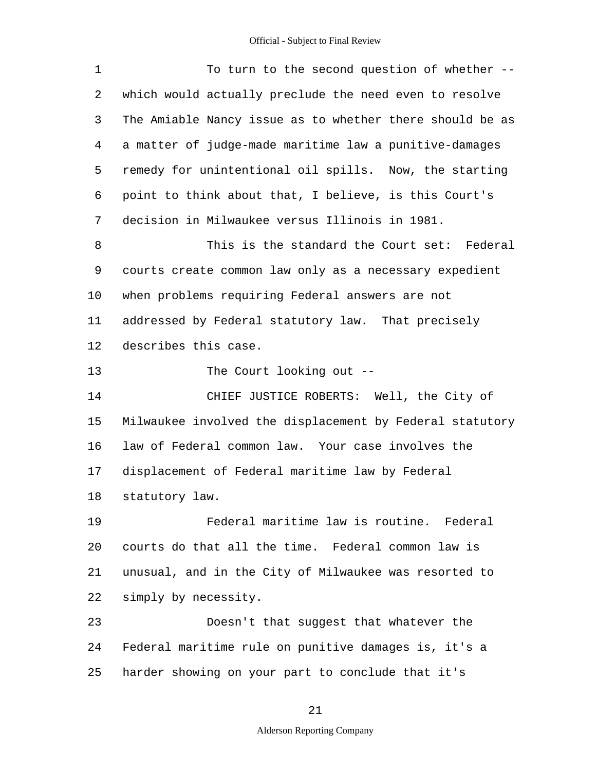To turn to the second question of whether -- which would actually preclude the need even to resolve The Amiable Nancy issue as to whether there should be as a matter of judge-made maritime law a punitive-damages remedy for unintentional oil spills. Now, the starting point to think about that, I believe, is this Court's decision in Milwaukee versus Illinois in 1981.

This is the standard the Court set: Federal courts create common law only as a necessary expedient when problems requiring Federal answers are not addressed by Federal statutory law. That precisely describes this case.

The Court looking out --

CHIEF JUSTICE ROBERTS: Well, the City of Milwaukee involved the displacement by Federal statutory law of Federal common law. Your case involves the displacement of Federal maritime law by Federal statutory law.

Federal maritime law is routine. Federal courts do that all the time. Federal common law is unusual, and in the City of Milwaukee was resorted to simply by necessity.

Doesn't that suggest that whatever the Federal maritime rule on punitive damages is, it's a harder showing on your part to conclude that it's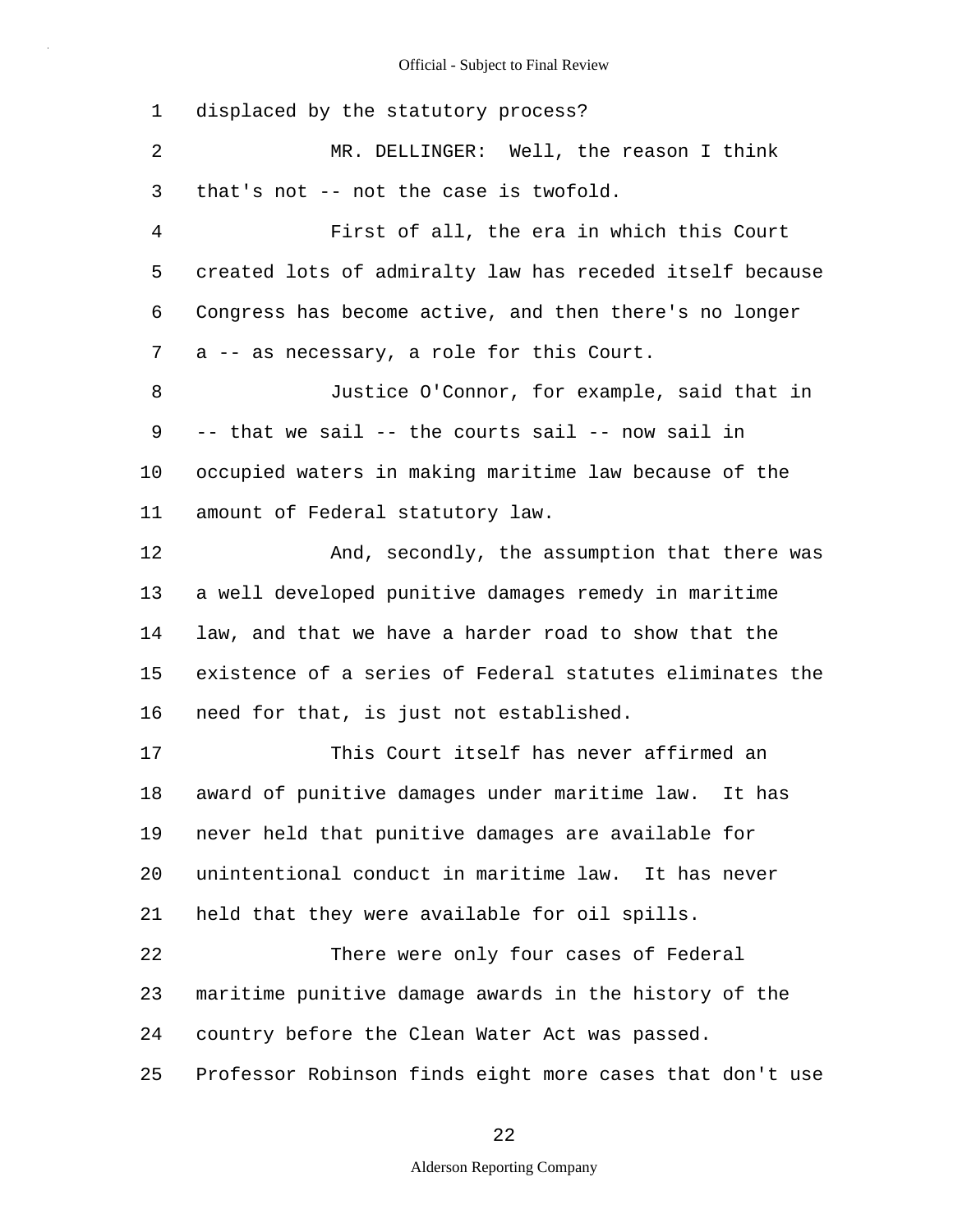displaced by the statutory process?

MR. DELLINGER: Well, the reason I think that's not -- not the case is twofold.

First of all, the era in which this Court created lots of admiralty law has receded itself because Congress has become active, and then there's no longer a -- as necessary, a role for this Court.

Justice O'Connor, for example, said that in -- that we sail -- the courts sail -- now sail in occupied waters in making maritime law because of the amount of Federal statutory law.

And, secondly, the assumption that there was a well developed punitive damages remedy in maritime law, and that we have a harder road to show that the existence of a series of Federal statutes eliminates the need for that, is just not established.

This Court itself has never affirmed an award of punitive damages under maritime law. It has never held that punitive damages are available for unintentional conduct in maritime law. It has never held that they were available for oil spills.

There were only four cases of Federal maritime punitive damage awards in the history of the country before the Clean Water Act was passed. Professor Robinson finds eight more cases that don't use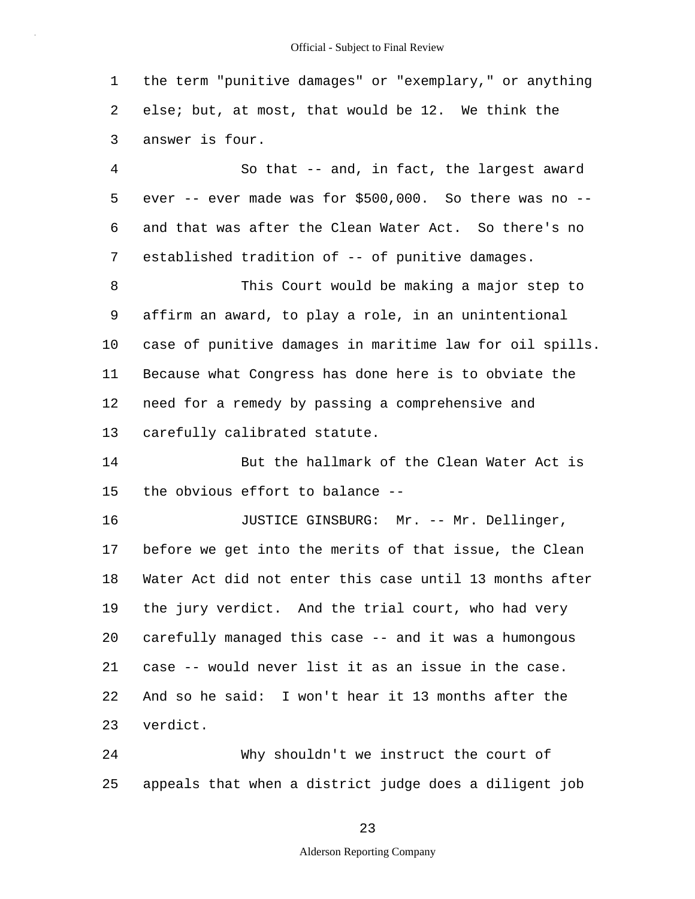the term "punitive damages" or "exemplary," or anything else; but, at most, that would be 12. We think the answer is four.

So that -- and, in fact, the largest award ever -- ever made was for $500,000. So there was no -- and that was after the Clean Water Act. So there's no established tradition of -- of punitive damages.

This Court would be making a major step to affirm an award, to play a role, in an unintentional case of punitive damages in maritime law for oil spills. Because what Congress has done here is to obviate the need for a remedy by passing a comprehensive and carefully calibrated statute.

But the hallmark of the Clean Water Act is the obvious effort to balance --

JUSTICE GINSBURG: Mr. -- Mr. Dellinger, before we get into the merits of that issue, the Clean Water Act did not enter this case until 13 months after the jury verdict. And the trial court, who had very carefully managed this case -- and it was a humongous case -- would never list it as an issue in the case. And so he said: I won't hear it 13 months after the verdict.

Why shouldn't we instruct the court of appeals that when a district judge does a diligent job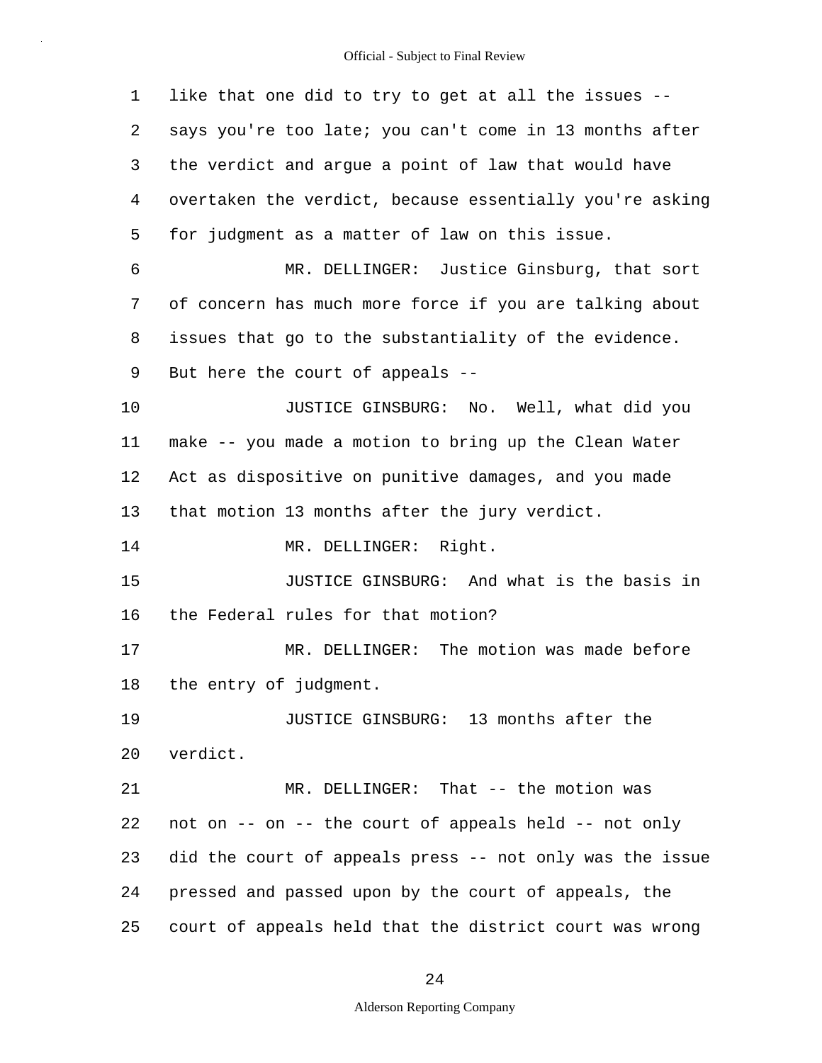like that one did to try to get at all the issues -- says you're too late; you can't come in 13 months after the verdict and argue a point of law that would have overtaken the verdict, because essentially you're asking for judgment as a matter of law on this issue.

MR. DELLINGER: Justice Ginsburg, that sort of concern has much more force if you are talking about issues that go to the substantiality of the evidence. But here the court of appeals --

JUSTICE GINSBURG: No. Well, what did you make -- you made a motion to bring up the Clean Water Act as dispositive on punitive damages, and you made that motion 13 months after the jury verdict.

MR. DELLINGER: Right.

JUSTICE GINSBURG: And what is the basis in the Federal rules for that motion?

MR. DELLINGER: The motion was made before the entry of judgment.

JUSTICE GINSBURG: 13 months after the verdict.

MR. DELLINGER: That -- the motion was not on -- on -- the court of appeals held -- not only did the court of appeals press -- not only was the issue pressed and passed upon by the court of appeals, the court of appeals held that the district court was wrong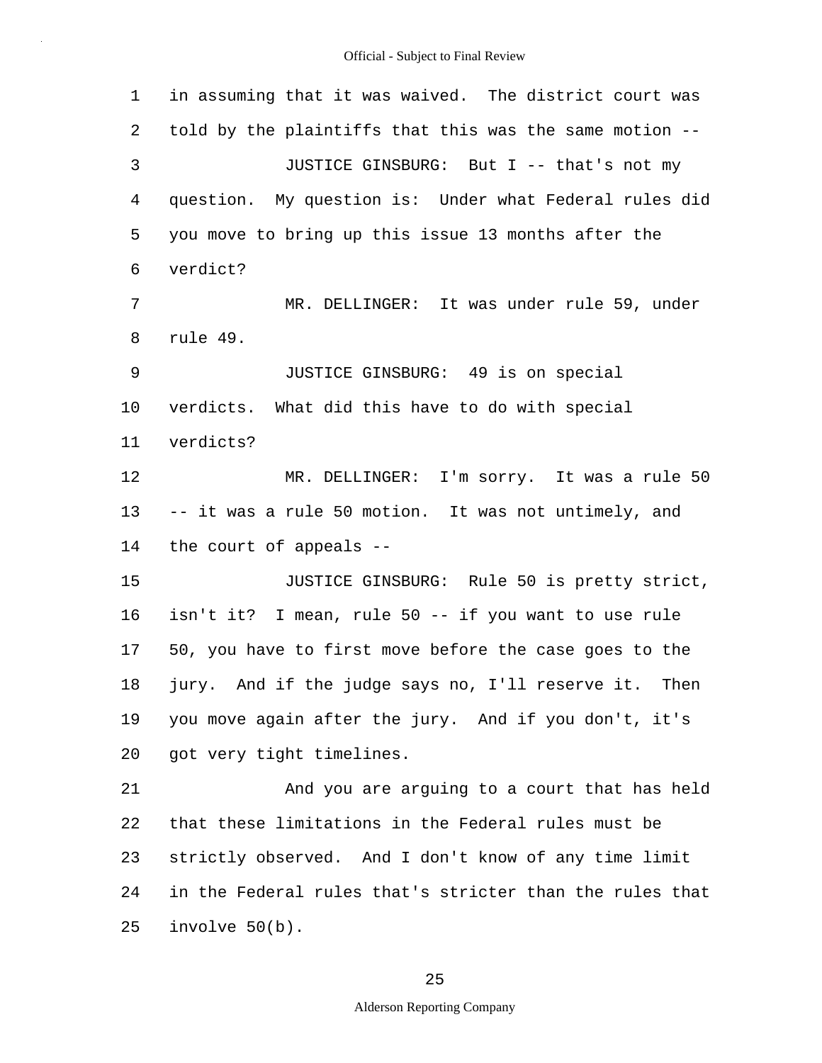in assuming that it was waived. The district court was told by the plaintiffs that this was the same motion --

JUSTICE GINSBURG: But I -- that's not my question. My question is: Under what Federal rules did you move to bring up this issue 13 months after the verdict?

MR. DELLINGER: It was under rule 59, under rule 49.

JUSTICE GINSBURG: 49 is on special verdicts. What did this have to do with special verdicts?

MR. DELLINGER: I'm sorry. It was a rule 50 -- it was a rule 50 motion. It was not untimely, and the court of appeals --

JUSTICE GINSBURG: Rule 50 is pretty strict, isn't it? I mean, rule 50 -- if you want to use rule 50, you have to first move before the case goes to the jury. And if the judge says no, I'll reserve it. Then you move again after the jury. And if you don't, it's got very tight timelines.

And you are arguing to a court that has held that these limitations in the Federal rules must be strictly observed. And I don't know of any time limit in the Federal rules that's stricter than the rules that involve 50(b).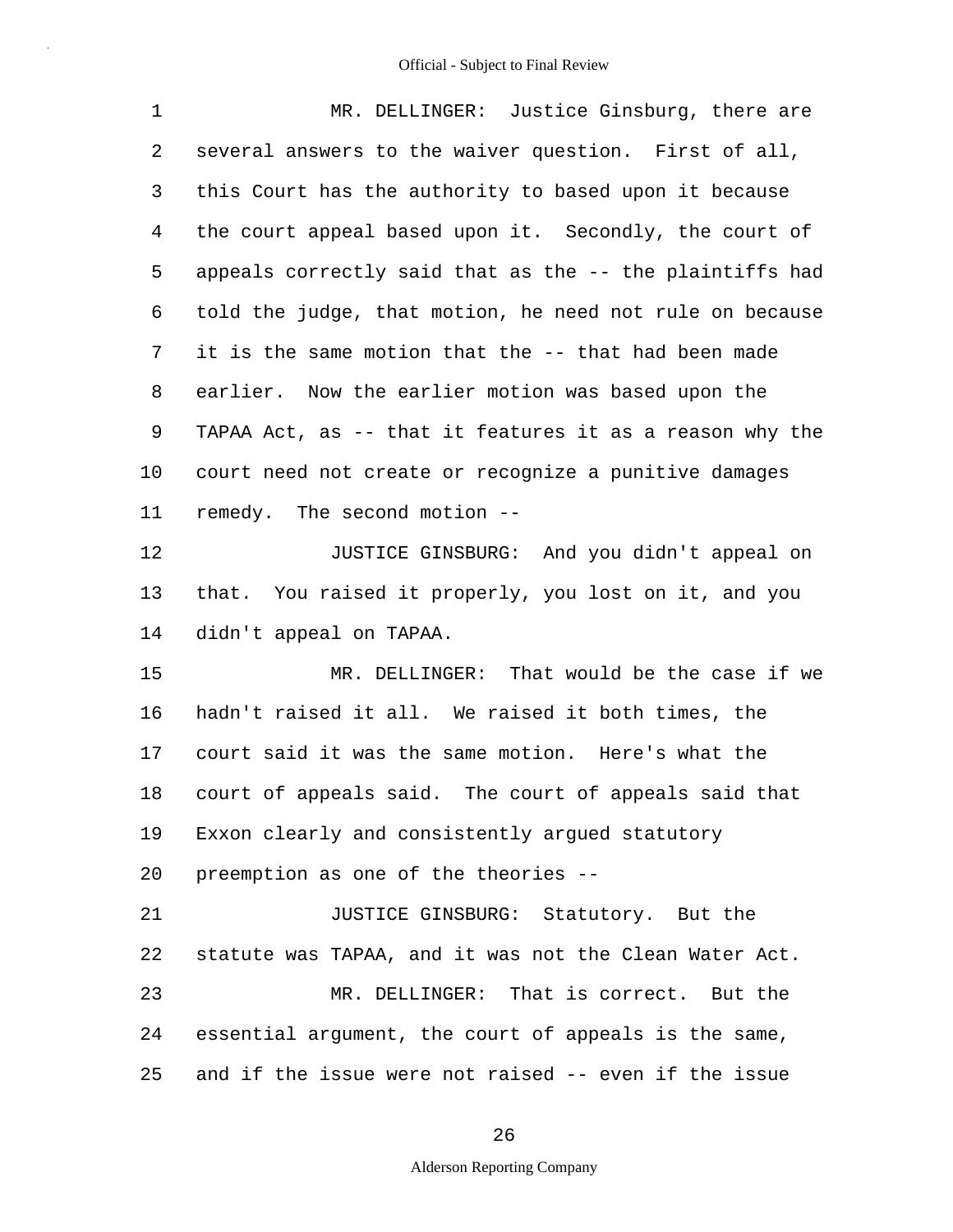MR. DELLINGER: Justice Ginsburg, there are several answers to the waiver question. First of all, this Court has the authority to based upon it because the court appeal based upon it. Secondly, the court of appeals correctly said that as the -- the plaintiffs had told the judge, that motion, he need not rule on because it is the same motion that the -- that had been made earlier. Now the earlier motion was based upon the TAPAA Act, as -- that it features it as a reason why the court need not create or recognize a punitive damages remedy. The second motion --

JUSTICE GINSBURG: And you didn't appeal on that. You raised it properly, you lost on it, and you didn't appeal on TAPAA.

MR. DELLINGER: That would be the case if we hadn't raised it all. We raised it both times, the court said it was the same motion. Here's what the court of appeals said. The court of appeals said that Exxon clearly and consistently argued statutory preemption as one of the theories --

JUSTICE GINSBURG: Statutory. But the statute was TAPAA, and it was not the Clean Water Act.

MR. DELLINGER: That is correct. But the essential argument, the court of appeals is the same, and if the issue were not raised -- even if the issue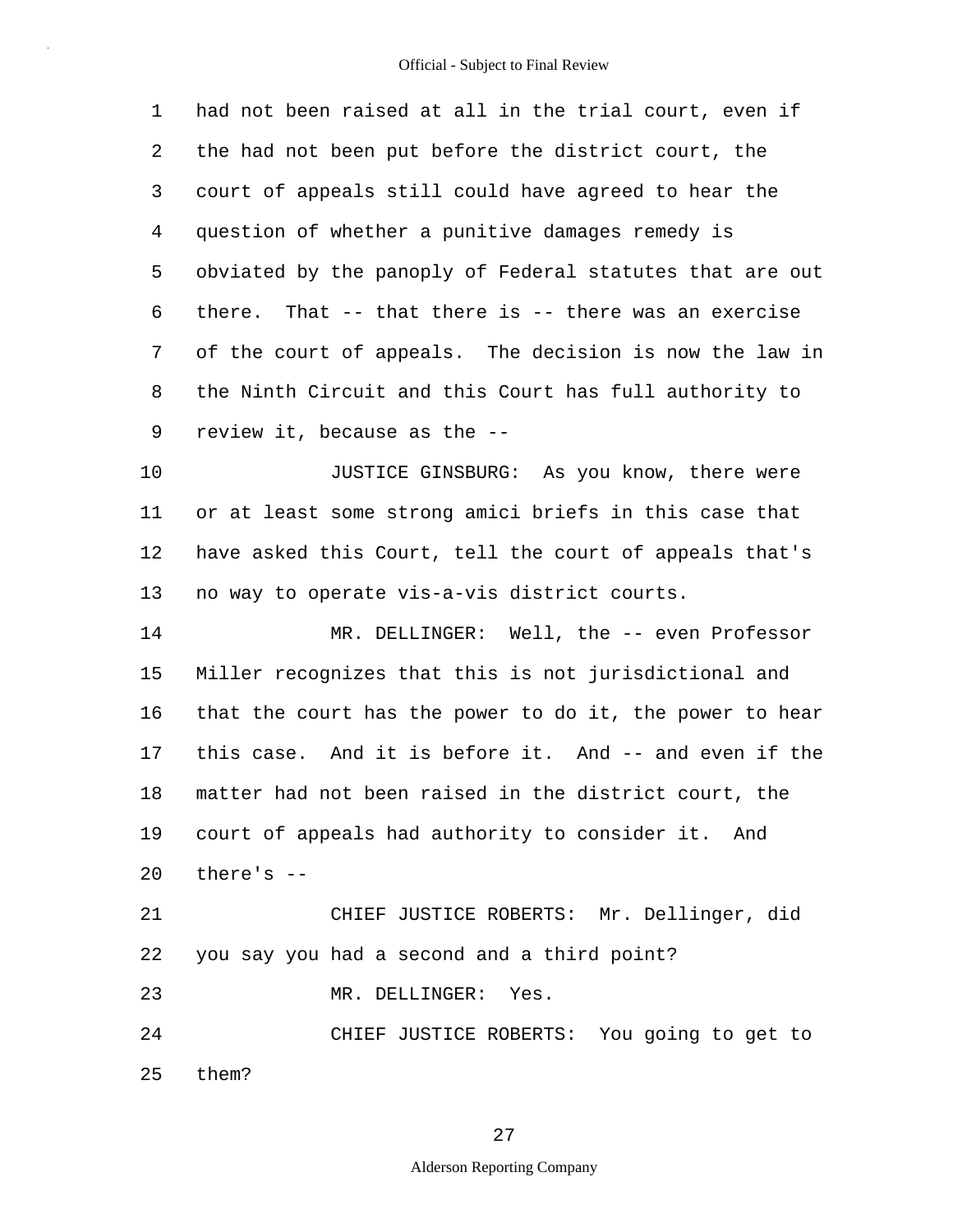had not been raised at all in the trial court, even if the had not been put before the district court, the court of appeals still could have agreed to hear the question of whether a punitive damages remedy is obviated by the panoply of Federal statutes that are out there. That -- that there is -- there was an exercise of the court of appeals. The decision is now the law in the Ninth Circuit and this Court has full authority to review it, because as the --

JUSTICE GINSBURG: As you know, there were or at least some strong amici briefs in this case that have asked this Court, tell the court of appeals that's no way to operate vis-a-vis district courts.

MR. DELLINGER: Well, the -- even Professor Miller recognizes that this is not jurisdictional and that the court has the power to do it, the power to hear this case. And it is before it. And -- and even if the matter had not been raised in the district court, the court of appeals had authority to consider it. And there's --

CHIEF JUSTICE ROBERTS: Mr. Dellinger, did you say you had a second and a third point?

MR. DELLINGER: Yes.

CHIEF JUSTICE ROBERTS: You going to get to them?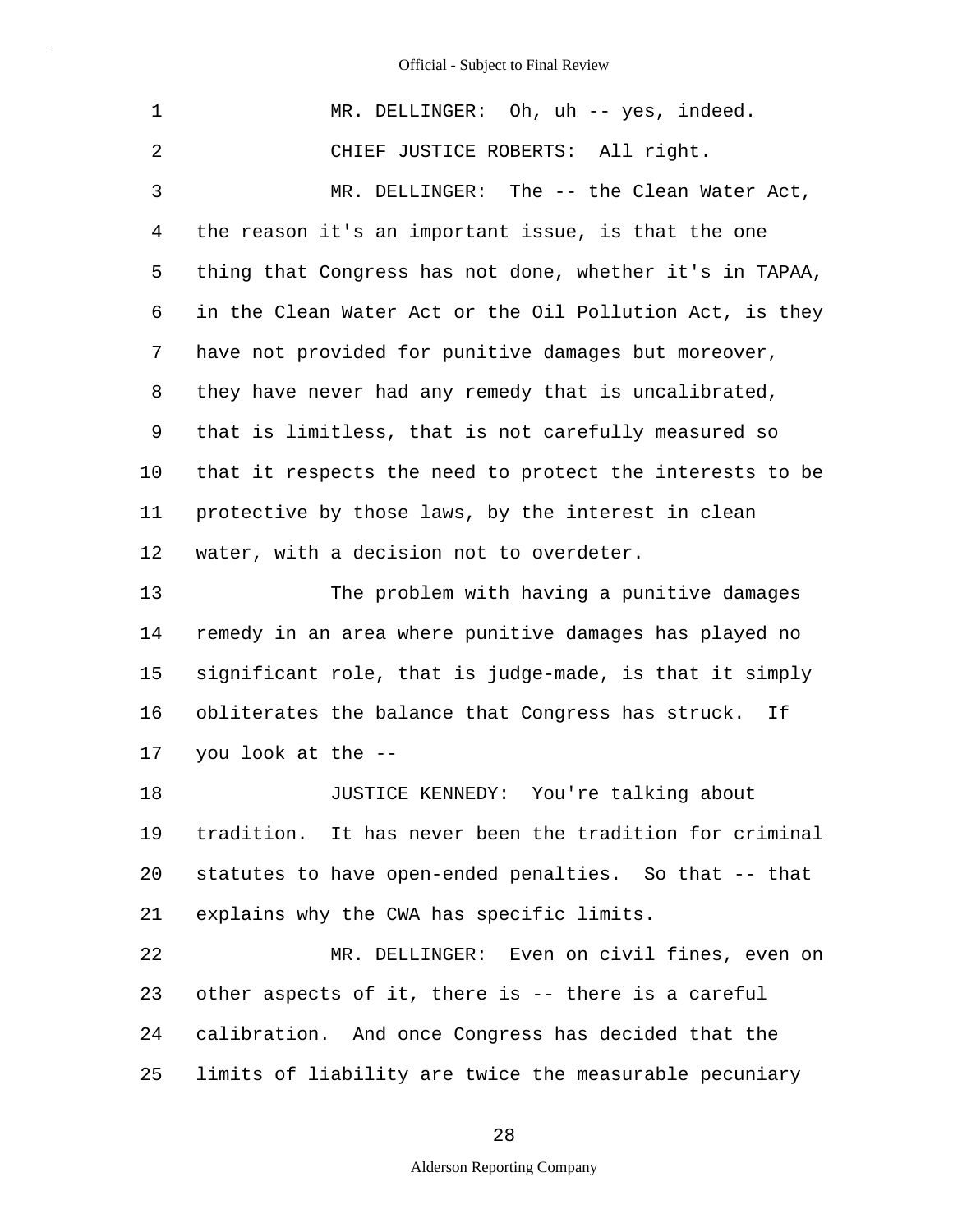MR. DELLINGER: Oh, uh -- yes, indeed.

CHIEF JUSTICE ROBERTS: All right.

MR. DELLINGER: The -- the Clean Water Act, the reason it's an important issue, is that the one thing that Congress has not done, whether it's in TAPAA, in the Clean Water Act or the Oil Pollution Act, is they have not provided for punitive damages but moreover, they have never had any remedy that is uncalibrated, that is limitless, that is not carefully measured so that it respects the need to protect the interests to be protective by those laws, by the interest in clean water, with a decision not to overdeter.

The problem with having a punitive damages remedy in an area where punitive damages has played no significant role, that is judge-made, is that it simply obliterates the balance that Congress has struck. If you look at the --

JUSTICE KENNEDY: You're talking about tradition. It has never been the tradition for criminal statutes to have open-ended penalties. So that -- that explains why the CWA has specific limits.

MR. DELLINGER: Even on civil fines, even on other aspects of it, there is -- there is a careful calibration. And once Congress has decided that the limits of liability are twice the measurable pecuniary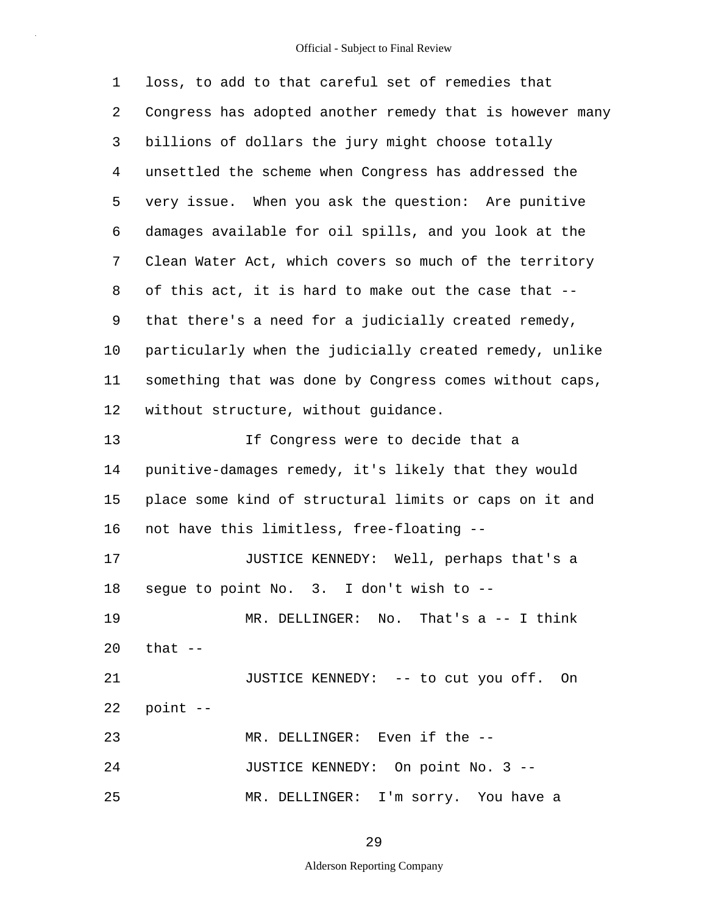loss, to add to that careful set of remedies that Congress has adopted another remedy that is however many billions of dollars the jury might choose totally unsettled the scheme when Congress has addressed the very issue. When you ask the question: Are punitive damages available for oil spills, and you look at the Clean Water Act, which covers so much of the territory of this act, it is hard to make out the case that -- that there's a need for a judicially created remedy, particularly when the judicially created remedy, unlike something that was done by Congress comes without caps, without structure, without guidance.

If Congress were to decide that a punitive-damages remedy, it's likely that they would place some kind of structural limits or caps on it and not have this limitless, free-floating --

JUSTICE KENNEDY: Well, perhaps that's a segue to point No. 3. I don't wish to --

MR. DELLINGER: No. That's a -- I think that --

JUSTICE KENNEDY: -- to cut you off. On point --

MR. DELLINGER: Even if the --

JUSTICE KENNEDY: On point No. 3 --

MR. DELLINGER: I'm sorry. You have a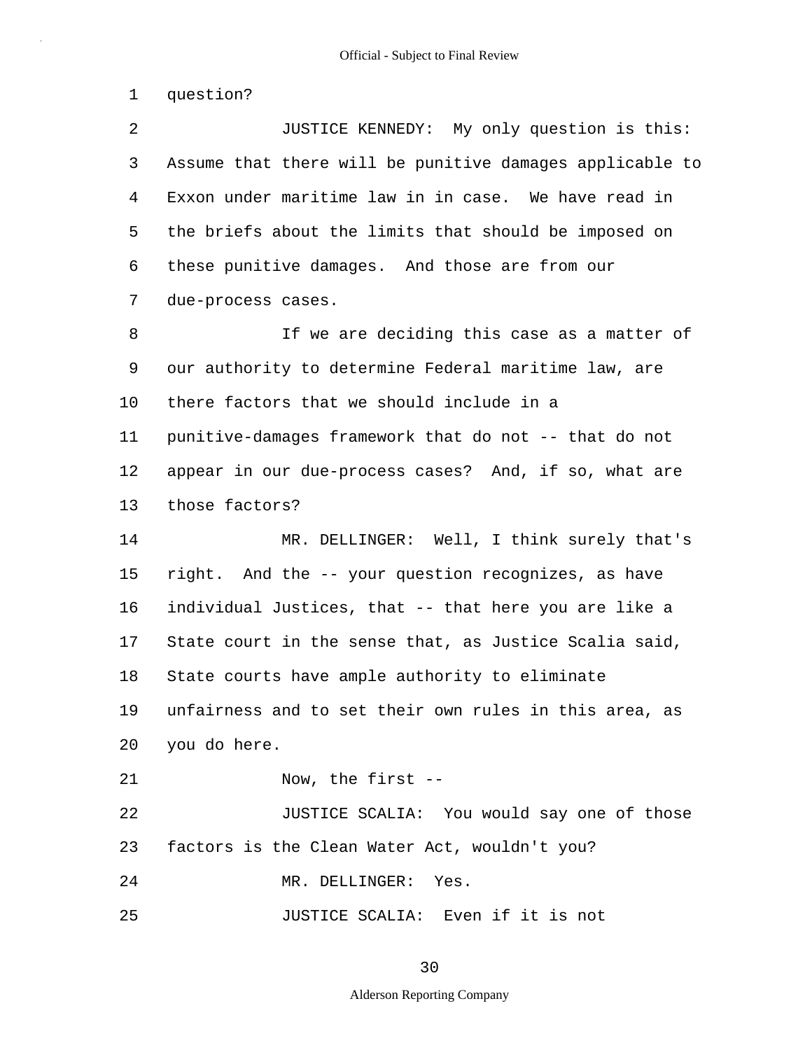1 question?

2 JUSTICE KENNEDY: My only question is this:
3 Assume that there will be punitive damages applicable to
4 Exxon under maritime law in in case. We have read in
5 the briefs about the limits that should be imposed on
6 these punitive damages. And those are from our
7 due-process cases.

8 If we are deciding this case as a matter of
9 our authority to determine Federal maritime law, are
10 there factors that we should include in a
11 punitive-damages framework that do not -- that do not
12 appear in our due-process cases? And, if so, what are
13 those factors?

14 MR. DELLINGER: Well, I think surely that's
15 right. And the -- your question recognizes, as have
16 individual Justices, that -- that here you are like a
17 State court in the sense that, as Justice Scalia said,
18 State courts have ample authority to eliminate
19 unfairness and to set their own rules in this area, as
20 you do here.

21 Now, the first --

22 JUSTICE SCALIA: You would say one of those
23 factors is the Clean Water Act, wouldn't you?

24 MR. DELLINGER: Yes.

25 JUSTICE SCALIA: Even if it is not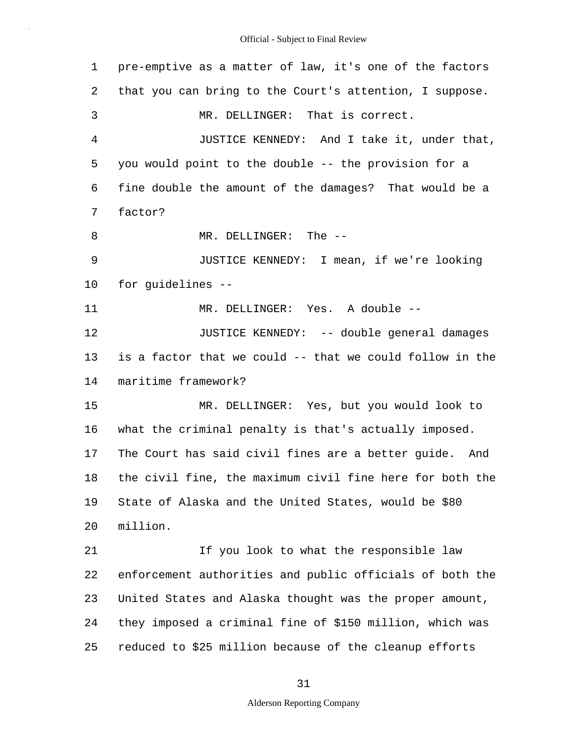pre-emptive as a matter of law, it's one of the factors that you can bring to the Court's attention, I suppose.

MR. DELLINGER: That is correct.

JUSTICE KENNEDY: And I take it, under that, you would point to the double -- the provision for a fine double the amount of the damages? That would be a factor?

MR. DELLINGER: The --

JUSTICE KENNEDY: I mean, if we're looking for guidelines --

MR. DELLINGER: Yes. A double --

JUSTICE KENNEDY: -- double general damages is a factor that we could -- that we could follow in the maritime framework?

MR. DELLINGER: Yes, but you would look to what the criminal penalty is that's actually imposed. The Court has said civil fines are a better guide. And the civil fine, the maximum civil fine here for both the State of Alaska and the United States, would be $80 million.

If you look to what the responsible law enforcement authorities and public officials of both the United States and Alaska thought was the proper amount, they imposed a criminal fine of $150 million, which was reduced to $25 million because of the cleanup efforts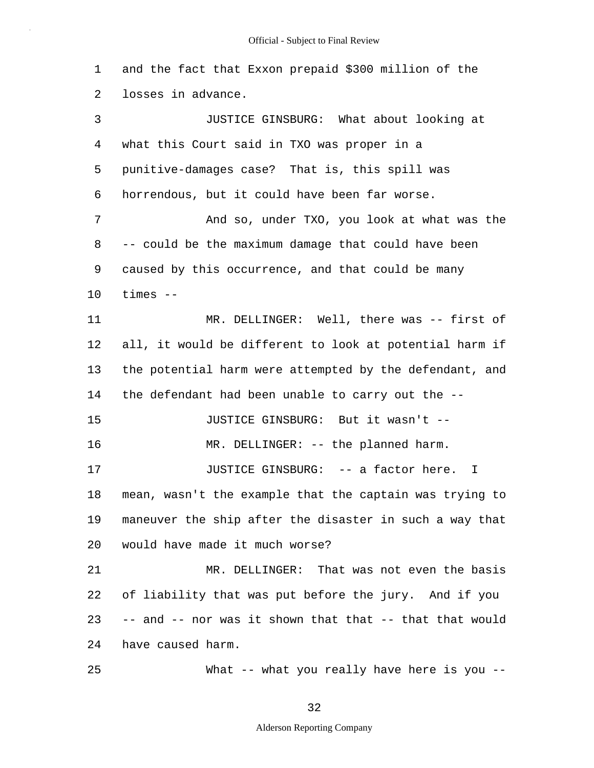1 and the fact that Exxon prepaid $300 million of the
2 losses in advance.

3 JUSTICE GINSBURG: What about looking at
4 what this Court said in TXO was proper in a
5 punitive-damages case? That is, this spill was
6 horrendous, but it could have been far worse.

7 And so, under TXO, you look at what was the
8 -- could be the maximum damage that could have been
9 caused by this occurrence, and that could be many
10 times --

11 MR. DELLINGER: Well, there was -- first of
12 all, it would be different to look at potential harm if
13 the potential harm were attempted by the defendant, and
14 the defendant had been unable to carry out the --

15 JUSTICE GINSBURG: But it wasn't --

16 MR. DELLINGER: -- the planned harm.

17 JUSTICE GINSBURG: -- a factor here. I
18 mean, wasn't the example that the captain was trying to
19 maneuver the ship after the disaster in such a way that
20 would have made it much worse?

21 MR. DELLINGER: That was not even the basis
22 of liability that was put before the jury. And if you
23 -- and -- nor was it shown that that -- that that would
24 have caused harm.

25 What -- what you really have here is you --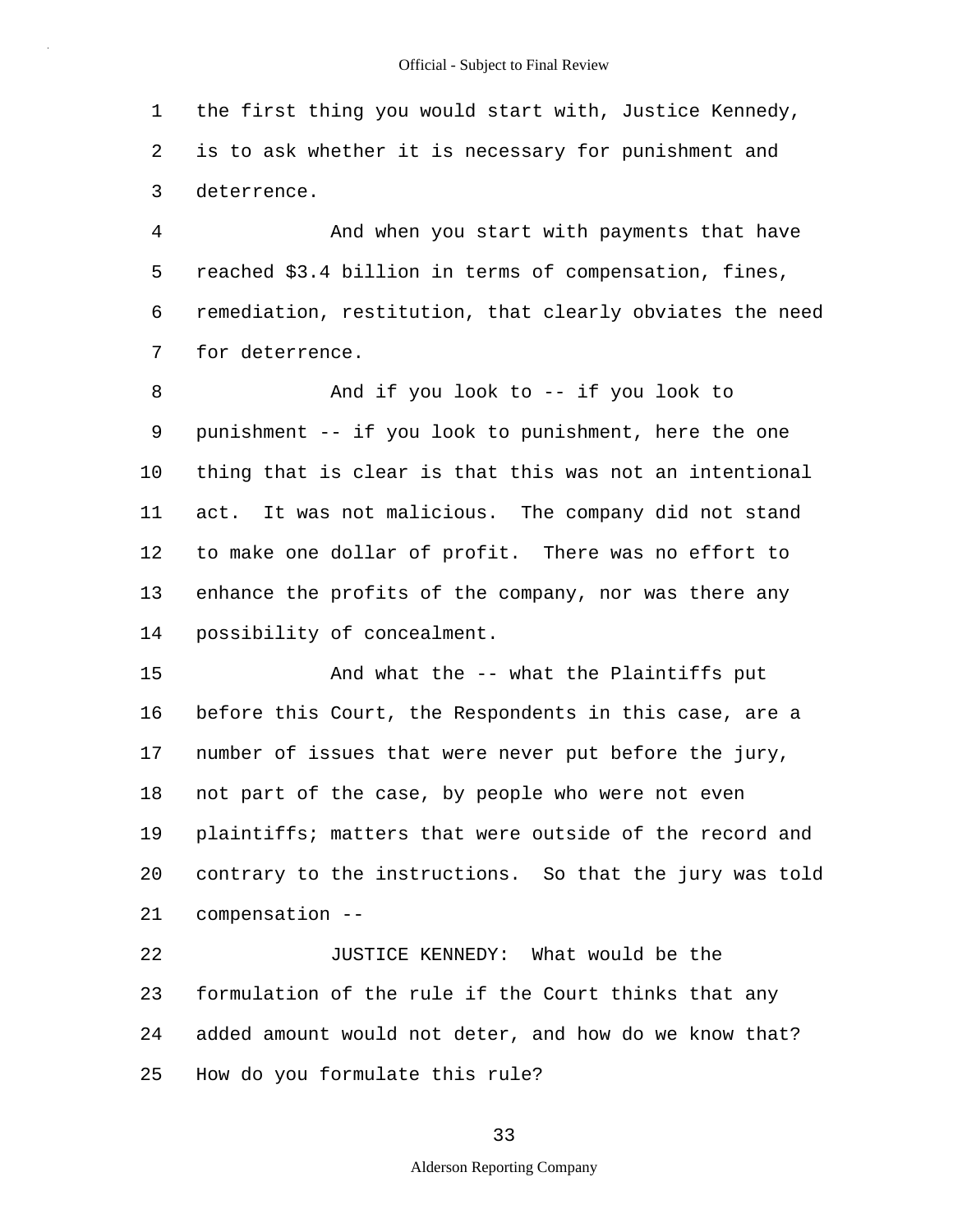the first thing you would start with, Justice Kennedy, is to ask whether it is necessary for punishment and deterrence.

And when you start with payments that have reached $3.4 billion in terms of compensation, fines, remediation, restitution, that clearly obviates the need for deterrence.

And if you look to -- if you look to punishment -- if you look to punishment, here the one thing that is clear is that this was not an intentional act. It was not malicious. The company did not stand to make one dollar of profit. There was no effort to enhance the profits of the company, nor was there any possibility of concealment.

And what the -- what the Plaintiffs put before this Court, the Respondents in this case, are a number of issues that were never put before the jury, not part of the case, by people who were not even plaintiffs; matters that were outside of the record and contrary to the instructions. So that the jury was told compensation --

JUSTICE KENNEDY: What would be the formulation of the rule if the Court thinks that any added amount would not deter, and how do we know that? How do you formulate this rule?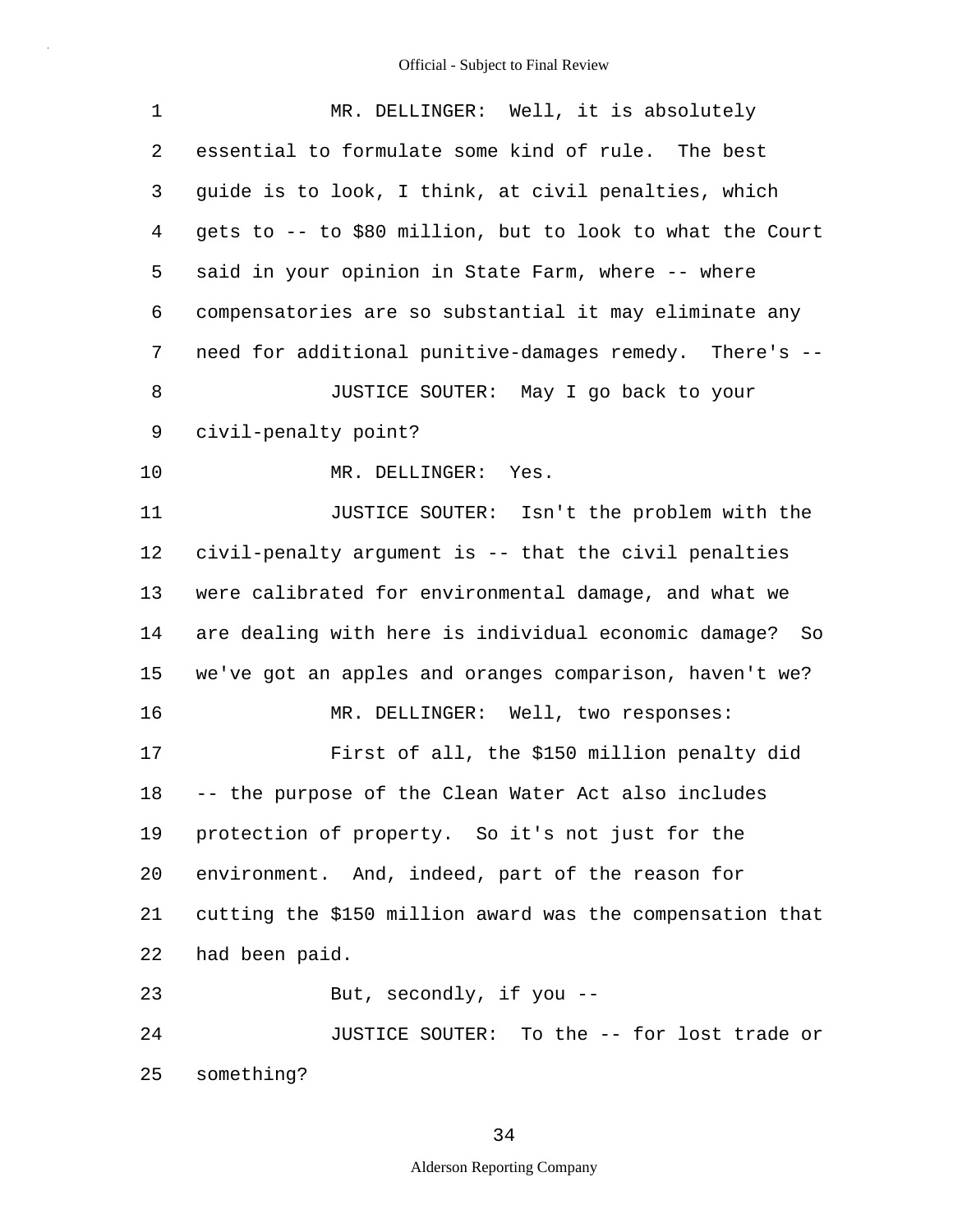MR. DELLINGER: Well, it is absolutely essential to formulate some kind of rule. The best guide is to look, I think, at civil penalties, which gets to -- to $80 million, but to look to what the Court said in your opinion in State Farm, where -- where compensatories are so substantial it may eliminate any need for additional punitive-damages remedy. There's --

JUSTICE SOUTER: May I go back to your civil-penalty point?

MR. DELLINGER: Yes.

JUSTICE SOUTER: Isn't the problem with the civil-penalty argument is -- that the civil penalties were calibrated for environmental damage, and what we are dealing with here is individual economic damage? So we've got an apples and oranges comparison, haven't we?

MR. DELLINGER: Well, two responses:

First of all, the $150 million penalty did -- the purpose of the Clean Water Act also includes protection of property. So it's not just for the environment. And, indeed, part of the reason for cutting the $150 million award was the compensation that had been paid.

But, secondly, if you --

JUSTICE SOUTER: To the -- for lost trade or something?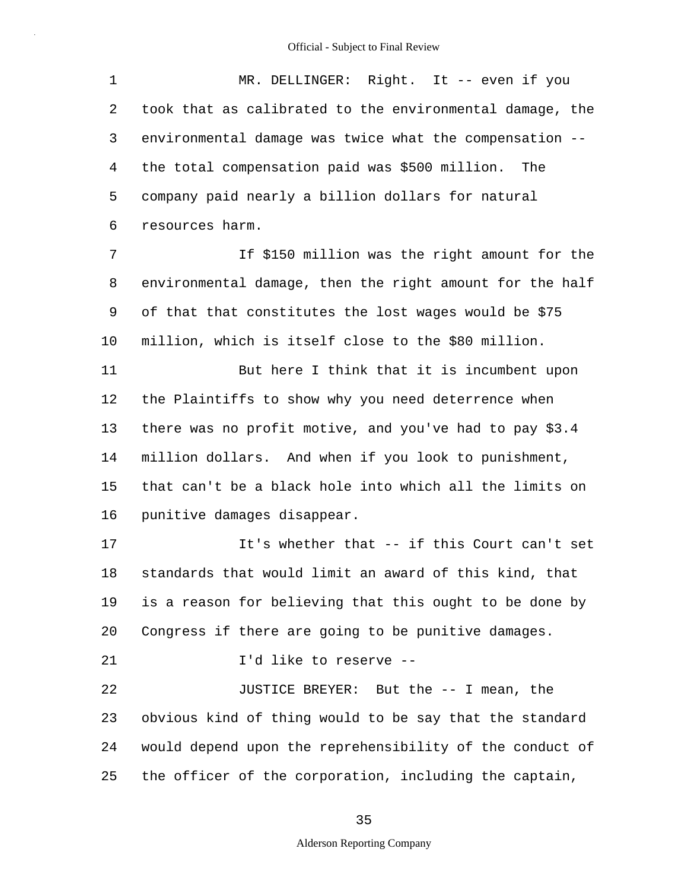MR. DELLINGER: Right. It -- even if you took that as calibrated to the environmental damage, the environmental damage was twice what the compensation -- the total compensation paid was $500 million. The company paid nearly a billion dollars for natural resources harm.

If $150 million was the right amount for the environmental damage, then the right amount for the half of that that constitutes the lost wages would be $75 million, which is itself close to the $80 million.

But here I think that it is incumbent upon the Plaintiffs to show why you need deterrence when there was no profit motive, and you've had to pay $3.4 million dollars. And when if you look to punishment, that can't be a black hole into which all the limits on punitive damages disappear.

It's whether that -- if this Court can't set standards that would limit an award of this kind, that is a reason for believing that this ought to be done by Congress if there are going to be punitive damages.

I'd like to reserve --

JUSTICE BREYER: But the -- I mean, the obvious kind of thing would to be say that the standard would depend upon the reprehensibility of the conduct of the officer of the corporation, including the captain,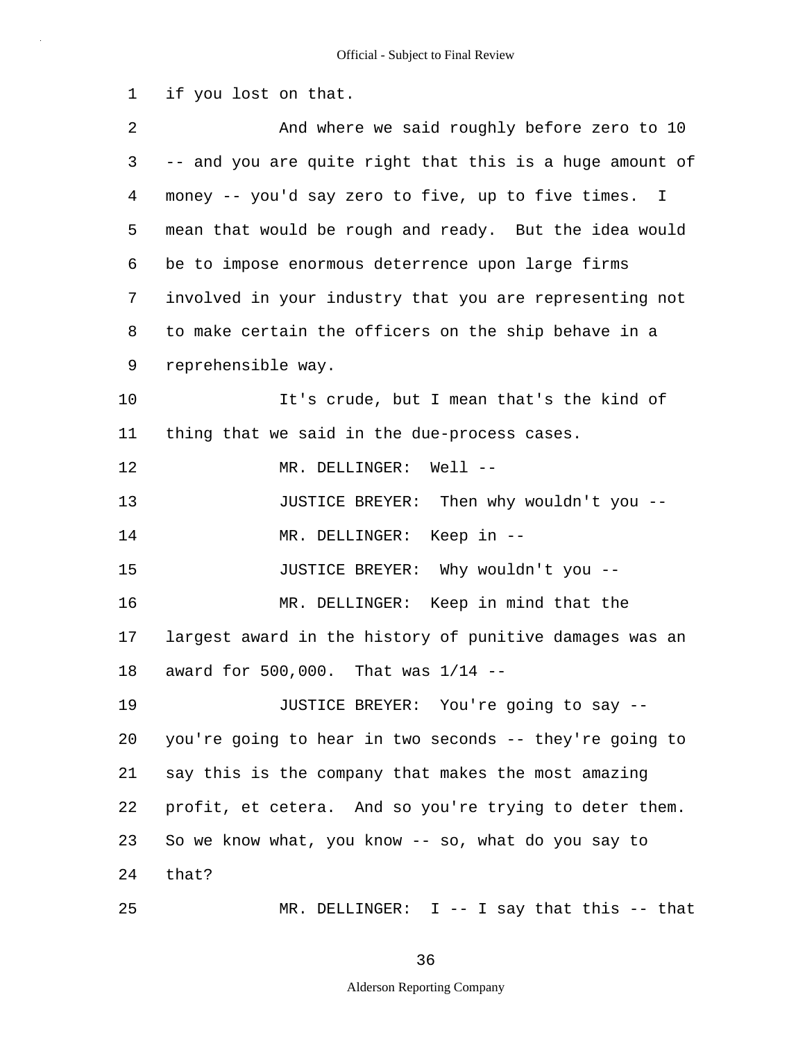1 if you lost on that.

2 And where we said roughly before zero to 10

3 -- and you are quite right that this is a huge amount of

4 money -- you'd say zero to five, up to five times. I

5 mean that would be rough and ready. But the idea would

6 be to impose enormous deterrence upon large firms

7 involved in your industry that you are representing not

8 to make certain the officers on the ship behave in a

9 reprehensible way.

10 It's crude, but I mean that's the kind of

11 thing that we said in the due-process cases.

12 MR. DELLINGER: Well --

13 JUSTICE BREYER: Then why wouldn't you --

14 MR. DELLINGER: Keep in --

15 JUSTICE BREYER: Why wouldn't you --

16 MR. DELLINGER: Keep in mind that the

17 largest award in the history of punitive damages was an

18 award for 500,000. That was 1/14 --

19 JUSTICE BREYER: You're going to say --

20 you're going to hear in two seconds -- they're going to

21 say this is the company that makes the most amazing

22 profit, et cetera. And so you're trying to deter them.

23 So we know what, you know -- so, what do you say to

24 that?

25 MR. DELLINGER: I -- I say that this -- that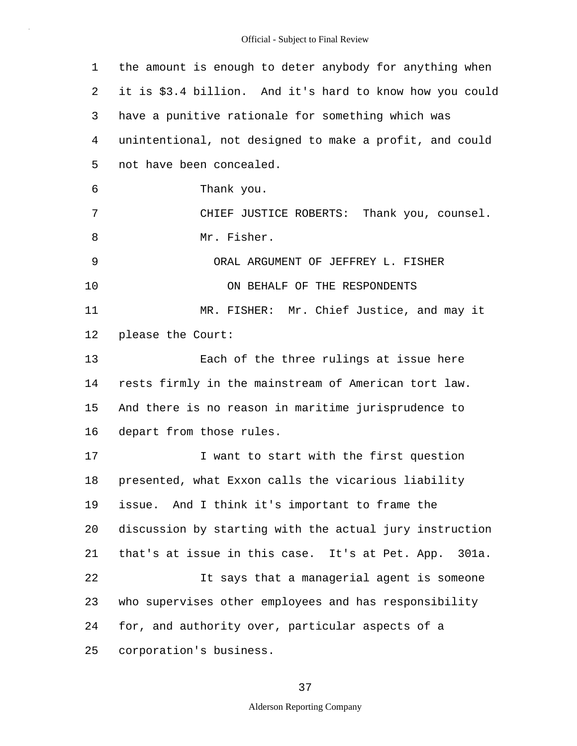1 the amount is enough to deter anybody for anything when
2 it is $3.4 billion. And it's hard to know how you could
3 have a punitive rationale for something which was
4 unintentional, not designed to make a profit, and could
5 not have been concealed.

6 Thank you.

7 CHIEF JUSTICE ROBERTS: Thank you, counsel.

8 Mr. Fisher.

9 ORAL ARGUMENT OF JEFFREY L. FISHER

10 ON BEHALF OF THE RESPONDENTS

11 MR. FISHER: Mr. Chief Justice, and may it
12 please the Court:

13 Each of the three rulings at issue here
14 rests firmly in the mainstream of American tort law.
15 And there is no reason in maritime jurisprudence to
16 depart from those rules.

17 I want to start with the first question
18 presented, what Exxon calls the vicarious liability
19 issue. And I think it's important to frame the
20 discussion by starting with the actual jury instruction
21 that's at issue in this case. It's at Pet. App. 301a.

22 It says that a managerial agent is someone
23 who supervises other employees and has responsibility
24 for, and authority over, particular aspects of a
25 corporation's business.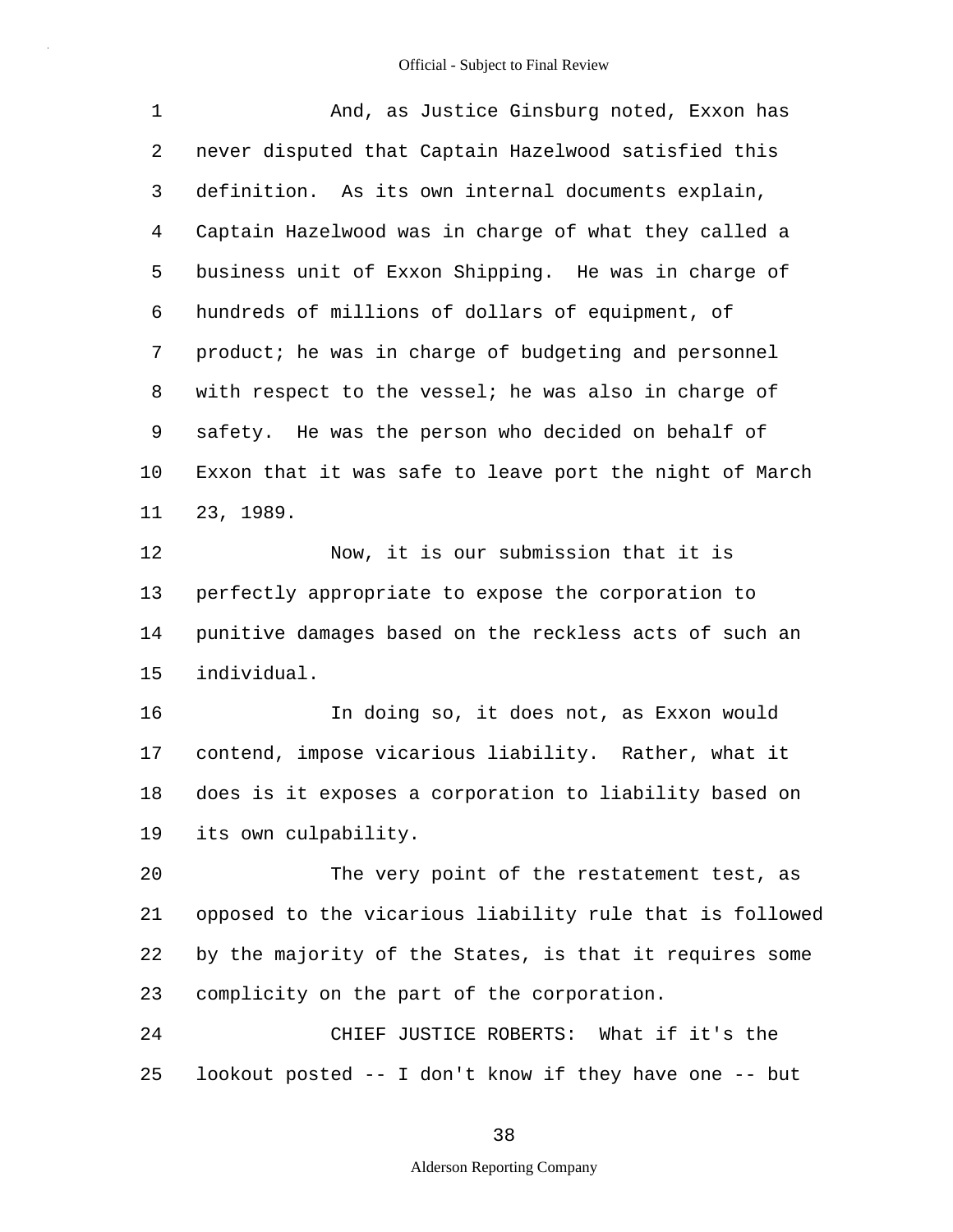And, as Justice Ginsburg noted, Exxon has never disputed that Captain Hazelwood satisfied this definition. As its own internal documents explain, Captain Hazelwood was in charge of what they called a business unit of Exxon Shipping. He was in charge of hundreds of millions of dollars of equipment, of product; he was in charge of budgeting and personnel with respect to the vessel; he was also in charge of safety. He was the person who decided on behalf of Exxon that it was safe to leave port the night of March 23, 1989.

Now, it is our submission that it is perfectly appropriate to expose the corporation to punitive damages based on the reckless acts of such an individual.

In doing so, it does not, as Exxon would contend, impose vicarious liability. Rather, what it does is it exposes a corporation to liability based on its own culpability.

The very point of the restatement test, as opposed to the vicarious liability rule that is followed by the majority of the States, is that it requires some complicity on the part of the corporation.

CHIEF JUSTICE ROBERTS: What if it's the lookout posted -- I don't know if they have one -- but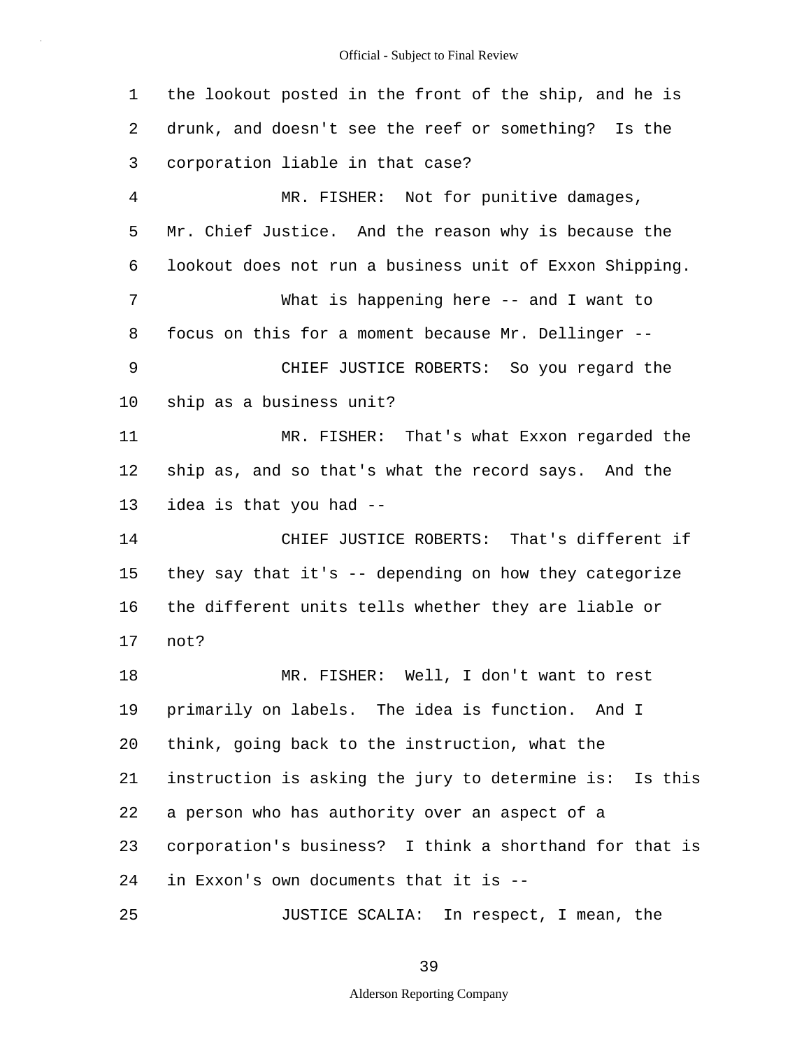1 the lookout posted in the front of the ship, and he is
2 drunk, and doesn't see the reef or something? Is the
3 corporation liable in that case?
4 MR. FISHER: Not for punitive damages,
5 Mr. Chief Justice. And the reason why is because the
6 lookout does not run a business unit of Exxon Shipping.
7 What is happening here -- and I want to
8 focus on this for a moment because Mr. Dellinger --
9 CHIEF JUSTICE ROBERTS: So you regard the
10 ship as a business unit?
11 MR. FISHER: That's what Exxon regarded the
12 ship as, and so that's what the record says. And the
13 idea is that you had --
14 CHIEF JUSTICE ROBERTS: That's different if
15 they say that it's -- depending on how they categorize
16 the different units tells whether they are liable or
17 not?
18 MR. FISHER: Well, I don't want to rest
19 primarily on labels. The idea is function. And I
20 think, going back to the instruction, what the
21 instruction is asking the jury to determine is: Is this
22 a person who has authority over an aspect of a
23 corporation's business? I think a shorthand for that is
24 in Exxon's own documents that it is --
25 JUSTICE SCALIA: In respect, I mean, the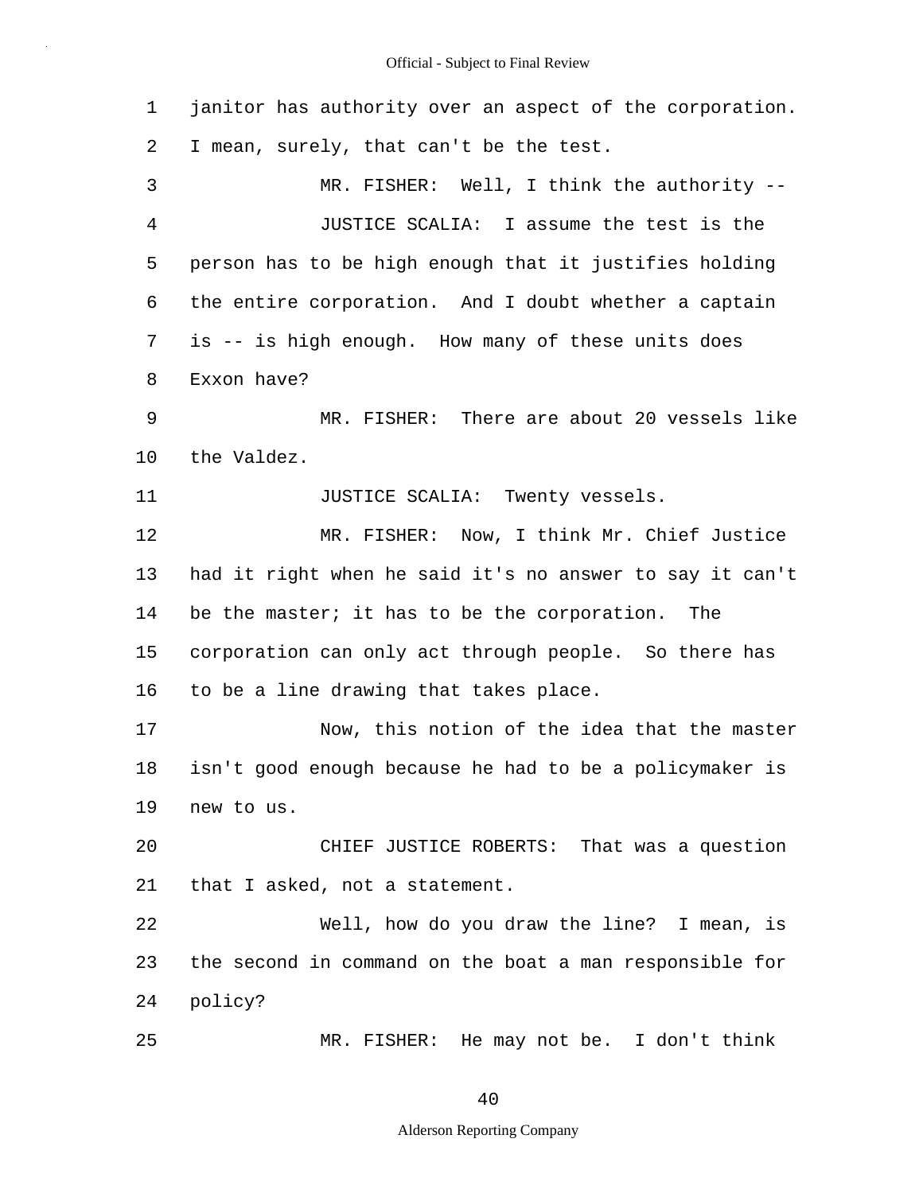janitor has authority over an aspect of the corporation. I mean, surely, that can't be the test.

MR. FISHER: Well, I think the authority --

JUSTICE SCALIA: I assume the test is the person has to be high enough that it justifies holding the entire corporation. And I doubt whether a captain is -- is high enough. How many of these units does Exxon have?

MR. FISHER: There are about 20 vessels like the Valdez.

JUSTICE SCALIA: Twenty vessels.

MR. FISHER: Now, I think Mr. Chief Justice had it right when he said it's no answer to say it can't be the master; it has to be the corporation. The corporation can only act through people. So there has to be a line drawing that takes place.

Now, this notion of the idea that the master isn't good enough because he had to be a policymaker is new to us.

CHIEF JUSTICE ROBERTS: That was a question that I asked, not a statement.

Well, how do you draw the line? I mean, is the second in command on the boat a man responsible for policy?

MR. FISHER: He may not be. I don't think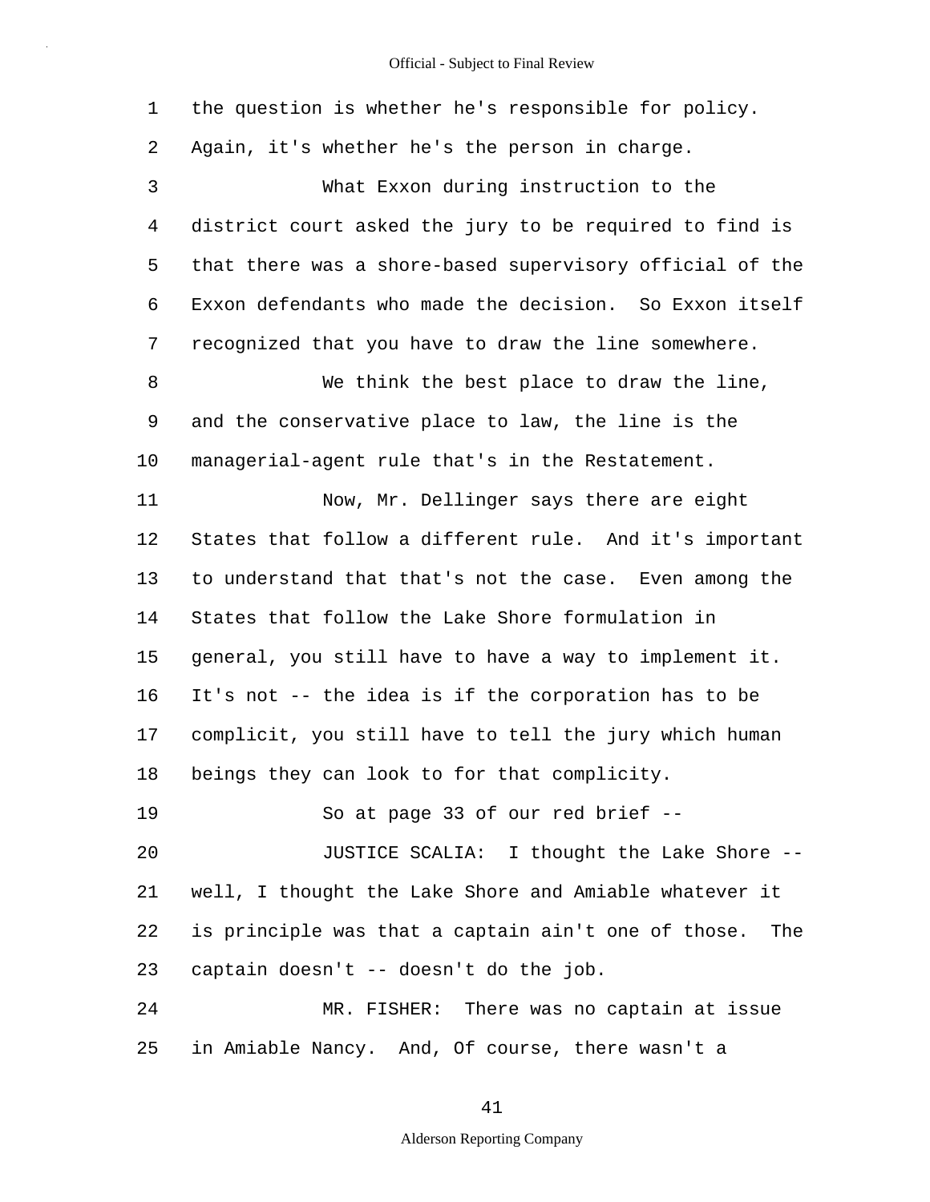1 the question is whether he's responsible for policy.
2 Again, it's whether he's the person in charge.
3 What Exxon during instruction to the
4 district court asked the jury to be required to find is
5 that there was a shore-based supervisory official of the
6 Exxon defendants who made the decision. So Exxon itself
7 recognized that you have to draw the line somewhere.
8 We think the best place to draw the line,
9 and the conservative place to law, the line is the
10 managerial-agent rule that's in the Restatement.
11 Now, Mr. Dellinger says there are eight
12 States that follow a different rule. And it's important
13 to understand that that's not the case. Even among the
14 States that follow the Lake Shore formulation in
15 general, you still have to have a way to implement it.
16 It's not -- the idea is if the corporation has to be
17 complicit, you still have to tell the jury which human
18 beings they can look to for that complicity.
19 So at page 33 of our red brief --
20 JUSTICE SCALIA: I thought the Lake Shore --
21 well, I thought the Lake Shore and Amiable whatever it
22 is principle was that a captain ain't one of those. The
23 captain doesn't -- doesn't do the job.
24 MR. FISHER: There was no captain at issue
25 in Amiable Nancy. And, Of course, there wasn't a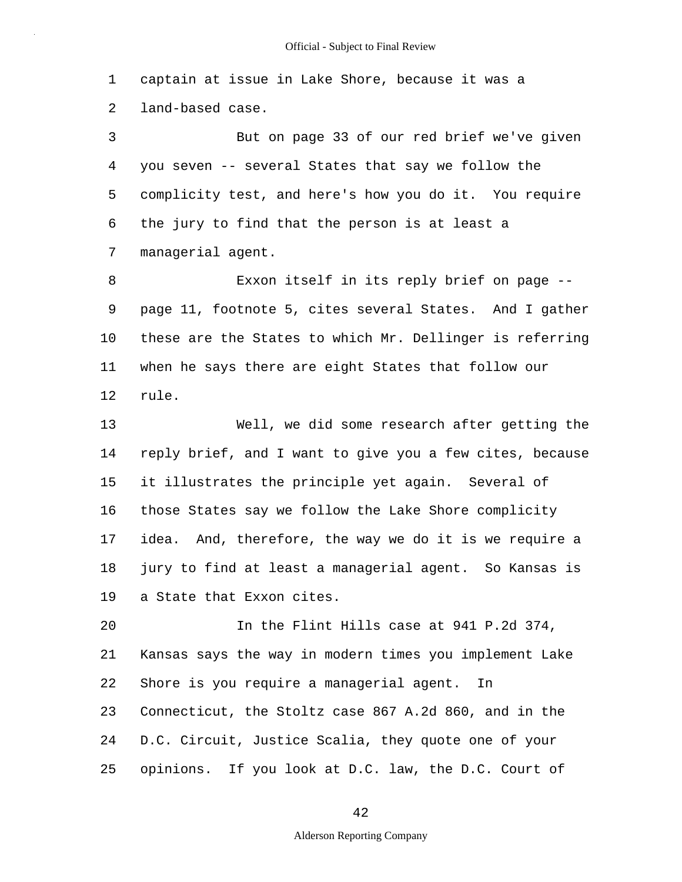captain at issue in Lake Shore, because it was a land-based case.

But on page 33 of our red brief we've given you seven -- several States that say we follow the complicity test, and here's how you do it. You require the jury to find that the person is at least a managerial agent.

Exxon itself in its reply brief on page -- page 11, footnote 5, cites several States. And I gather these are the States to which Mr. Dellinger is referring when he says there are eight States that follow our rule.

Well, we did some research after getting the reply brief, and I want to give you a few cites, because it illustrates the principle yet again. Several of those States say we follow the Lake Shore complicity idea. And, therefore, the way we do it is we require a jury to find at least a managerial agent. So Kansas is a State that Exxon cites.

In the Flint Hills case at 941 P.2d 374, Kansas says the way in modern times you implement Lake Shore is you require a managerial agent. In Connecticut, the Stoltz case 867 A.2d 860, and in the D.C. Circuit, Justice Scalia, they quote one of your opinions. If you look at D.C. law, the D.C. Court of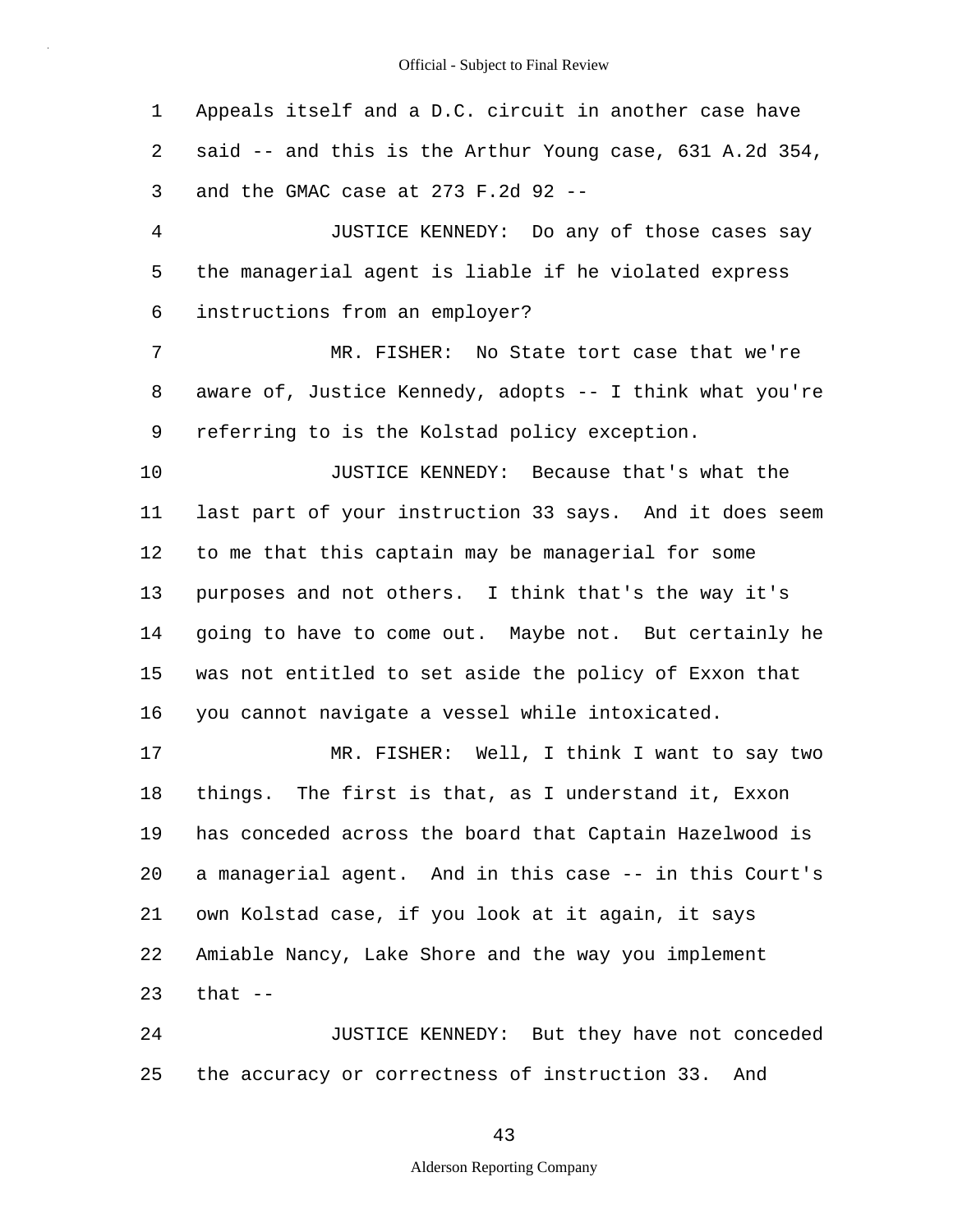1 Appeals itself and a D.C. circuit in another case have
2 said -- and this is the Arthur Young case, 631 A.2d 354,
3 and the GMAC case at 273 F.2d 92 --

4 JUSTICE KENNEDY: Do any of those cases say
5 the managerial agent is liable if he violated express
6 instructions from an employer?

7 MR. FISHER: No State tort case that we're
8 aware of, Justice Kennedy, adopts -- I think what you're
9 referring to is the Kolstad policy exception.

10 JUSTICE KENNEDY: Because that's what the
11 last part of your instruction 33 says. And it does seem
12 to me that this captain may be managerial for some
13 purposes and not others. I think that's the way it's
14 going to have to come out. Maybe not. But certainly he
15 was not entitled to set aside the policy of Exxon that
16 you cannot navigate a vessel while intoxicated.

17 MR. FISHER: Well, I think I want to say two
18 things. The first is that, as I understand it, Exxon
19 has conceded across the board that Captain Hazelwood is
20 a managerial agent. And in this case -- in this Court's
21 own Kolstad case, if you look at it again, it says
22 Amiable Nancy, Lake Shore and the way you implement
23 that --

24 JUSTICE KENNEDY: But they have not conceded
25 the accuracy or correctness of instruction 33. And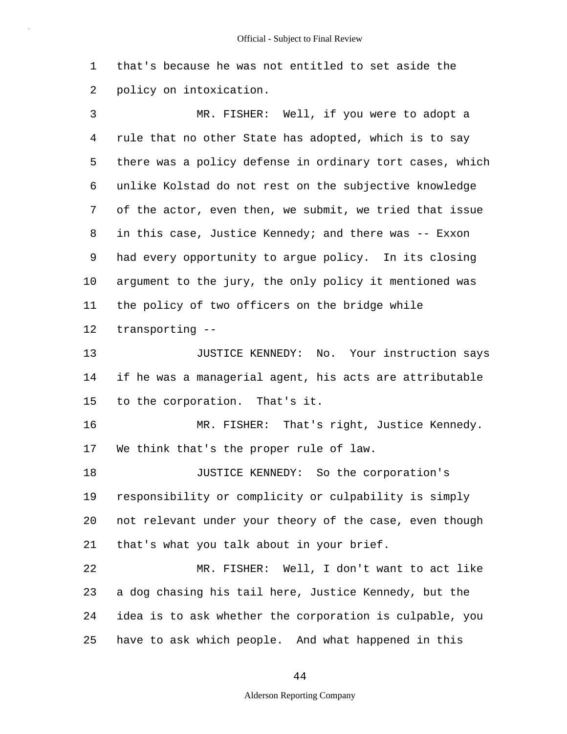that's because he was not entitled to set aside the policy on intoxication.

MR. FISHER: Well, if you were to adopt a rule that no other State has adopted, which is to say there was a policy defense in ordinary tort cases, which unlike Kolstad do not rest on the subjective knowledge of the actor, even then, we submit, we tried that issue in this case, Justice Kennedy; and there was -- Exxon had every opportunity to argue policy. In its closing argument to the jury, the only policy it mentioned was the policy of two officers on the bridge while transporting --

JUSTICE KENNEDY: No. Your instruction says if he was a managerial agent, his acts are attributable to the corporation. That's it.

MR. FISHER: That's right, Justice Kennedy. We think that's the proper rule of law.

JUSTICE KENNEDY: So the corporation's responsibility or complicity or culpability is simply not relevant under your theory of the case, even though that's what you talk about in your brief.

MR. FISHER: Well, I don't want to act like a dog chasing his tail here, Justice Kennedy, but the idea is to ask whether the corporation is culpable, you have to ask which people. And what happened in this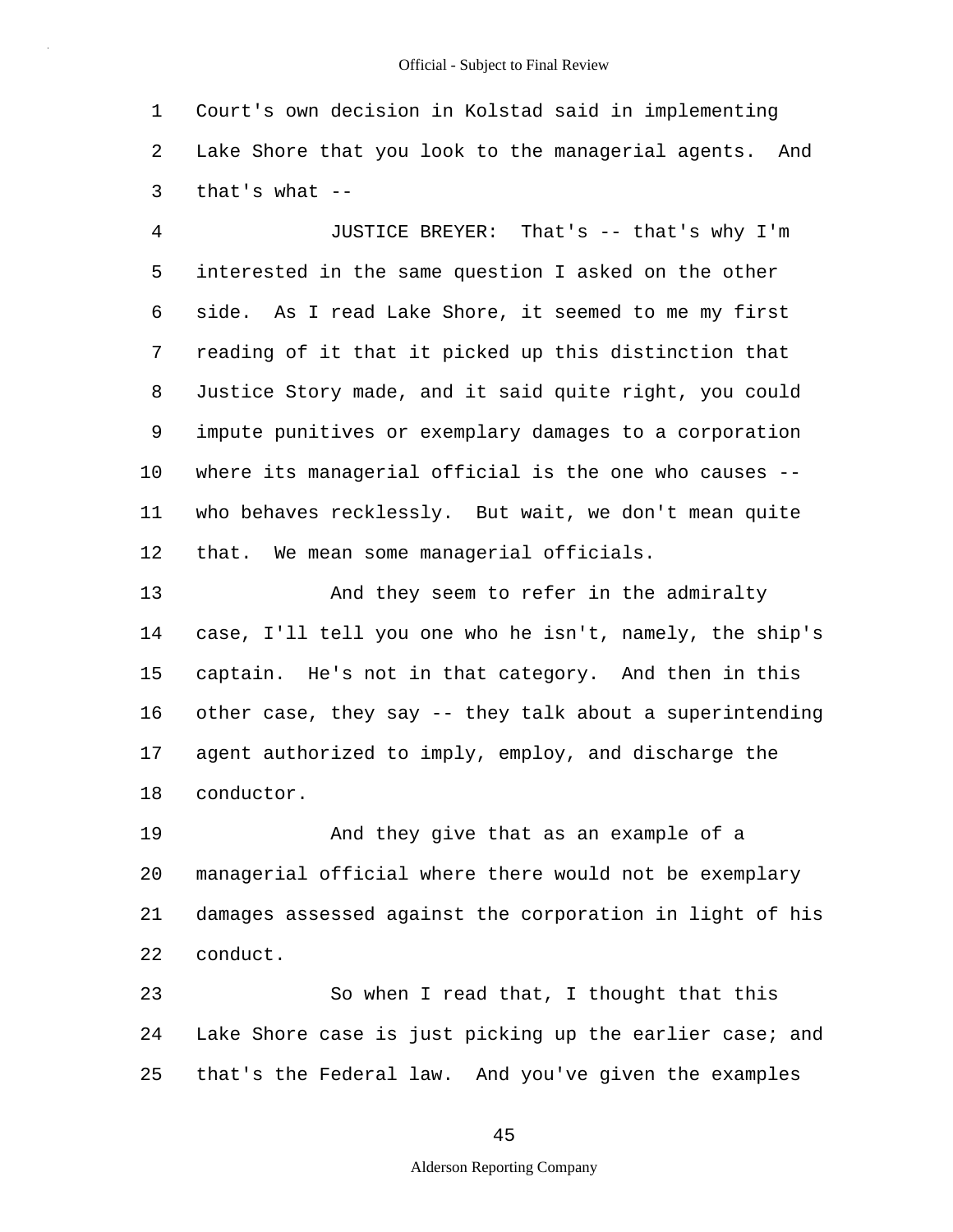Court's own decision in Kolstad said in implementing Lake Shore that you look to the managerial agents. And that's what --

JUSTICE BREYER: That's -- that's why I'm interested in the same question I asked on the other side. As I read Lake Shore, it seemed to me my first reading of it that it picked up this distinction that Justice Story made, and it said quite right, you could impute punitives or exemplary damages to a corporation where its managerial official is the one who causes -- who behaves recklessly. But wait, we don't mean quite that. We mean some managerial officials.

And they seem to refer in the admiralty case, I'll tell you one who he isn't, namely, the ship's captain. He's not in that category. And then in this other case, they say -- they talk about a superintending agent authorized to imply, employ, and discharge the conductor.

And they give that as an example of a managerial official where there would not be exemplary damages assessed against the corporation in light of his conduct.

So when I read that, I thought that this Lake Shore case is just picking up the earlier case; and that's the Federal law. And you've given the examples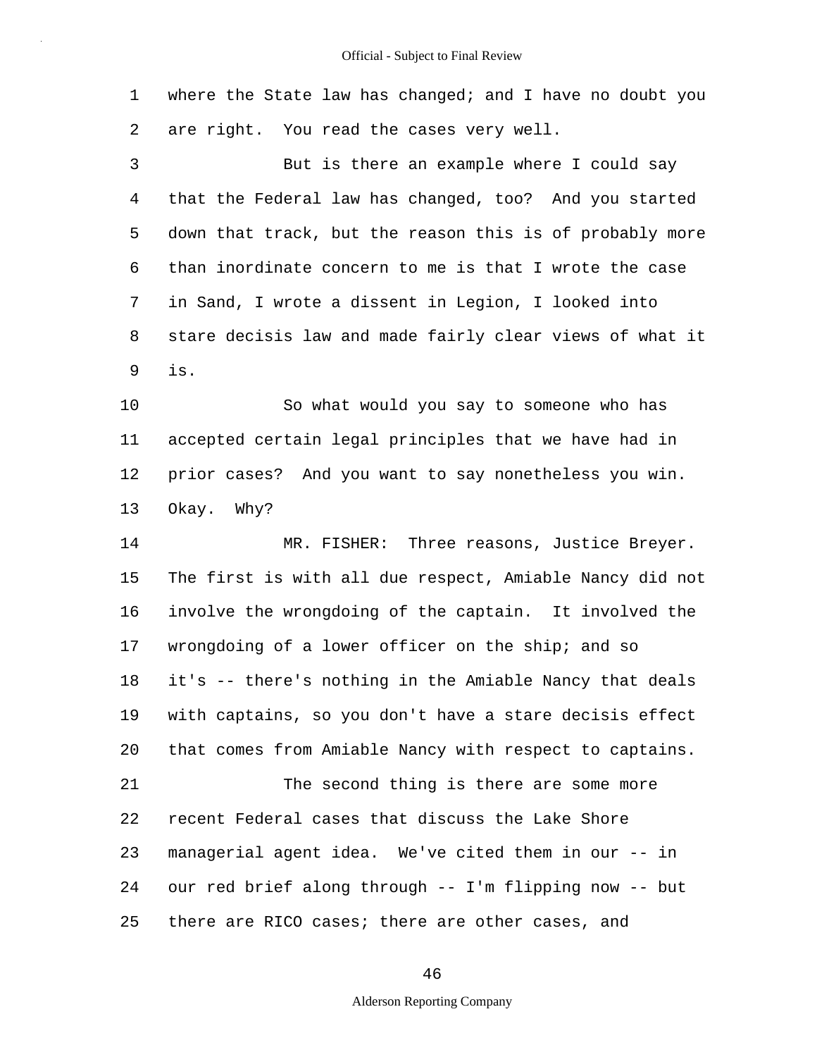where the State law has changed; and I have no doubt you are right. You read the cases very well.

But is there an example where I could say that the Federal law has changed, too? And you started down that track, but the reason this is of probably more than inordinate concern to me is that I wrote the case in Sand, I wrote a dissent in Legion, I looked into stare decisis law and made fairly clear views of what it is.

So what would you say to someone who has accepted certain legal principles that we have had in prior cases? And you want to say nonetheless you win. Okay. Why?

MR. FISHER: Three reasons, Justice Breyer. The first is with all due respect, Amiable Nancy did not involve the wrongdoing of the captain. It involved the wrongdoing of a lower officer on the ship; and so it's -- there's nothing in the Amiable Nancy that deals with captains, so you don't have a stare decisis effect that comes from Amiable Nancy with respect to captains.

The second thing is there are some more recent Federal cases that discuss the Lake Shore managerial agent idea. We've cited them in our -- in our red brief along through -- I'm flipping now -- but there are RICO cases; there are other cases, and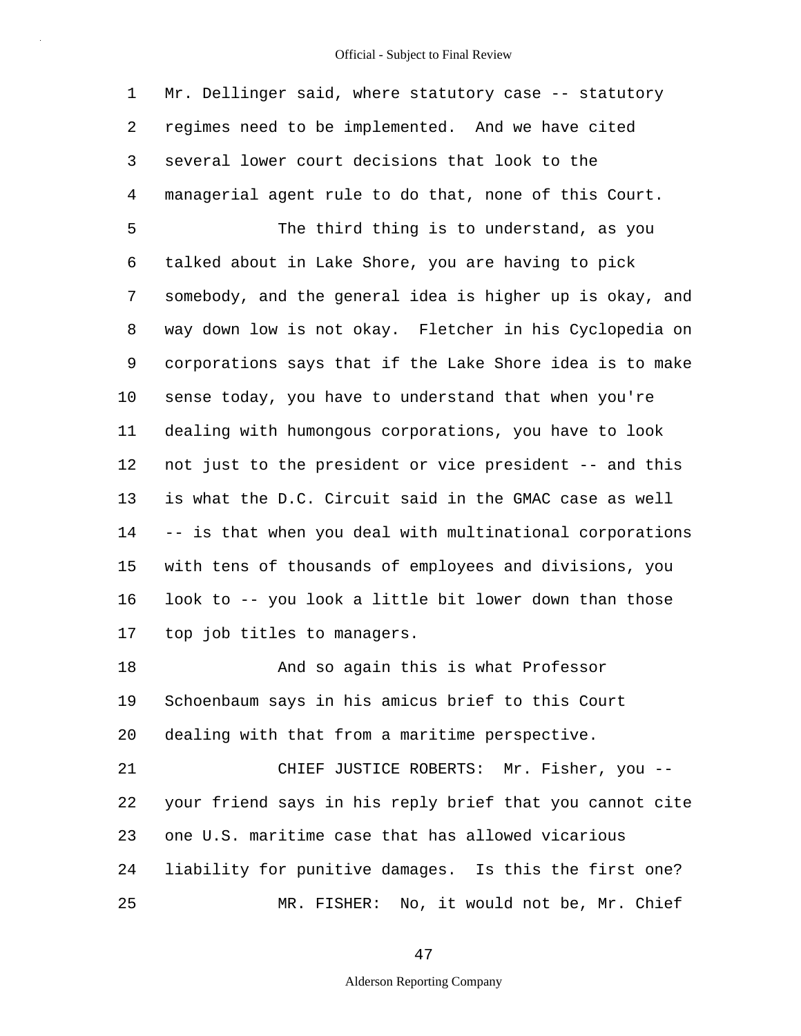Mr. Dellinger said, where statutory case -- statutory regimes need to be implemented. And we have cited several lower court decisions that look to the managerial agent rule to do that, none of this Court.

The third thing is to understand, as you talked about in Lake Shore, you are having to pick somebody, and the general idea is higher up is okay, and way down low is not okay. Fletcher in his Cyclopedia on corporations says that if the Lake Shore idea is to make sense today, you have to understand that when you're dealing with humongous corporations, you have to look not just to the president or vice president -- and this is what the D.C. Circuit said in the GMAC case as well -- is that when you deal with multinational corporations with tens of thousands of employees and divisions, you look to -- you look a little bit lower down than those top job titles to managers.

And so again this is what Professor Schoenbaum says in his amicus brief to this Court dealing with that from a maritime perspective.

CHIEF JUSTICE ROBERTS: Mr. Fisher, you -- your friend says in his reply brief that you cannot cite one U.S. maritime case that has allowed vicarious liability for punitive damages. Is this the first one?

MR. FISHER: No, it would not be, Mr. Chief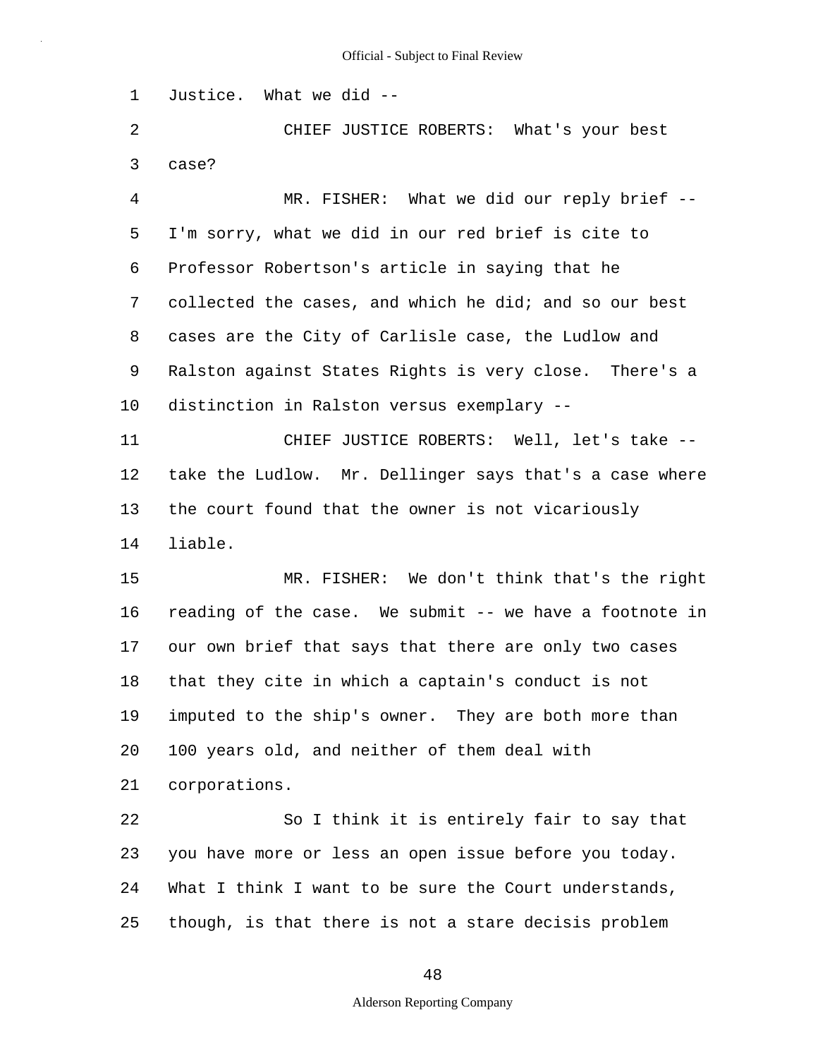Justice. What we did --

CHIEF JUSTICE ROBERTS: What's your best case?

MR. FISHER: What we did our reply brief -- I'm sorry, what we did in our red brief is cite to Professor Robertson's article in saying that he collected the cases, and which he did; and so our best cases are the City of Carlisle case, the Ludlow and Ralston against States Rights is very close. There's a distinction in Ralston versus exemplary --

CHIEF JUSTICE ROBERTS: Well, let's take -- take the Ludlow. Mr. Dellinger says that's a case where the court found that the owner is not vicariously liable.

MR. FISHER: We don't think that's the right reading of the case. We submit -- we have a footnote in our own brief that says that there are only two cases that they cite in which a captain's conduct is not imputed to the ship's owner. They are both more than 100 years old, and neither of them deal with corporations.

So I think it is entirely fair to say that you have more or less an open issue before you today. What I think I want to be sure the Court understands, though, is that there is not a stare decisis problem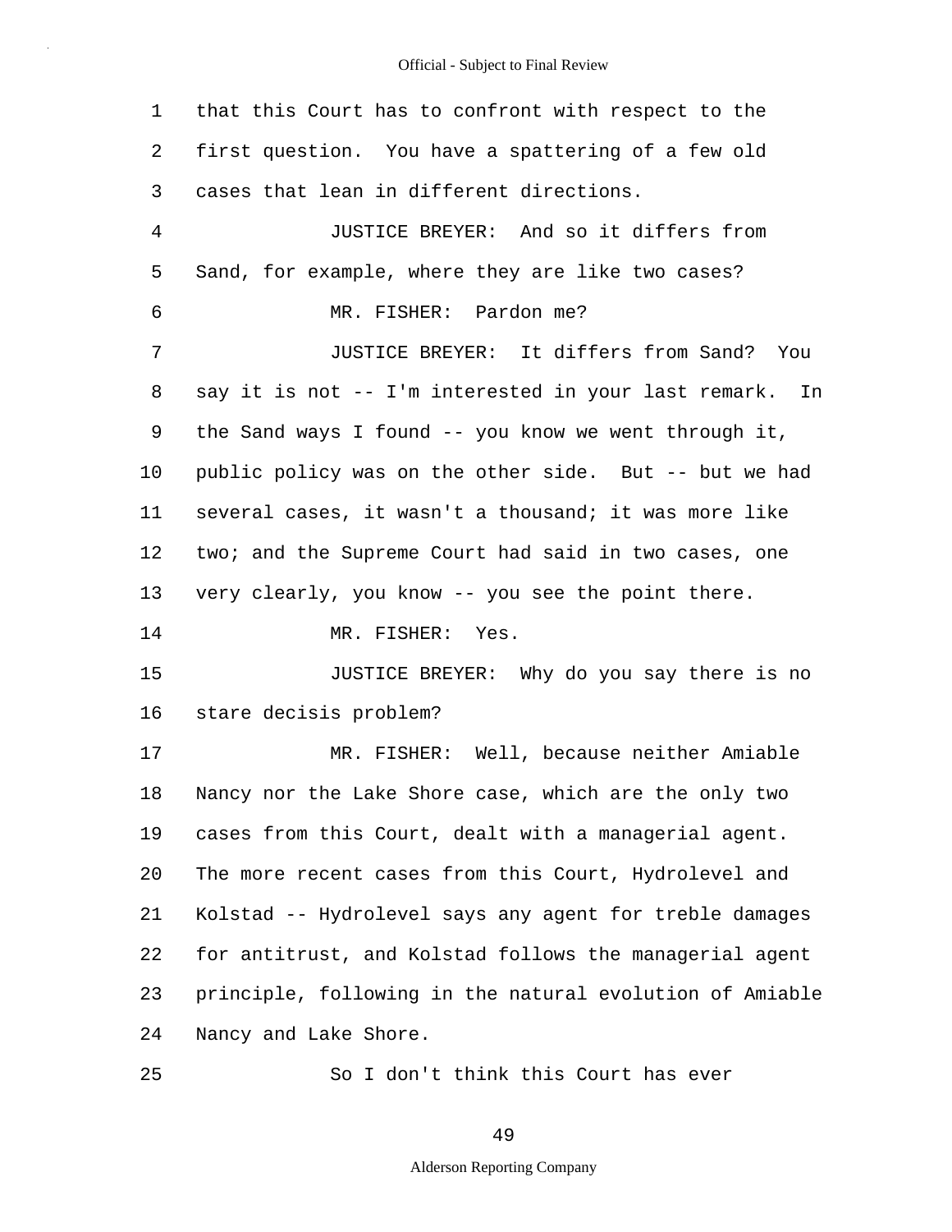that this Court has to confront with respect to the first question. You have a spattering of a few old cases that lean in different directions.

JUSTICE BREYER: And so it differs from Sand, for example, where they are like two cases?

MR. FISHER: Pardon me?

JUSTICE BREYER: It differs from Sand? You say it is not -- I'm interested in your last remark. In the Sand ways I found -- you know we went through it, public policy was on the other side. But -- but we had several cases, it wasn't a thousand; it was more like two; and the Supreme Court had said in two cases, one very clearly, you know -- you see the point there.

MR. FISHER: Yes.

JUSTICE BREYER: Why do you say there is no stare decisis problem?

MR. FISHER: Well, because neither Amiable Nancy nor the Lake Shore case, which are the only two cases from this Court, dealt with a managerial agent. The more recent cases from this Court, Hydrolevel and Kolstad -- Hydrolevel says any agent for treble damages for antitrust, and Kolstad follows the managerial agent principle, following in the natural evolution of Amiable Nancy and Lake Shore.

So I don't think this Court has ever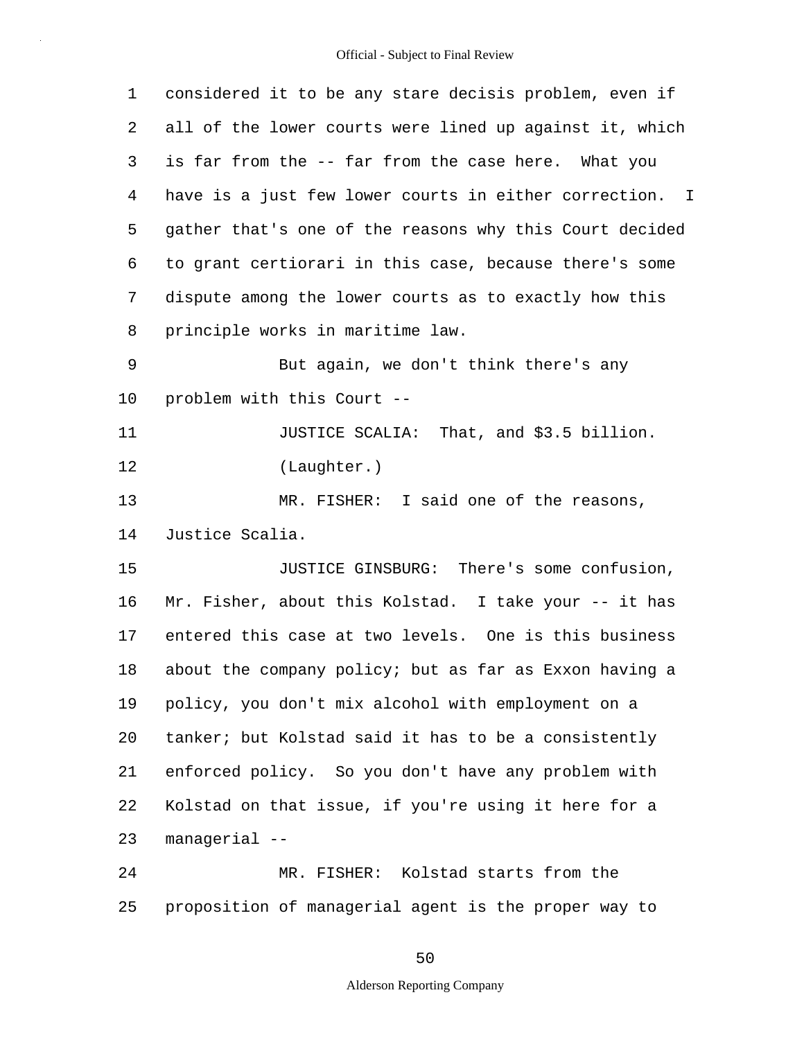considered it to be any stare decisis problem, even if all of the lower courts were lined up against it, which is far from the -- far from the case here. What you have is a just few lower courts in either correction. I gather that's one of the reasons why this Court decided to grant certiorari in this case, because there's some dispute among the lower courts as to exactly how this principle works in maritime law.

But again, we don't think there's any problem with this Court --

JUSTICE SCALIA: That, and $3.5 billion.

(Laughter.)

MR. FISHER: I said one of the reasons, Justice Scalia.

JUSTICE GINSBURG: There's some confusion, Mr. Fisher, about this Kolstad. I take your -- it has entered this case at two levels. One is this business about the company policy; but as far as Exxon having a policy, you don't mix alcohol with employment on a tanker; but Kolstad said it has to be a consistently enforced policy. So you don't have any problem with Kolstad on that issue, if you're using it here for a managerial --

MR. FISHER: Kolstad starts from the proposition of managerial agent is the proper way to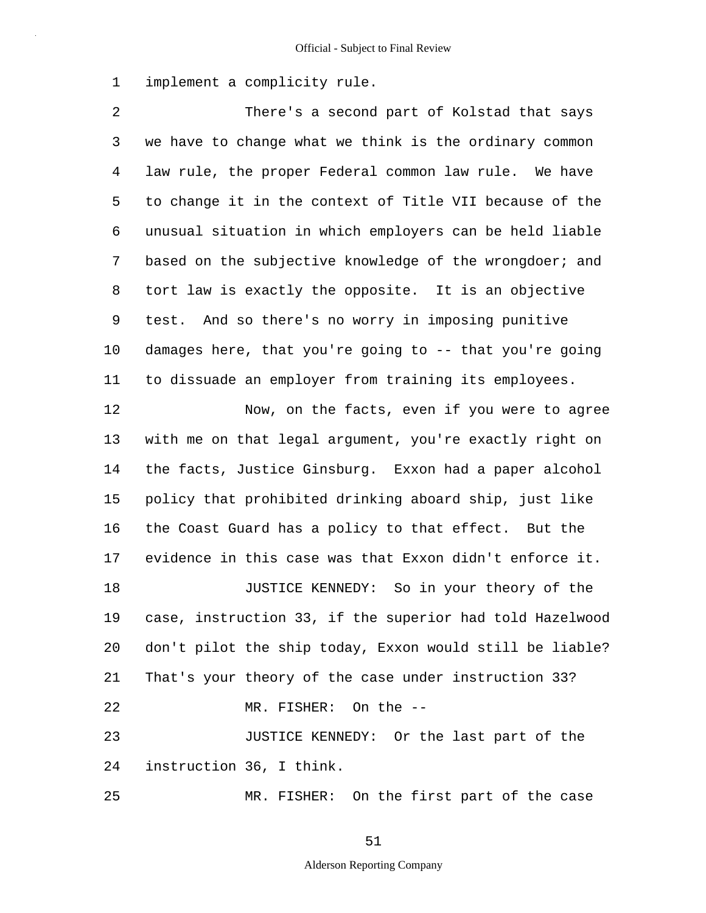implement a complicity rule.

There's a second part of Kolstad that says we have to change what we think is the ordinary common law rule, the proper Federal common law rule. We have to change it in the context of Title VII because of the unusual situation in which employers can be held liable based on the subjective knowledge of the wrongdoer; and tort law is exactly the opposite. It is an objective test. And so there's no worry in imposing punitive damages here, that you're going to -- that you're going to dissuade an employer from training its employees.

Now, on the facts, even if you were to agree with me on that legal argument, you're exactly right on the facts, Justice Ginsburg. Exxon had a paper alcohol policy that prohibited drinking aboard ship, just like the Coast Guard has a policy to that effect. But the evidence in this case was that Exxon didn't enforce it.

JUSTICE KENNEDY: So in your theory of the case, instruction 33, if the superior had told Hazelwood don't pilot the ship today, Exxon would still be liable? That's your theory of the case under instruction 33?

MR. FISHER: On the --

JUSTICE KENNEDY: Or the last part of the instruction 36, I think.

MR. FISHER: On the first part of the case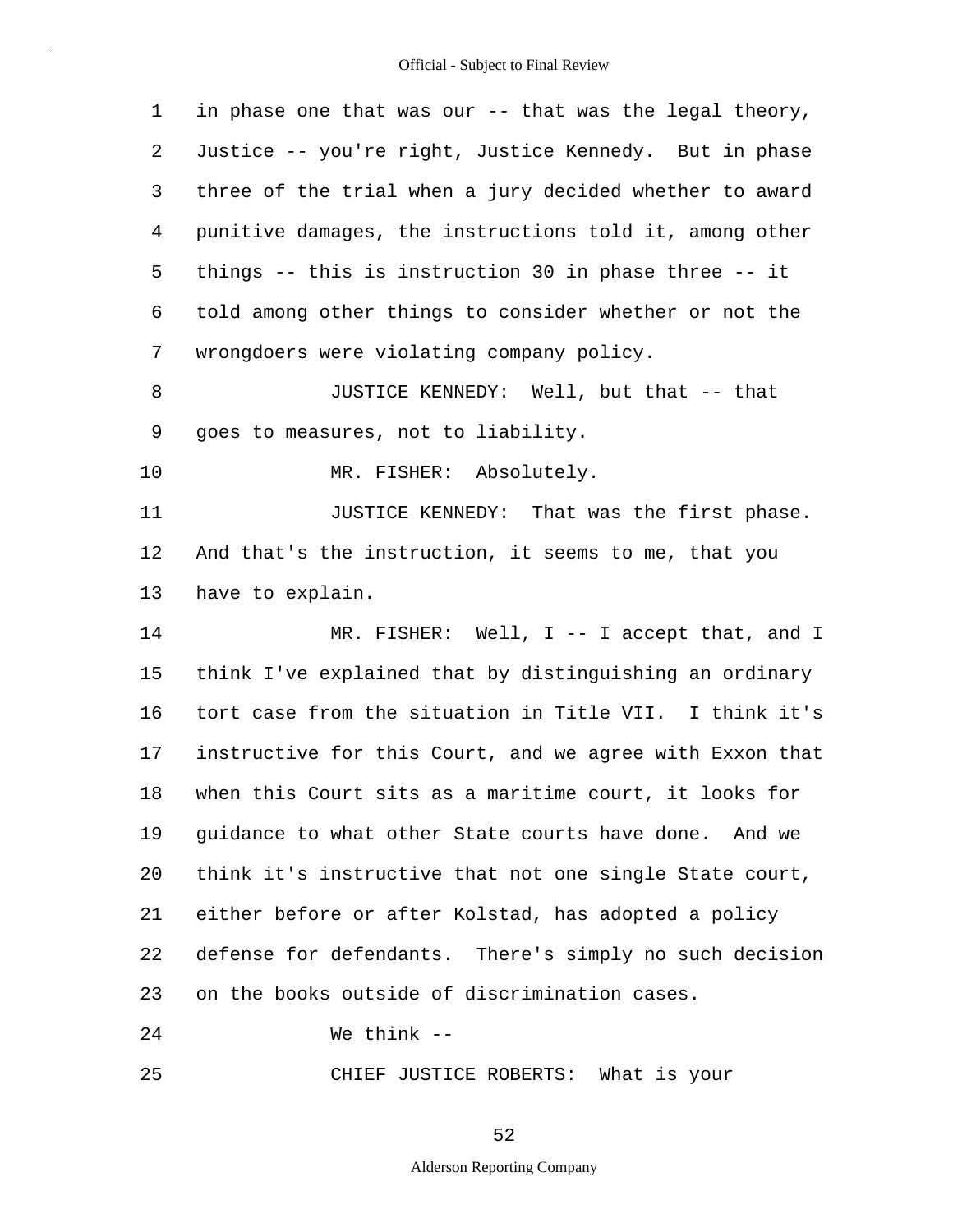1 in phase one that was our -- that was the legal theory,
2 Justice -- you're right, Justice Kennedy. But in phase
3 three of the trial when a jury decided whether to award
4 punitive damages, the instructions told it, among other
5 things -- this is instruction 30 in phase three -- it
6 told among other things to consider whether or not the
7 wrongdoers were violating company policy.

8 JUSTICE KENNEDY: Well, but that -- that
9 goes to measures, not to liability.

10 MR. FISHER: Absolutely.

11 JUSTICE KENNEDY: That was the first phase.
12 And that's the instruction, it seems to me, that you
13 have to explain.

14 MR. FISHER: Well, I -- I accept that, and I
15 think I've explained that by distinguishing an ordinary
16 tort case from the situation in Title VII. I think it's
17 instructive for this Court, and we agree with Exxon that
18 when this Court sits as a maritime court, it looks for
19 guidance to what other State courts have done. And we
20 think it's instructive that not one single State court,
21 either before or after Kolstad, has adopted a policy
22 defense for defendants. There's simply no such decision
23 on the books outside of discrimination cases.

24 We think --

25 CHIEF JUSTICE ROBERTS: What is your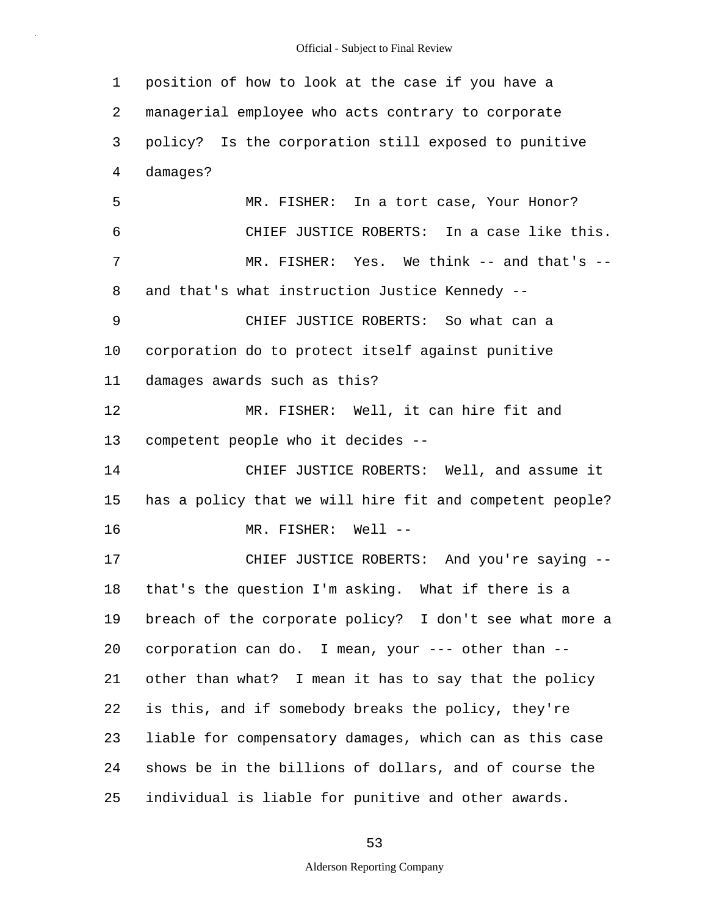position of how to look at the case if you have a managerial employee who acts contrary to corporate policy? Is the corporation still exposed to punitive damages?

MR. FISHER: In a tort case, Your Honor?

CHIEF JUSTICE ROBERTS: In a case like this.

MR. FISHER: Yes. We think -- and that's -- and that's what instruction Justice Kennedy --

CHIEF JUSTICE ROBERTS: So what can a corporation do to protect itself against punitive damages awards such as this?

MR. FISHER: Well, it can hire fit and competent people who it decides --

CHIEF JUSTICE ROBERTS: Well, and assume it has a policy that we will hire fit and competent people?

MR. FISHER: Well --

CHIEF JUSTICE ROBERTS: And you're saying -- that's the question I'm asking. What if there is a breach of the corporate policy? I don't see what more a corporation can do. I mean, your --- other than -- other than what? I mean it has to say that the policy is this, and if somebody breaks the policy, they're liable for compensatory damages, which can as this case shows be in the billions of dollars, and of course the individual is liable for punitive and other awards.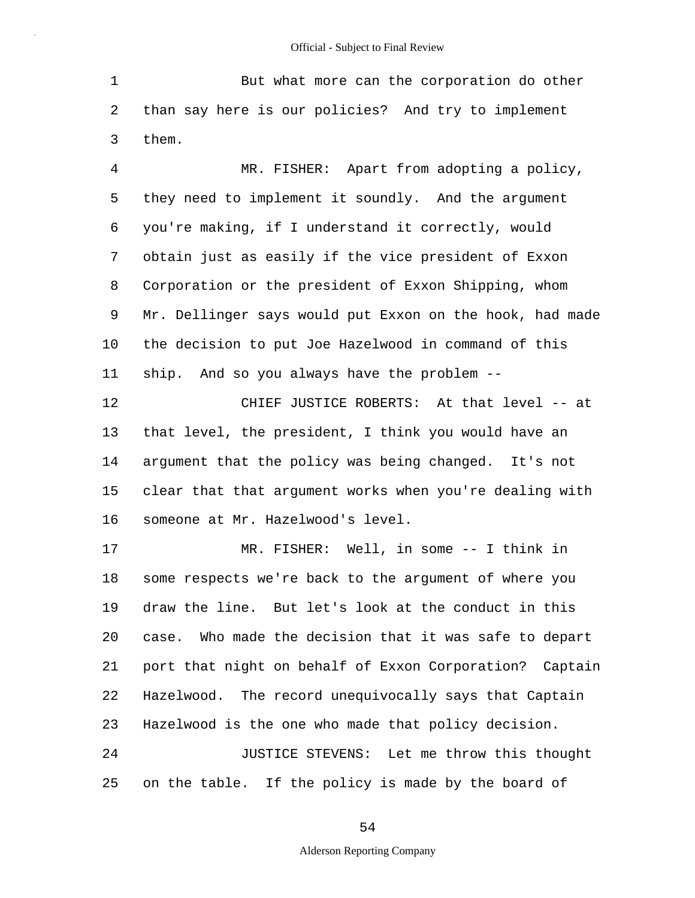But what more can the corporation do other than say here is our policies? And try to implement them.

MR. FISHER: Apart from adopting a policy, they need to implement it soundly. And the argument you're making, if I understand it correctly, would obtain just as easily if the vice president of Exxon Corporation or the president of Exxon Shipping, whom Mr. Dellinger says would put Exxon on the hook, had made the decision to put Joe Hazelwood in command of this ship. And so you always have the problem --

CHIEF JUSTICE ROBERTS: At that level -- at that level, the president, I think you would have an argument that the policy was being changed. It's not clear that that argument works when you're dealing with someone at Mr. Hazelwood's level.

MR. FISHER: Well, in some -- I think in some respects we're back to the argument of where you draw the line. But let's look at the conduct in this case. Who made the decision that it was safe to depart port that night on behalf of Exxon Corporation? Captain Hazelwood. The record unequivocally says that Captain Hazelwood is the one who made that policy decision.

JUSTICE STEVENS: Let me throw this thought on the table. If the policy is made by the board of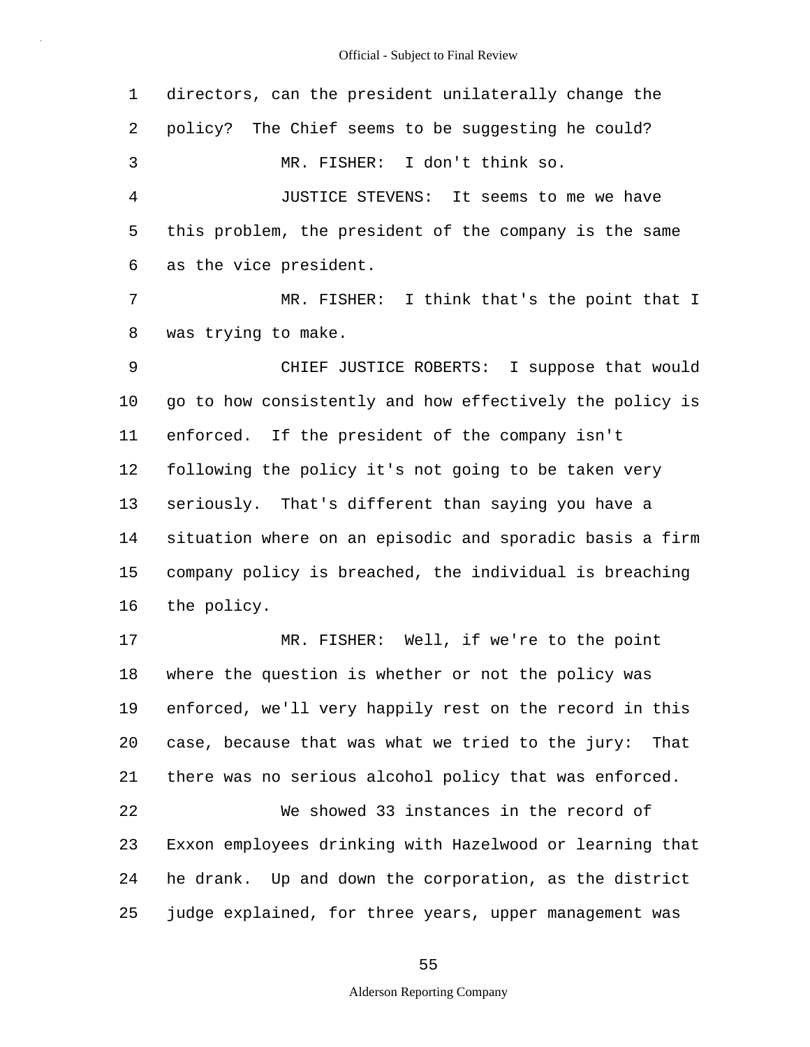directors, can the president unilaterally change the policy? The Chief seems to be suggesting he could?

MR. FISHER: I don't think so.

JUSTICE STEVENS: It seems to me we have this problem, the president of the company is the same as the vice president.

MR. FISHER: I think that's the point that I was trying to make.

CHIEF JUSTICE ROBERTS: I suppose that would go to how consistently and how effectively the policy is enforced. If the president of the company isn't following the policy it's not going to be taken very seriously. That's different than saying you have a situation where on an episodic and sporadic basis a firm company policy is breached, the individual is breaching the policy.

MR. FISHER: Well, if we're to the point where the question is whether or not the policy was enforced, we'll very happily rest on the record in this case, because that was what we tried to the jury: That there was no serious alcohol policy that was enforced.

We showed 33 instances in the record of Exxon employees drinking with Hazelwood or learning that he drank. Up and down the corporation, as the district judge explained, for three years, upper management was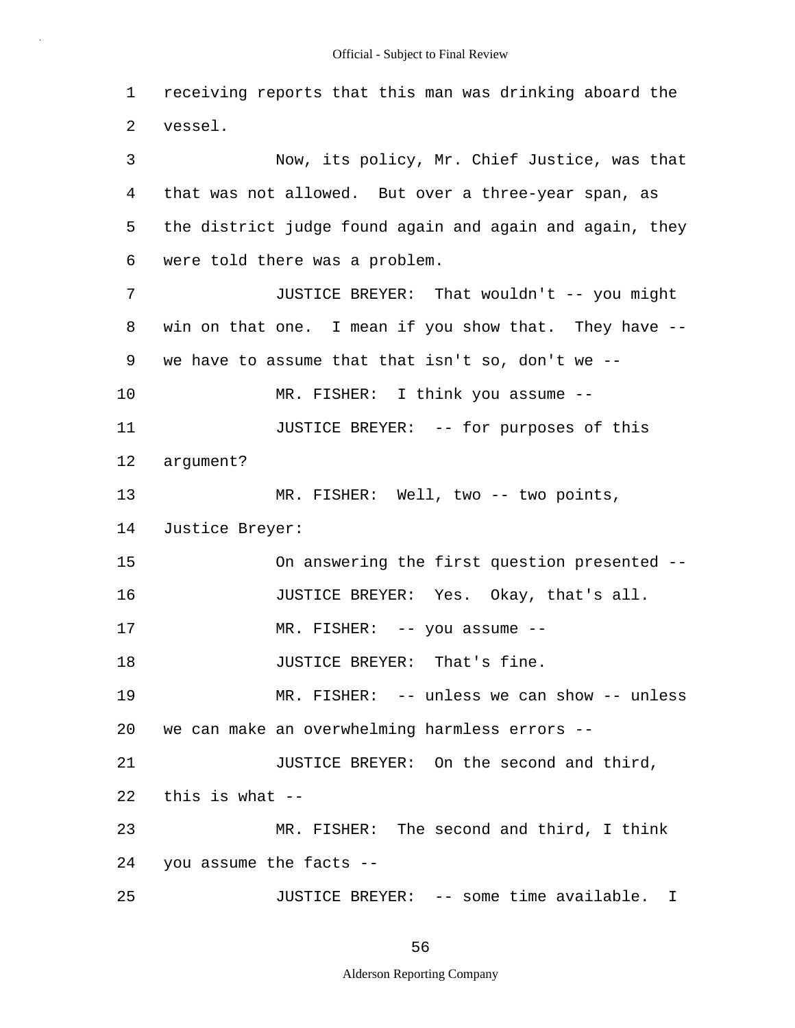1 receiving reports that this man was drinking aboard the
2 vessel.

3 Now, its policy, Mr. Chief Justice, was that
4 that was not allowed. But over a three-year span, as
5 the district judge found again and again and again, they
6 were told there was a problem.

7 JUSTICE BREYER: That wouldn't -- you might
8 win on that one. I mean if you show that. They have --
9 we have to assume that that isn't so, don't we --

10 MR. FISHER: I think you assume --

11 JUSTICE BREYER: -- for purposes of this
12 argument?

13 MR. FISHER: Well, two -- two points,
14 Justice Breyer:

15 On answering the first question presented --

16 JUSTICE BREYER: Yes. Okay, that's all.

17 MR. FISHER: -- you assume --

18 JUSTICE BREYER: That's fine.

19 MR. FISHER: -- unless we can show -- unless
20 we can make an overwhelming harmless errors --

21 JUSTICE BREYER: On the second and third,
22 this is what --

23 MR. FISHER: The second and third, I think
24 you assume the facts --

25 JUSTICE BREYER: -- some time available. I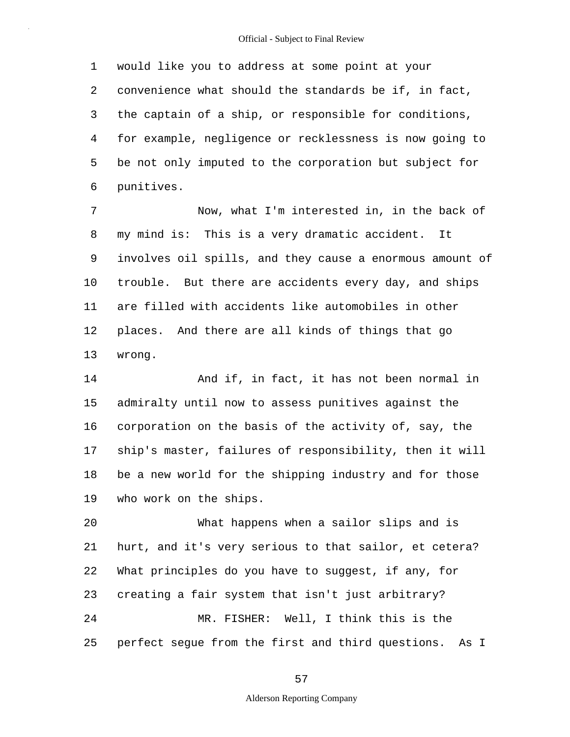would like you to address at some point at your convenience what should the standards be if, in fact, the captain of a ship, or responsible for conditions, for example, negligence or recklessness is now going to be not only imputed to the corporation but subject for punitives.

Now, what I'm interested in, in the back of my mind is: This is a very dramatic accident. It involves oil spills, and they cause a enormous amount of trouble. But there are accidents every day, and ships are filled with accidents like automobiles in other places. And there are all kinds of things that go wrong.

And if, in fact, it has not been normal in admiralty until now to assess punitives against the corporation on the basis of the activity of, say, the ship's master, failures of responsibility, then it will be a new world for the shipping industry and for those who work on the ships.

What happens when a sailor slips and is hurt, and it's very serious to that sailor, et cetera? What principles do you have to suggest, if any, for creating a fair system that isn't just arbitrary?

MR. FISHER: Well, I think this is the perfect segue from the first and third questions. As I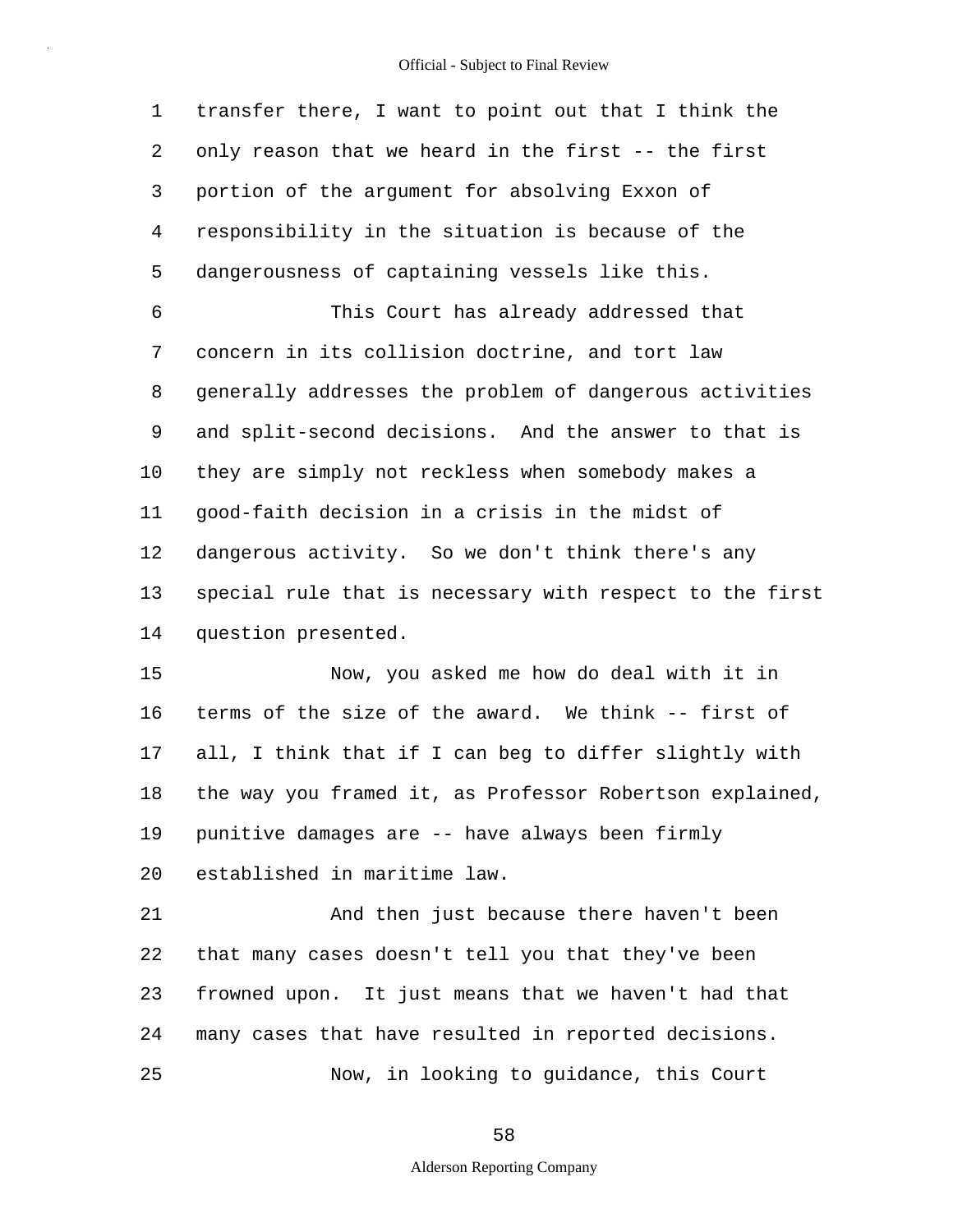transfer there, I want to point out that I think the only reason that we heard in the first -- the first portion of the argument for absolving Exxon of responsibility in the situation is because of the dangerousness of captaining vessels like this.

This Court has already addressed that concern in its collision doctrine, and tort law generally addresses the problem of dangerous activities and split-second decisions. And the answer to that is they are simply not reckless when somebody makes a good-faith decision in a crisis in the midst of dangerous activity. So we don't think there's any special rule that is necessary with respect to the first question presented.

Now, you asked me how do deal with it in terms of the size of the award. We think -- first of all, I think that if I can beg to differ slightly with the way you framed it, as Professor Robertson explained, punitive damages are -- have always been firmly established in maritime law.

And then just because there haven't been that many cases doesn't tell you that they've been frowned upon. It just means that we haven't had that many cases that have resulted in reported decisions.

Now, in looking to guidance, this Court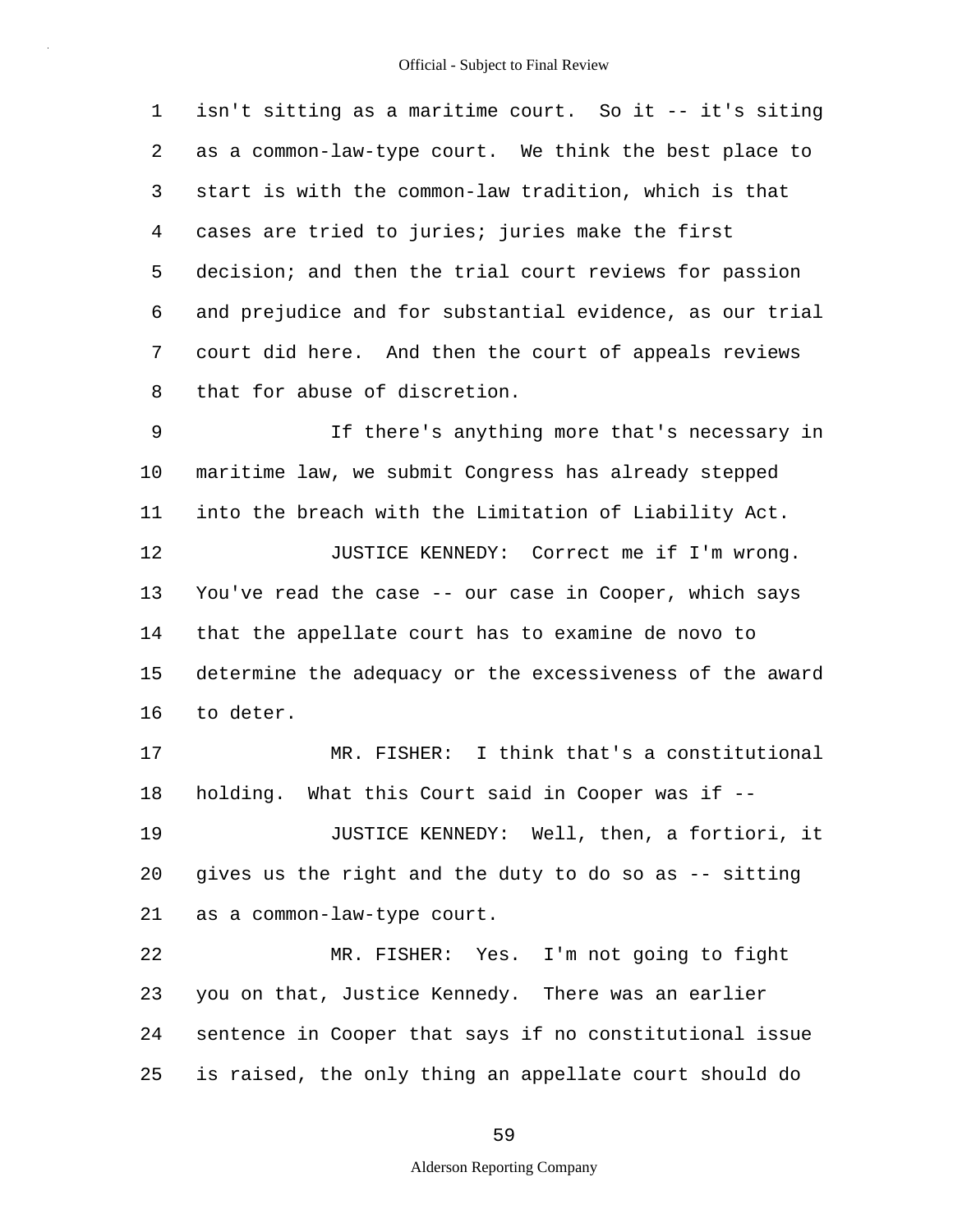isn't sitting as a maritime court. So it -- it's siting as a common-law-type court. We think the best place to start is with the common-law tradition, which is that cases are tried to juries; juries make the first decision; and then the trial court reviews for passion and prejudice and for substantial evidence, as our trial court did here. And then the court of appeals reviews that for abuse of discretion.

If there's anything more that's necessary in maritime law, we submit Congress has already stepped into the breach with the Limitation of Liability Act.

JUSTICE KENNEDY: Correct me if I'm wrong. You've read the case -- our case in Cooper, which says that the appellate court has to examine de novo to determine the adequacy or the excessiveness of the award to deter.

MR. FISHER: I think that's a constitutional holding. What this Court said in Cooper was if --

JUSTICE KENNEDY: Well, then, a fortiori, it gives us the right and the duty to do so as -- sitting as a common-law-type court.

MR. FISHER: Yes. I'm not going to fight you on that, Justice Kennedy. There was an earlier sentence in Cooper that says if no constitutional issue is raised, the only thing an appellate court should do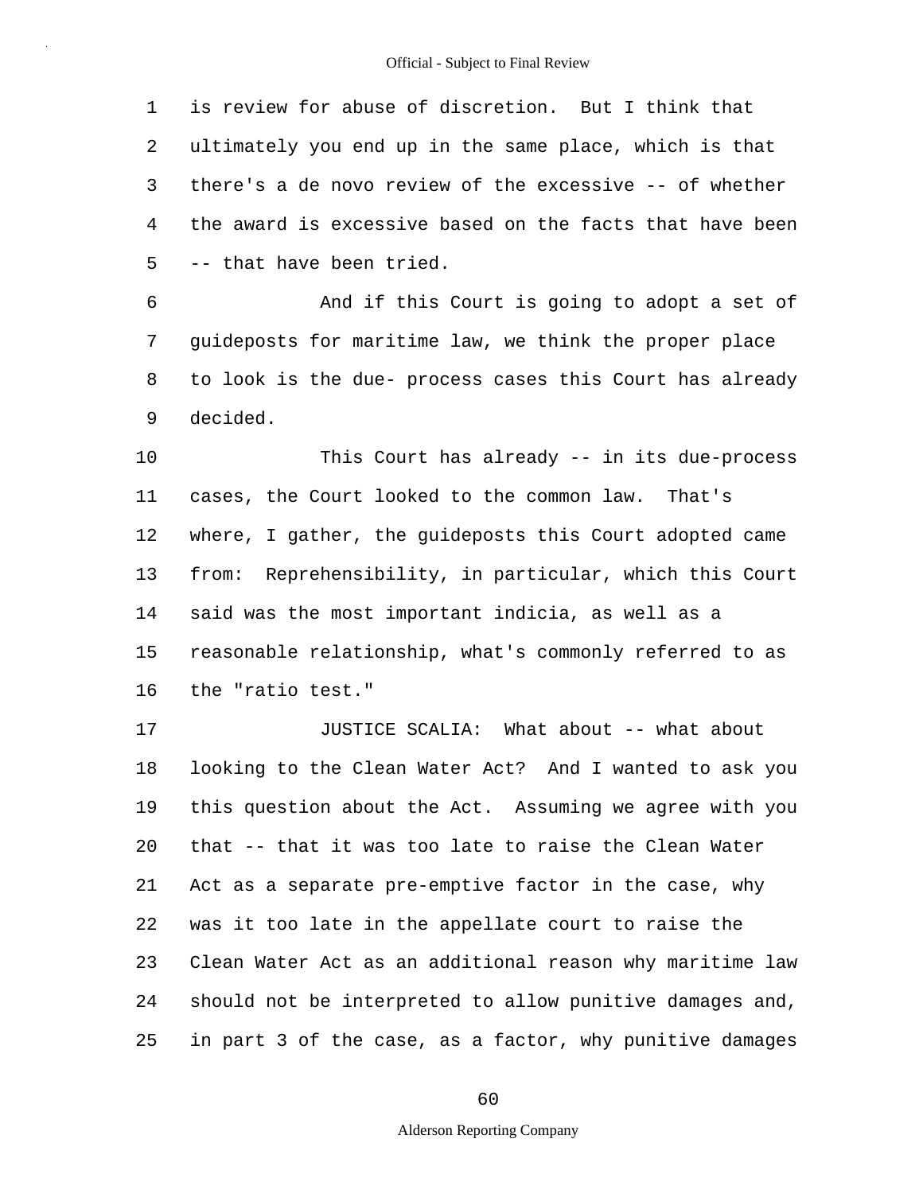is review for abuse of discretion. But I think that ultimately you end up in the same place, which is that there's a de novo review of the excessive -- of whether the award is excessive based on the facts that have been -- that have been tried.

And if this Court is going to adopt a set of guideposts for maritime law, we think the proper place to look is the due- process cases this Court has already decided.

This Court has already -- in its due-process cases, the Court looked to the common law. That's where, I gather, the guideposts this Court adopted came from: Reprehensibility, in particular, which this Court said was the most important indicia, as well as a reasonable relationship, what's commonly referred to as the "ratio test."

JUSTICE SCALIA: What about -- what about looking to the Clean Water Act? And I wanted to ask you this question about the Act. Assuming we agree with you that -- that it was too late to raise the Clean Water Act as a separate pre-emptive factor in the case, why was it too late in the appellate court to raise the Clean Water Act as an additional reason why maritime law should not be interpreted to allow punitive damages and, in part 3 of the case, as a factor, why punitive damages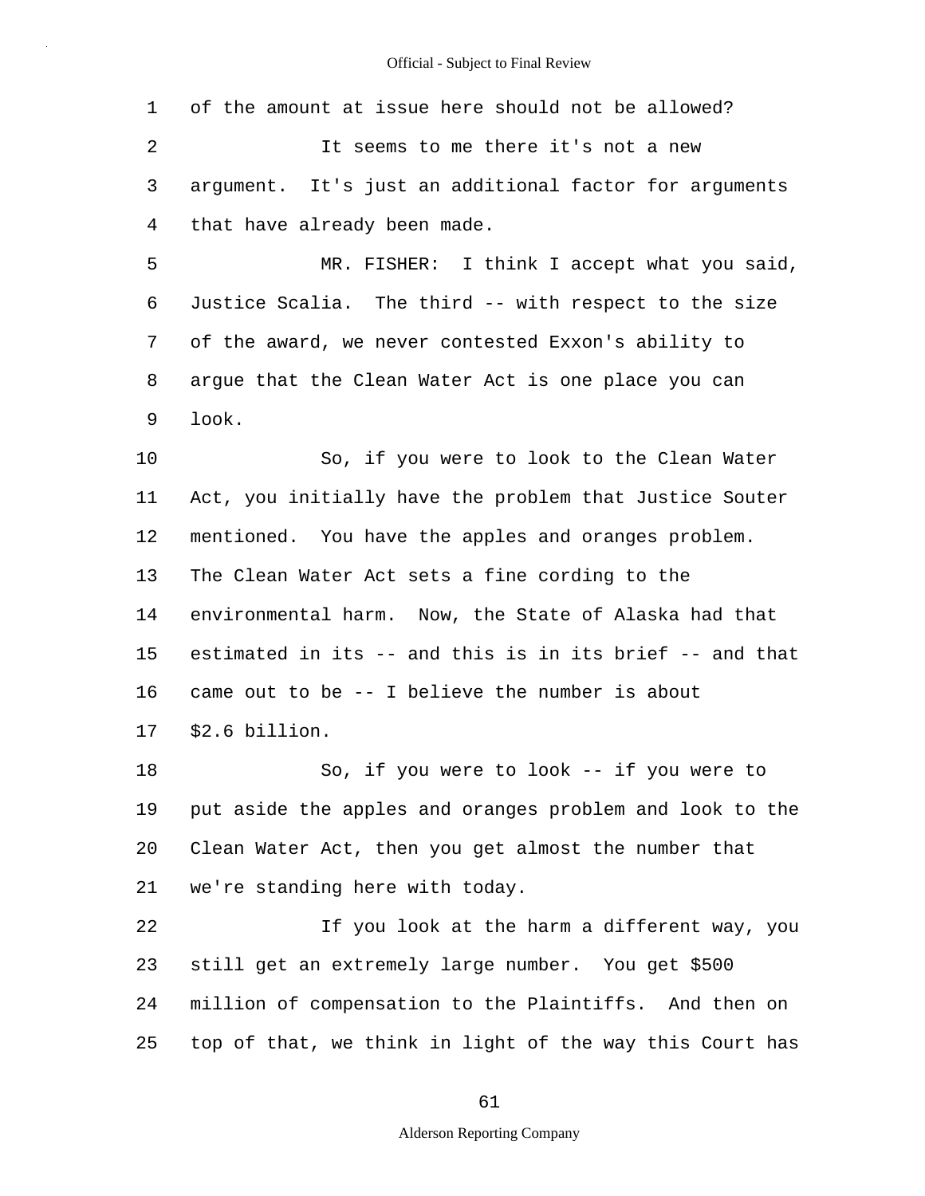of the amount at issue here should not be allowed?

It seems to me there it's not a new argument. It's just an additional factor for arguments that have already been made.

MR. FISHER: I think I accept what you said, Justice Scalia. The third -- with respect to the size of the award, we never contested Exxon's ability to argue that the Clean Water Act is one place you can look.

So, if you were to look to the Clean Water Act, you initially have the problem that Justice Souter mentioned. You have the apples and oranges problem. The Clean Water Act sets a fine cording to the environmental harm. Now, the State of Alaska had that estimated in its -- and this is in its brief -- and that came out to be -- I believe the number is about $2.6 billion.

So, if you were to look -- if you were to put aside the apples and oranges problem and look to the Clean Water Act, then you get almost the number that we're standing here with today.

If you look at the harm a different way, you still get an extremely large number. You get $500 million of compensation to the Plaintiffs. And then on top of that, we think in light of the way this Court has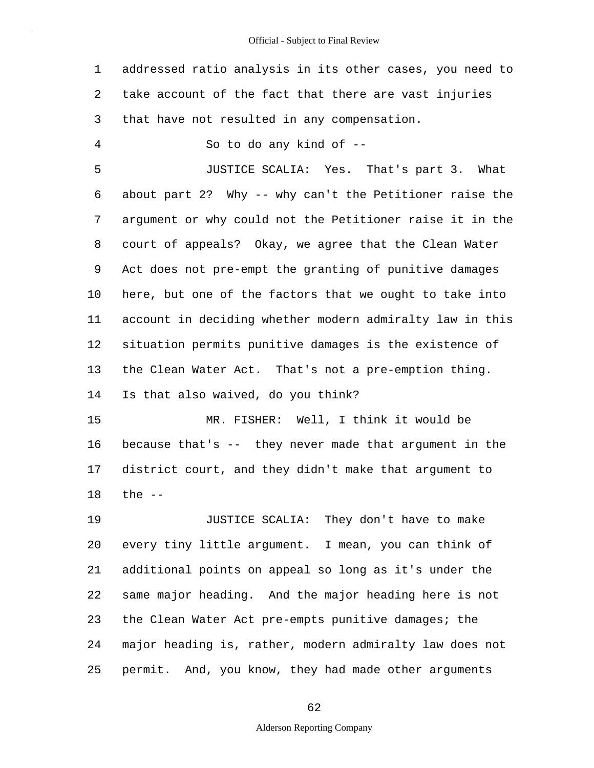addressed ratio analysis in its other cases, you need to take account of the fact that there are vast injuries that have not resulted in any compensation.

So to do any kind of --

JUSTICE SCALIA: Yes. That's part 3. What about part 2? Why -- why can't the Petitioner raise the argument or why could not the Petitioner raise it in the court of appeals? Okay, we agree that the Clean Water Act does not pre-empt the granting of punitive damages here, but one of the factors that we ought to take into account in deciding whether modern admiralty law in this situation permits punitive damages is the existence of the Clean Water Act. That's not a pre-emption thing. Is that also waived, do you think?

MR. FISHER: Well, I think it would be because that's -- they never made that argument in the district court, and they didn't make that argument to the --

JUSTICE SCALIA: They don't have to make every tiny little argument. I mean, you can think of additional points on appeal so long as it's under the same major heading. And the major heading here is not the Clean Water Act pre-empts punitive damages; the major heading is, rather, modern admiralty law does not permit. And, you know, they had made other arguments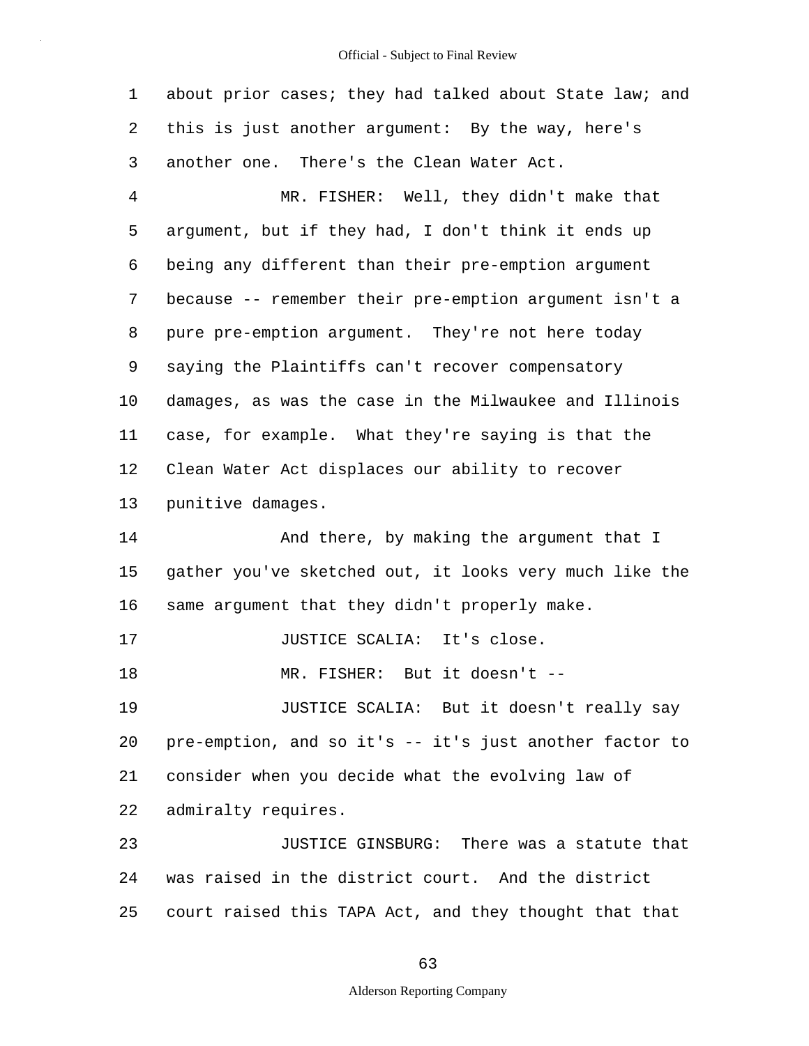about prior cases; they had talked about State law; and this is just another argument: By the way, here's another one. There's the Clean Water Act.

MR. FISHER: Well, they didn't make that argument, but if they had, I don't think it ends up being any different than their pre-emption argument because -- remember their pre-emption argument isn't a pure pre-emption argument. They're not here today saying the Plaintiffs can't recover compensatory damages, as was the case in the Milwaukee and Illinois case, for example. What they're saying is that the Clean Water Act displaces our ability to recover punitive damages.

And there, by making the argument that I gather you've sketched out, it looks very much like the same argument that they didn't properly make.

JUSTICE SCALIA: It's close.

MR. FISHER: But it doesn't --

JUSTICE SCALIA: But it doesn't really say pre-emption, and so it's -- it's just another factor to consider when you decide what the evolving law of admiralty requires.

JUSTICE GINSBURG: There was a statute that was raised in the district court. And the district court raised this TAPA Act, and they thought that that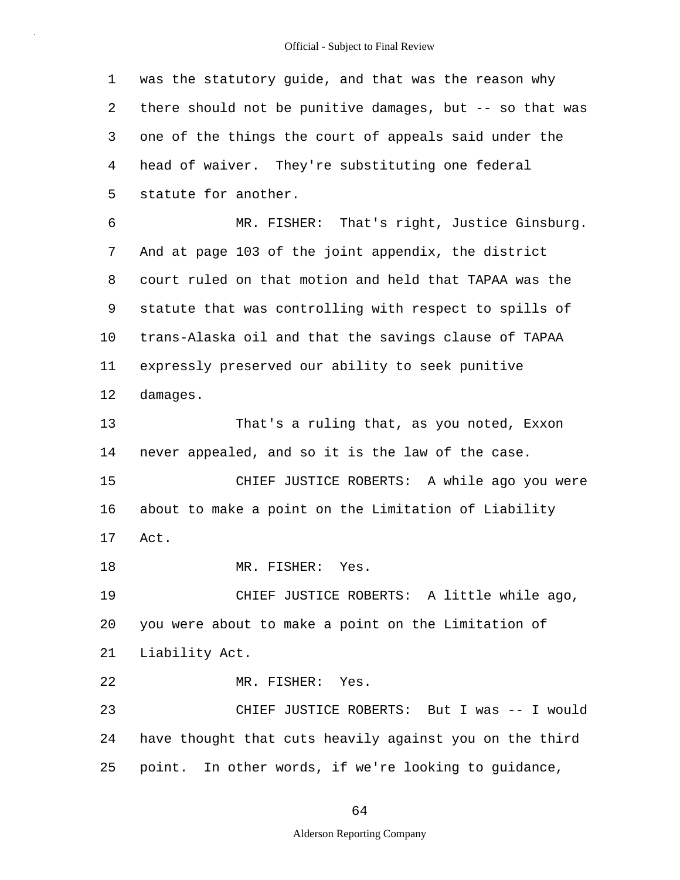was the statutory guide, and that was the reason why there should not be punitive damages, but -- so that was one of the things the court of appeals said under the head of waiver. They're substituting one federal statute for another.

MR. FISHER: That's right, Justice Ginsburg. And at page 103 of the joint appendix, the district court ruled on that motion and held that TAPAA was the statute that was controlling with respect to spills of trans-Alaska oil and that the savings clause of TAPAA expressly preserved our ability to seek punitive damages.

That's a ruling that, as you noted, Exxon never appealed, and so it is the law of the case.

CHIEF JUSTICE ROBERTS: A while ago you were about to make a point on the Limitation of Liability Act.

MR. FISHER: Yes.

CHIEF JUSTICE ROBERTS: A little while ago, you were about to make a point on the Limitation of Liability Act.

MR. FISHER: Yes.

CHIEF JUSTICE ROBERTS: But I was -- I would have thought that cuts heavily against you on the third point. In other words, if we're looking to guidance,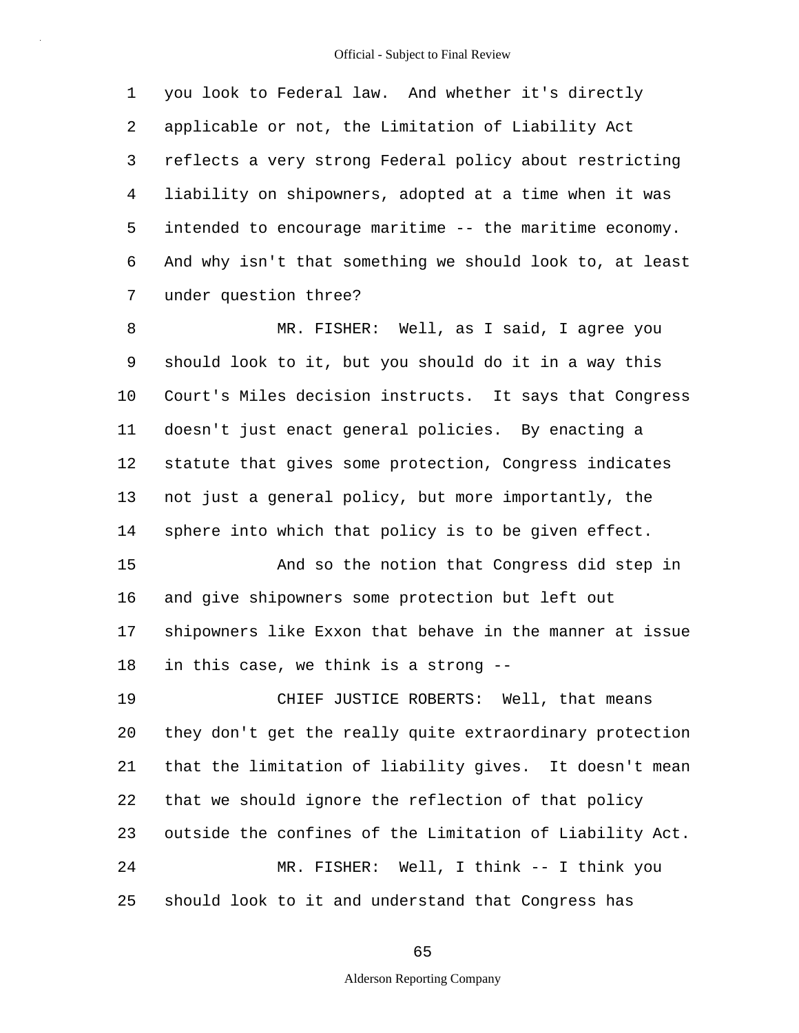1 you look to Federal law. And whether it's directly
2 applicable or not, the Limitation of Liability Act
3 reflects a very strong Federal policy about restricting
4 liability on shipowners, adopted at a time when it was
5 intended to encourage maritime -- the maritime economy.
6 And why isn't that something we should look to, at least
7 under question three?

8 MR. FISHER: Well, as I said, I agree you
9 should look to it, but you should do it in a way this
10 Court's Miles decision instructs. It says that Congress
11 doesn't just enact general policies. By enacting a
12 statute that gives some protection, Congress indicates
13 not just a general policy, but more importantly, the
14 sphere into which that policy is to be given effect.

15 And so the notion that Congress did step in
16 and give shipowners some protection but left out
17 shipowners like Exxon that behave in the manner at issue
18 in this case, we think is a strong --

19 CHIEF JUSTICE ROBERTS: Well, that means
20 they don't get the really quite extraordinary protection
21 that the limitation of liability gives. It doesn't mean
22 that we should ignore the reflection of that policy
23 outside the confines of the Limitation of Liability Act.

24 MR. FISHER: Well, I think -- I think you
25 should look to it and understand that Congress has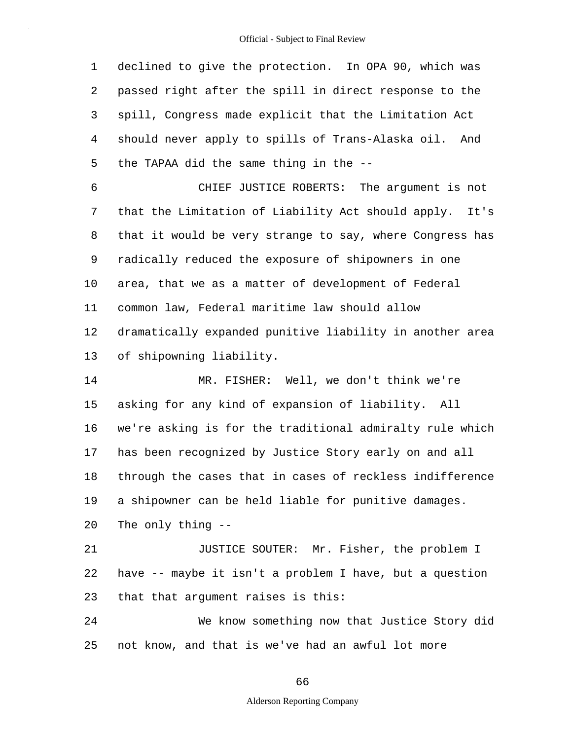declined to give the protection. In OPA 90, which was passed right after the spill in direct response to the spill, Congress made explicit that the Limitation Act should never apply to spills of Trans-Alaska oil. And the TAPAA did the same thing in the --

CHIEF JUSTICE ROBERTS: The argument is not that the Limitation of Liability Act should apply. It's that it would be very strange to say, where Congress has radically reduced the exposure of shipowners in one area, that we as a matter of development of Federal common law, Federal maritime law should allow dramatically expanded punitive liability in another area of shipowning liability.

MR. FISHER: Well, we don't think we're asking for any kind of expansion of liability. All we're asking is for the traditional admiralty rule which has been recognized by Justice Story early on and all through the cases that in cases of reckless indifference a shipowner can be held liable for punitive damages. The only thing --

JUSTICE SOUTER: Mr. Fisher, the problem I have -- maybe it isn't a problem I have, but a question that that argument raises is this:

We know something now that Justice Story did not know, and that is we've had an awful lot more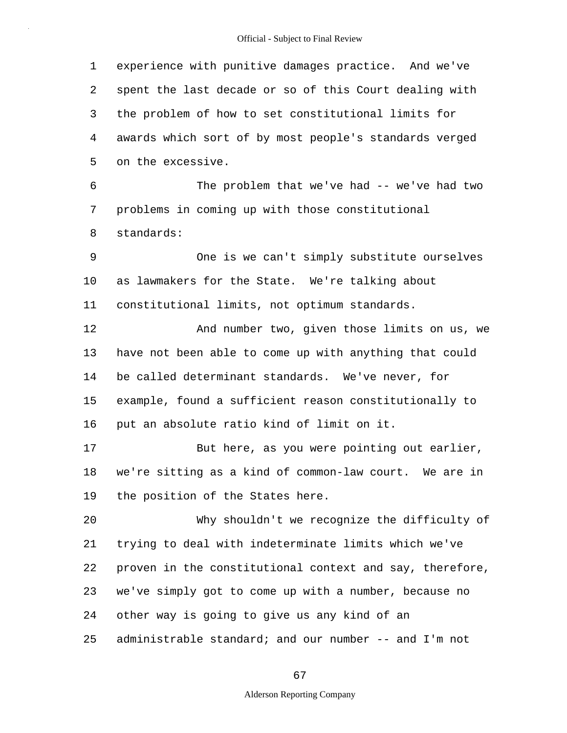experience with punitive damages practice. And we've spent the last decade or so of this Court dealing with the problem of how to set constitutional limits for awards which sort of by most people's standards verged on the excessive.

The problem that we've had -- we've had two problems in coming up with those constitutional standards:

One is we can't simply substitute ourselves as lawmakers for the State. We're talking about constitutional limits, not optimum standards.

And number two, given those limits on us, we have not been able to come up with anything that could be called determinant standards. We've never, for example, found a sufficient reason constitutionally to put an absolute ratio kind of limit on it.

But here, as you were pointing out earlier, we're sitting as a kind of common-law court. We are in the position of the States here.

Why shouldn't we recognize the difficulty of trying to deal with indeterminate limits which we've proven in the constitutional context and say, therefore, we've simply got to come up with a number, because no other way is going to give us any kind of an administrable standard; and our number -- and I'm not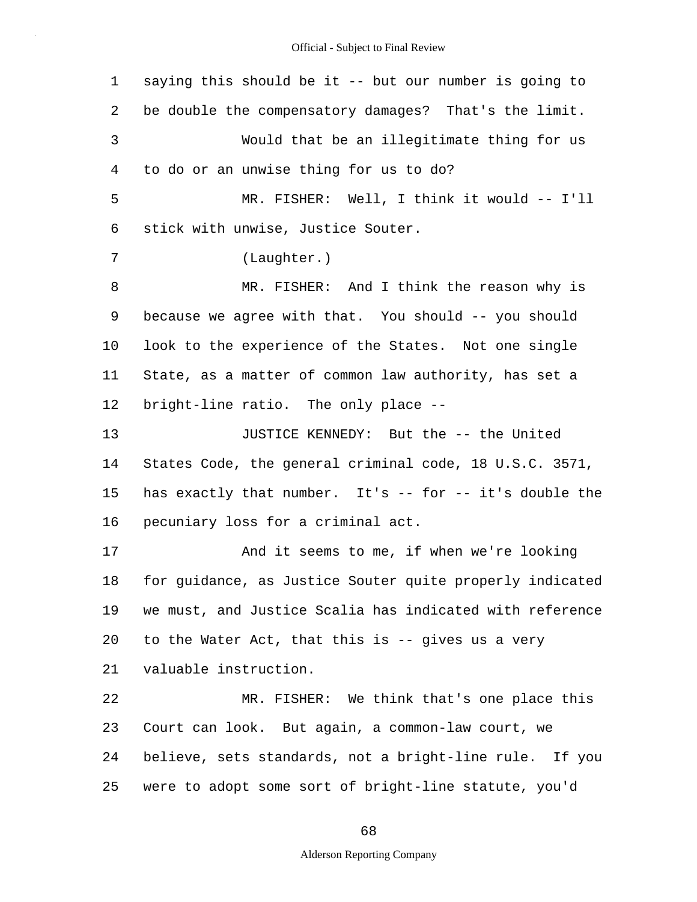saying this should be it -- but our number is going to be double the compensatory damages? That's the limit.

Would that be an illegitimate thing for us to do or an unwise thing for us to do?

MR. FISHER: Well, I think it would -- I'll stick with unwise, Justice Souter.

(Laughter.)

MR. FISHER: And I think the reason why is because we agree with that. You should -- you should look to the experience of the States. Not one single State, as a matter of common law authority, has set a bright-line ratio. The only place --

JUSTICE KENNEDY: But the -- the United States Code, the general criminal code, 18 U.S.C. 3571, has exactly that number. It's -- for -- it's double the pecuniary loss for a criminal act.

And it seems to me, if when we're looking for guidance, as Justice Souter quite properly indicated we must, and Justice Scalia has indicated with reference to the Water Act, that this is -- gives us a very valuable instruction.

MR. FISHER: We think that's one place this Court can look. But again, a common-law court, we believe, sets standards, not a bright-line rule. If you were to adopt some sort of bright-line statute, you'd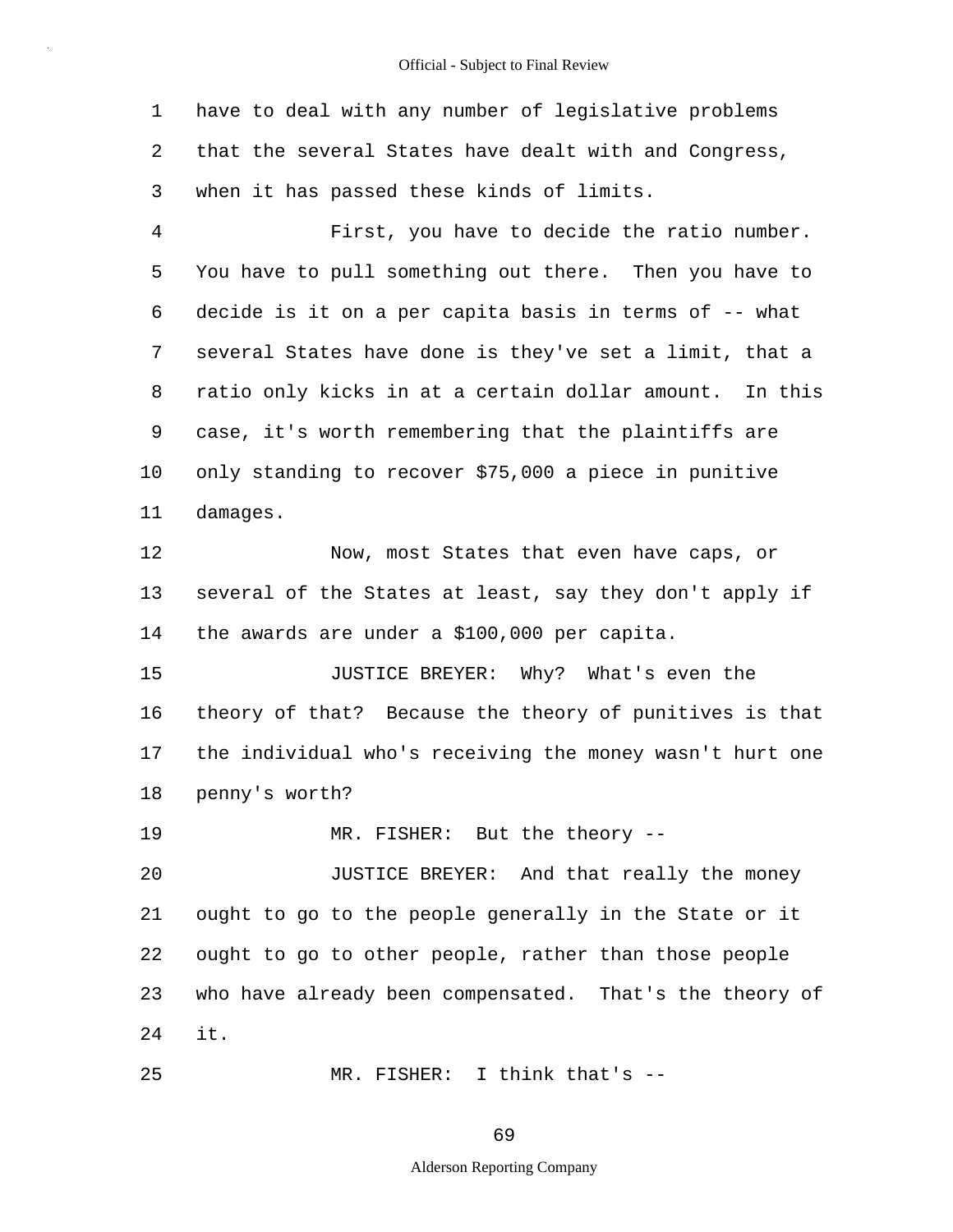have to deal with any number of legislative problems that the several States have dealt with and Congress, when it has passed these kinds of limits.

First, you have to decide the ratio number. You have to pull something out there. Then you have to decide is it on a per capita basis in terms of -- what several States have done is they've set a limit, that a ratio only kicks in at a certain dollar amount. In this case, it's worth remembering that the plaintiffs are only standing to recover $75,000 a piece in punitive damages.

Now, most States that even have caps, or several of the States at least, say they don't apply if the awards are under a $100,000 per capita.

JUSTICE BREYER: Why? What's even the theory of that? Because the theory of punitives is that the individual who's receiving the money wasn't hurt one penny's worth?

MR. FISHER: But the theory --

JUSTICE BREYER: And that really the money ought to go to the people generally in the State or it ought to go to other people, rather than those people who have already been compensated. That's the theory of it.

MR. FISHER: I think that's --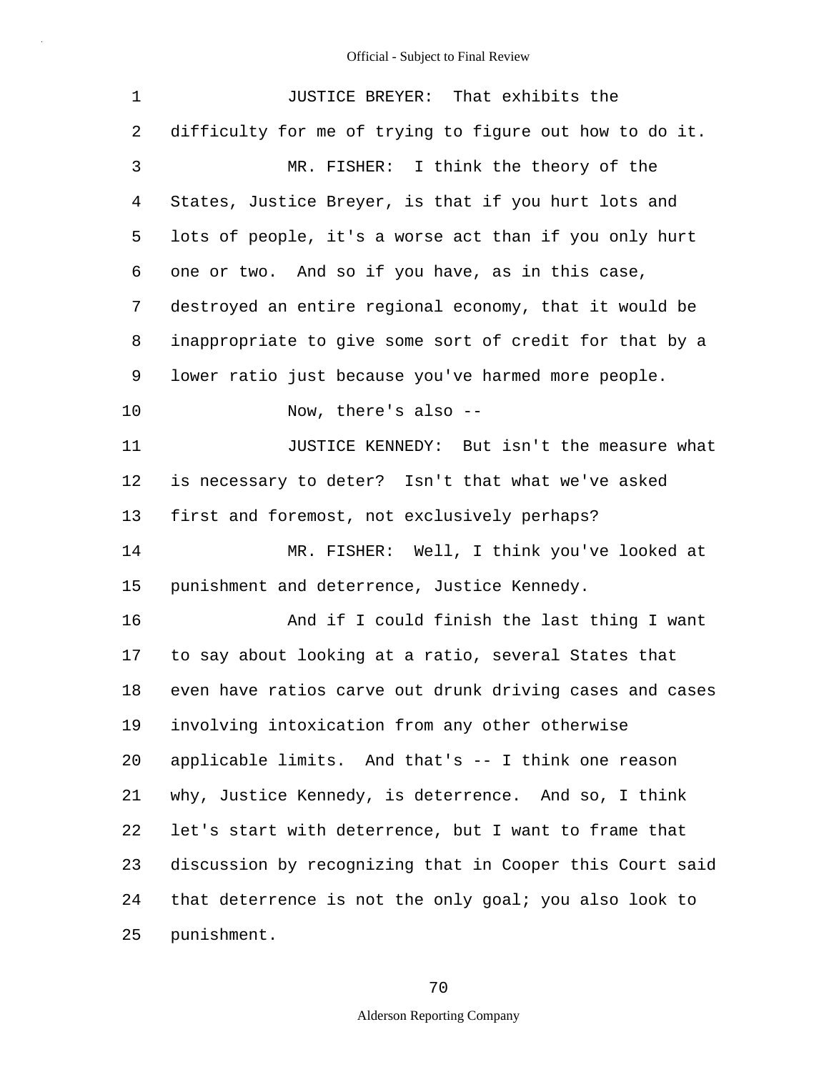JUSTICE BREYER: That exhibits the difficulty for me of trying to figure out how to do it.

MR. FISHER: I think the theory of the States, Justice Breyer, is that if you hurt lots and lots of people, it's a worse act than if you only hurt one or two. And so if you have, as in this case, destroyed an entire regional economy, that it would be inappropriate to give some sort of credit for that by a lower ratio just because you've harmed more people.

Now, there's also --

JUSTICE KENNEDY: But isn't the measure what is necessary to deter? Isn't that what we've asked first and foremost, not exclusively perhaps?

MR. FISHER: Well, I think you've looked at punishment and deterrence, Justice Kennedy.

And if I could finish the last thing I want to say about looking at a ratio, several States that even have ratios carve out drunk driving cases and cases involving intoxication from any other otherwise applicable limits. And that's -- I think one reason why, Justice Kennedy, is deterrence. And so, I think let's start with deterrence, but I want to frame that discussion by recognizing that in Cooper this Court said that deterrence is not the only goal; you also look to punishment.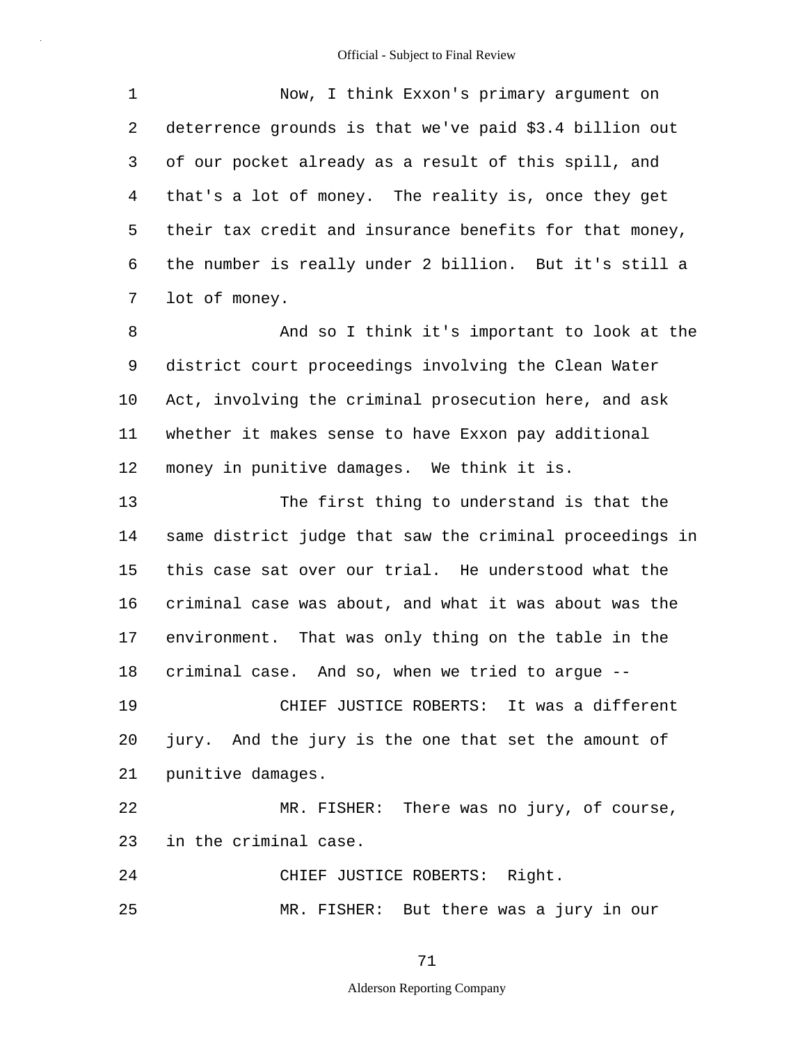Now, I think Exxon's primary argument on deterrence grounds is that we've paid $3.4 billion out of our pocket already as a result of this spill, and that's a lot of money. The reality is, once they get their tax credit and insurance benefits for that money, the number is really under 2 billion. But it's still a lot of money.

And so I think it's important to look at the district court proceedings involving the Clean Water Act, involving the criminal prosecution here, and ask whether it makes sense to have Exxon pay additional money in punitive damages. We think it is.

The first thing to understand is that the same district judge that saw the criminal proceedings in this case sat over our trial. He understood what the criminal case was about, and what it was about was the environment. That was only thing on the table in the criminal case. And so, when we tried to argue --

CHIEF JUSTICE ROBERTS: It was a different jury. And the jury is the one that set the amount of punitive damages.

MR. FISHER: There was no jury, of course, in the criminal case.

CHIEF JUSTICE ROBERTS: Right.

MR. FISHER: But there was a jury in our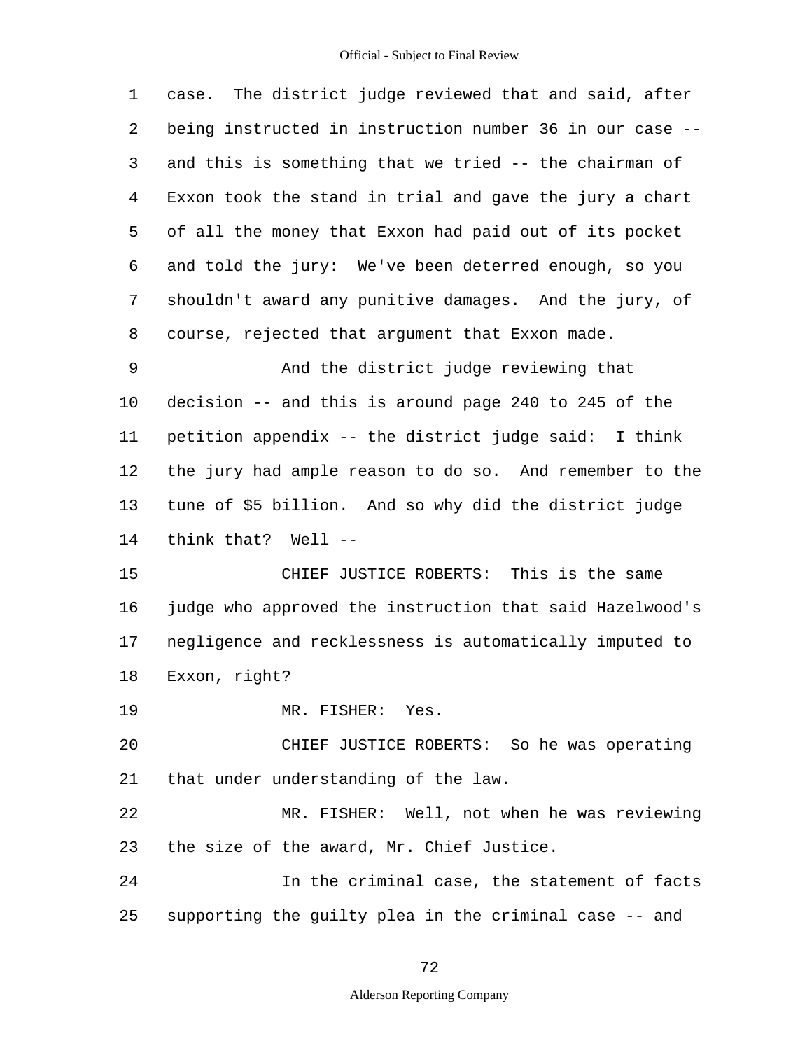case. The district judge reviewed that and said, after being instructed in instruction number 36 in our case -- and this is something that we tried -- the chairman of Exxon took the stand in trial and gave the jury a chart of all the money that Exxon had paid out of its pocket and told the jury: We've been deterred enough, so you shouldn't award any punitive damages. And the jury, of course, rejected that argument that Exxon made.

And the district judge reviewing that decision -- and this is around page 240 to 245 of the petition appendix -- the district judge said: I think the jury had ample reason to do so. And remember to the tune of $5 billion. And so why did the district judge think that? Well --

CHIEF JUSTICE ROBERTS: This is the same judge who approved the instruction that said Hazelwood's negligence and recklessness is automatically imputed to Exxon, right?

MR. FISHER: Yes.

CHIEF JUSTICE ROBERTS: So he was operating that under understanding of the law.

MR. FISHER: Well, not when he was reviewing the size of the award, Mr. Chief Justice.

In the criminal case, the statement of facts supporting the guilty plea in the criminal case -- and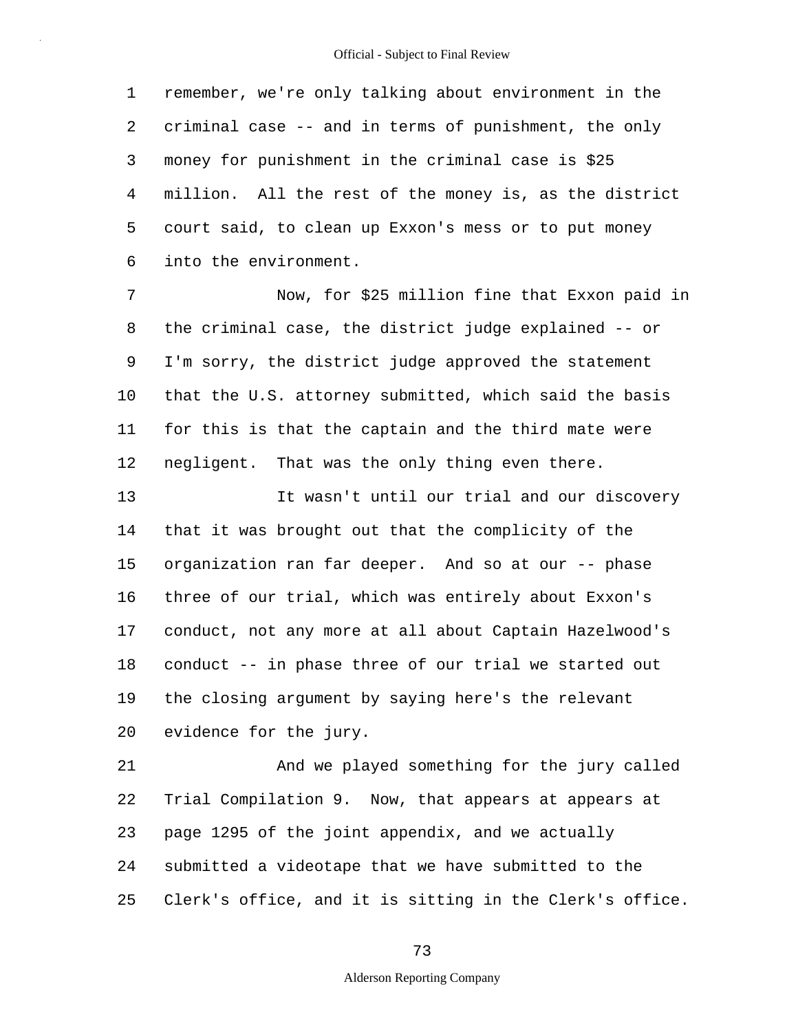remember, we're only talking about environment in the criminal case -- and in terms of punishment, the only money for punishment in the criminal case is $25 million. All the rest of the money is, as the district court said, to clean up Exxon's mess or to put money into the environment.

Now, for $25 million fine that Exxon paid in the criminal case, the district judge explained -- or I'm sorry, the district judge approved the statement that the U.S. attorney submitted, which said the basis for this is that the captain and the third mate were negligent. That was the only thing even there.

It wasn't until our trial and our discovery that it was brought out that the complicity of the organization ran far deeper. And so at our -- phase three of our trial, which was entirely about Exxon's conduct, not any more at all about Captain Hazelwood's conduct -- in phase three of our trial we started out the closing argument by saying here's the relevant evidence for the jury.

And we played something for the jury called Trial Compilation 9. Now, that appears at appears at page 1295 of the joint appendix, and we actually submitted a videotape that we have submitted to the Clerk's office, and it is sitting in the Clerk's office.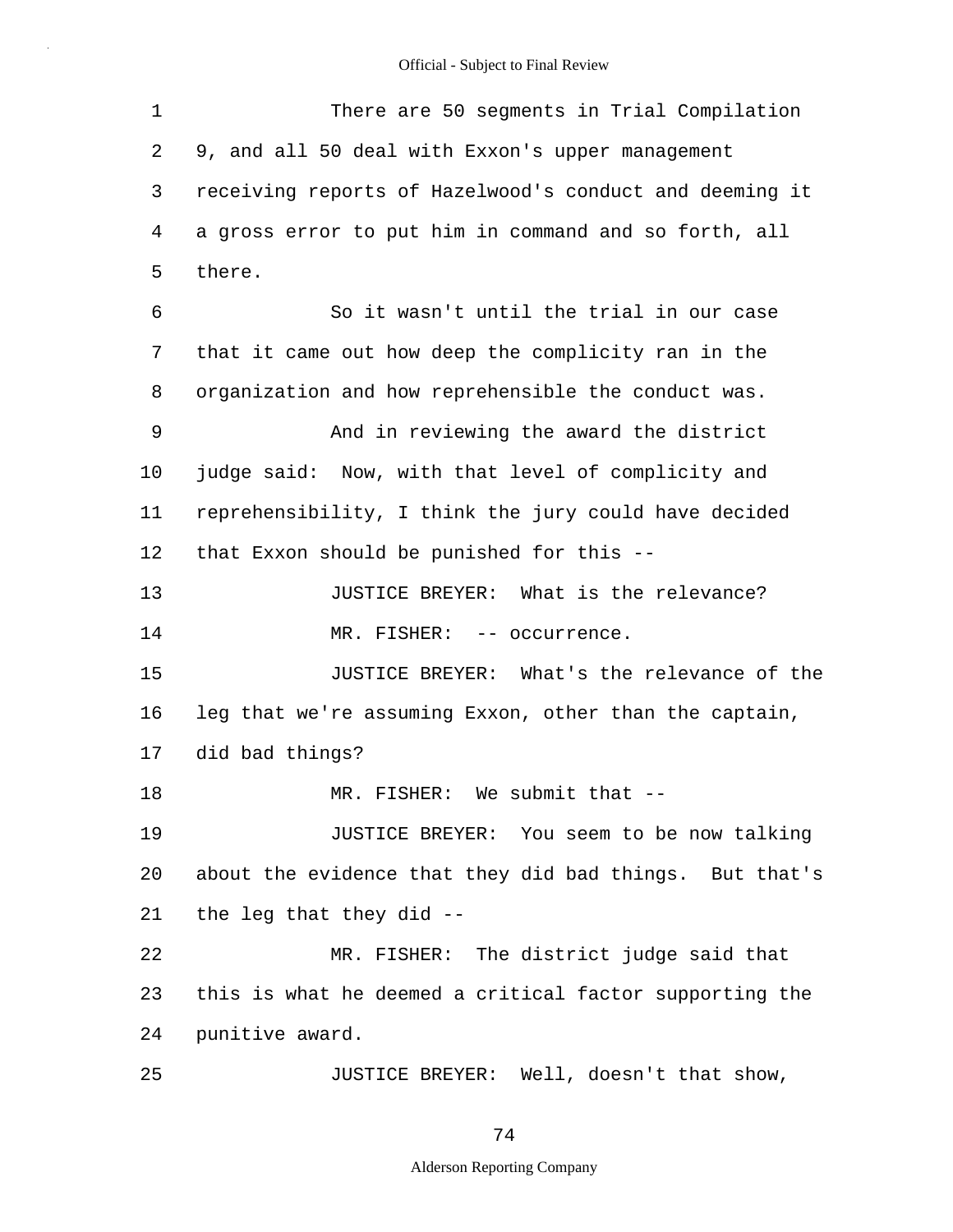There are 50 segments in Trial Compilation 9, and all 50 deal with Exxon's upper management receiving reports of Hazelwood's conduct and deeming it a gross error to put him in command and so forth, all there.

So it wasn't until the trial in our case that it came out how deep the complicity ran in the organization and how reprehensible the conduct was.

And in reviewing the award the district judge said: Now, with that level of complicity and reprehensibility, I think the jury could have decided that Exxon should be punished for this --

JUSTICE BREYER: What is the relevance?

MR. FISHER: -- occurrence.

JUSTICE BREYER: What's the relevance of the leg that we're assuming Exxon, other than the captain, did bad things?

MR. FISHER: We submit that --

JUSTICE BREYER: You seem to be now talking about the evidence that they did bad things. But that's the leg that they did --

MR. FISHER: The district judge said that this is what he deemed a critical factor supporting the punitive award.

JUSTICE BREYER: Well, doesn't that show,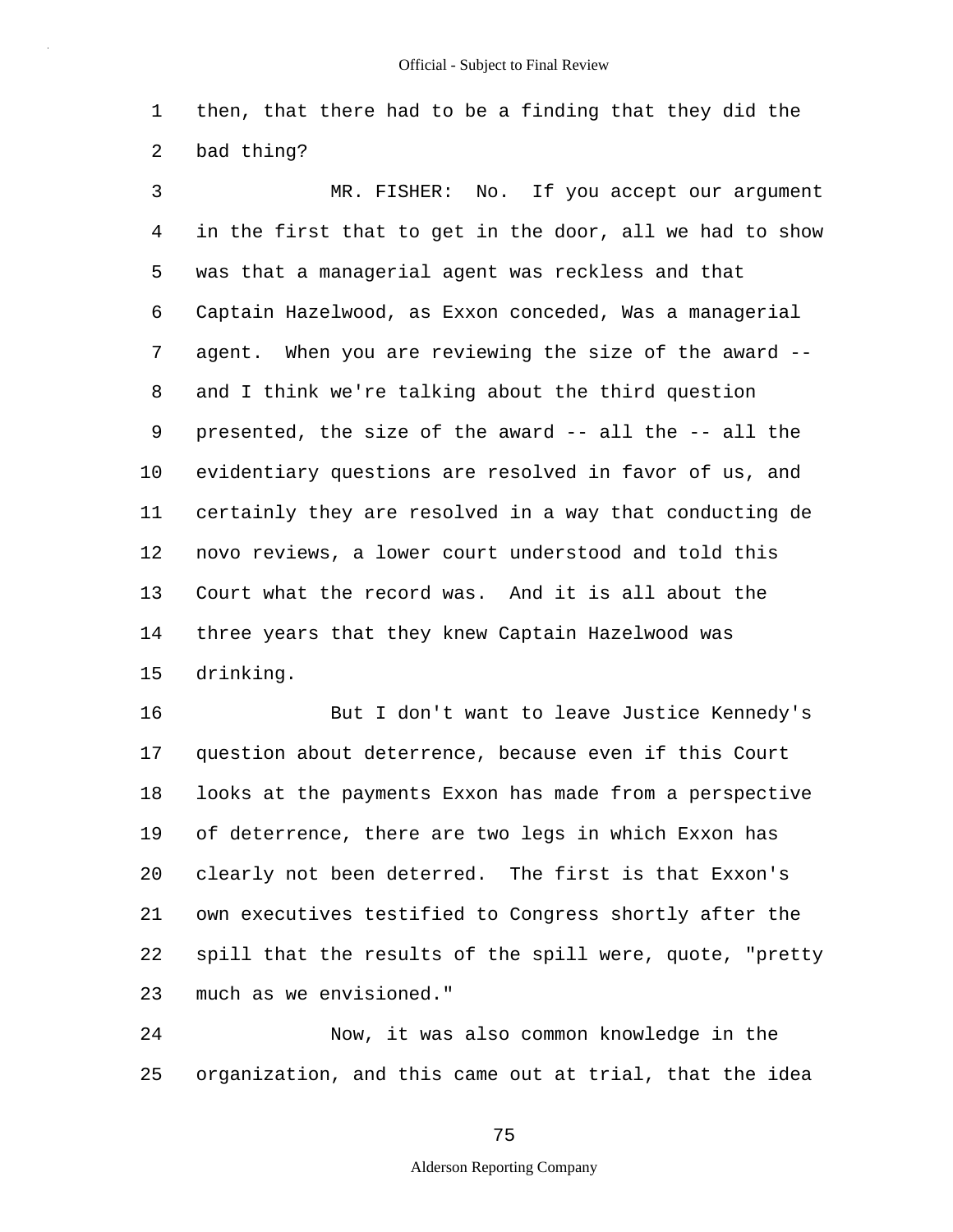then, that there had to be a finding that they did the bad thing?

MR. FISHER: No. If you accept our argument in the first that to get in the door, all we had to show was that a managerial agent was reckless and that Captain Hazelwood, as Exxon conceded, Was a managerial agent. When you are reviewing the size of the award -- and I think we're talking about the third question presented, the size of the award -- all the -- all the evidentiary questions are resolved in favor of us, and certainly they are resolved in a way that conducting de novo reviews, a lower court understood and told this Court what the record was. And it is all about the three years that they knew Captain Hazelwood was drinking.

But I don't want to leave Justice Kennedy's question about deterrence, because even if this Court looks at the payments Exxon has made from a perspective of deterrence, there are two legs in which Exxon has clearly not been deterred. The first is that Exxon's own executives testified to Congress shortly after the spill that the results of the spill were, quote, "pretty much as we envisioned."

Now, it was also common knowledge in the organization, and this came out at trial, that the idea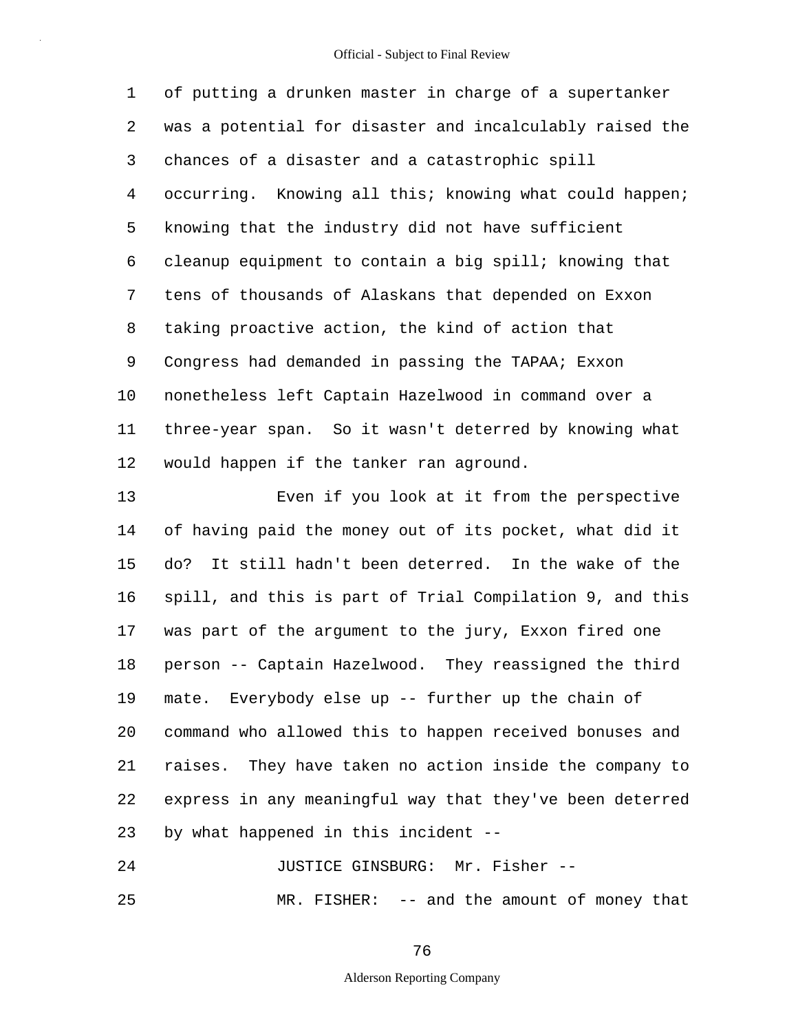of putting a drunken master in charge of a supertanker was a potential for disaster and incalculably raised the chances of a disaster and a catastrophic spill occurring. Knowing all this; knowing what could happen; knowing that the industry did not have sufficient cleanup equipment to contain a big spill; knowing that tens of thousands of Alaskans that depended on Exxon taking proactive action, the kind of action that Congress had demanded in passing the TAPAA; Exxon nonetheless left Captain Hazelwood in command over a three-year span. So it wasn't deterred by knowing what would happen if the tanker ran aground.

Even if you look at it from the perspective of having paid the money out of its pocket, what did it do? It still hadn't been deterred. In the wake of the spill, and this is part of Trial Compilation 9, and this was part of the argument to the jury, Exxon fired one person -- Captain Hazelwood. They reassigned the third mate. Everybody else up -- further up the chain of command who allowed this to happen received bonuses and raises. They have taken no action inside the company to express in any meaningful way that they've been deterred by what happened in this incident --

JUSTICE GINSBURG: Mr. Fisher --

MR. FISHER: -- and the amount of money that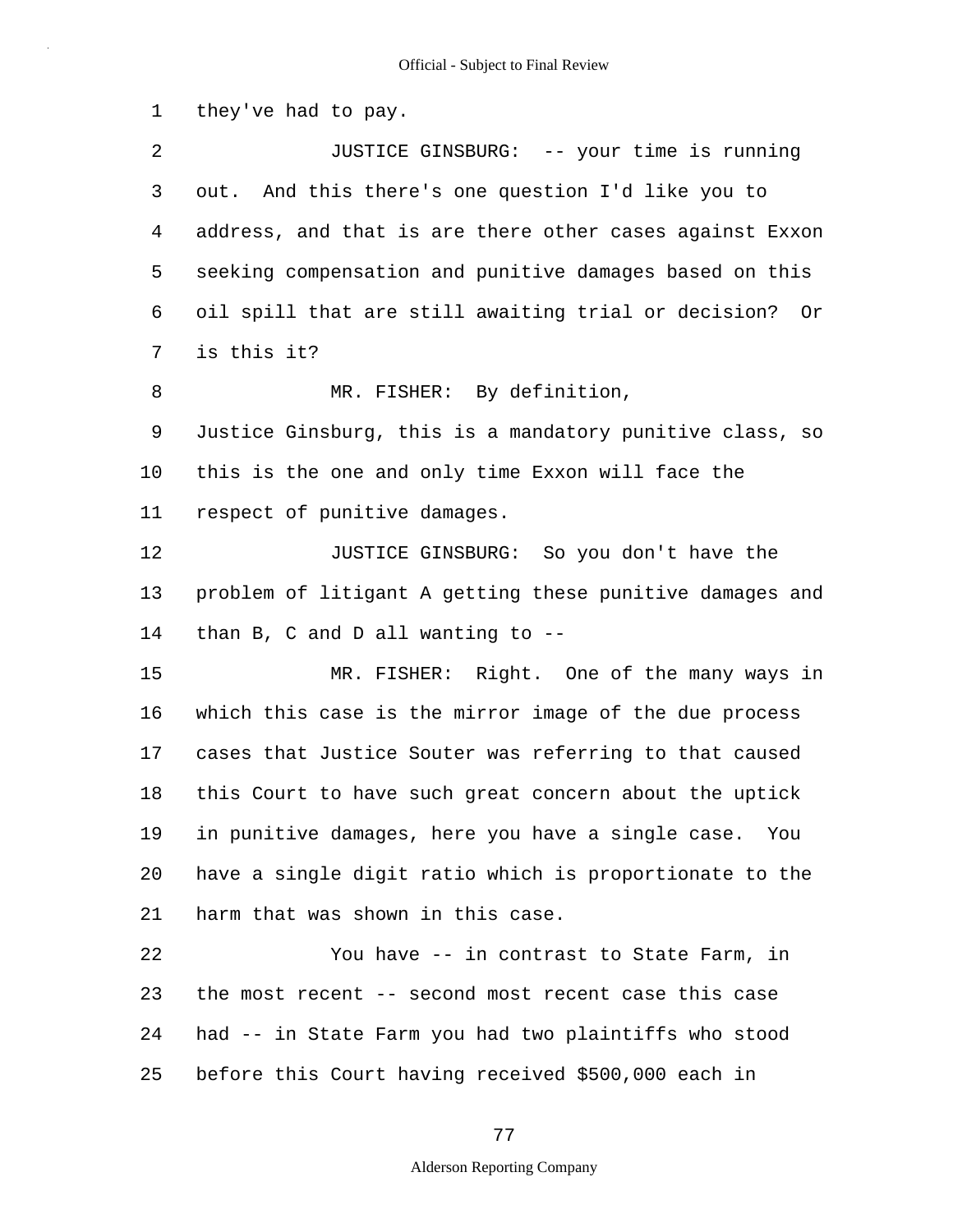they've had to pay.

JUSTICE GINSBURG: -- your time is running out. And this there's one question I'd like you to address, and that is are there other cases against Exxon seeking compensation and punitive damages based on this oil spill that are still awaiting trial or decision? Or is this it?

MR. FISHER: By definition, Justice Ginsburg, this is a mandatory punitive class, so this is the one and only time Exxon will face the respect of punitive damages.

JUSTICE GINSBURG: So you don't have the problem of litigant A getting these punitive damages and than B, C and D all wanting to --

MR. FISHER: Right. One of the many ways in which this case is the mirror image of the due process cases that Justice Souter was referring to that caused this Court to have such great concern about the uptick in punitive damages, here you have a single case. You have a single digit ratio which is proportionate to the harm that was shown in this case.

You have -- in contrast to State Farm, in the most recent -- second most recent case this case had -- in State Farm you had two plaintiffs who stood before this Court having received $500,000 each in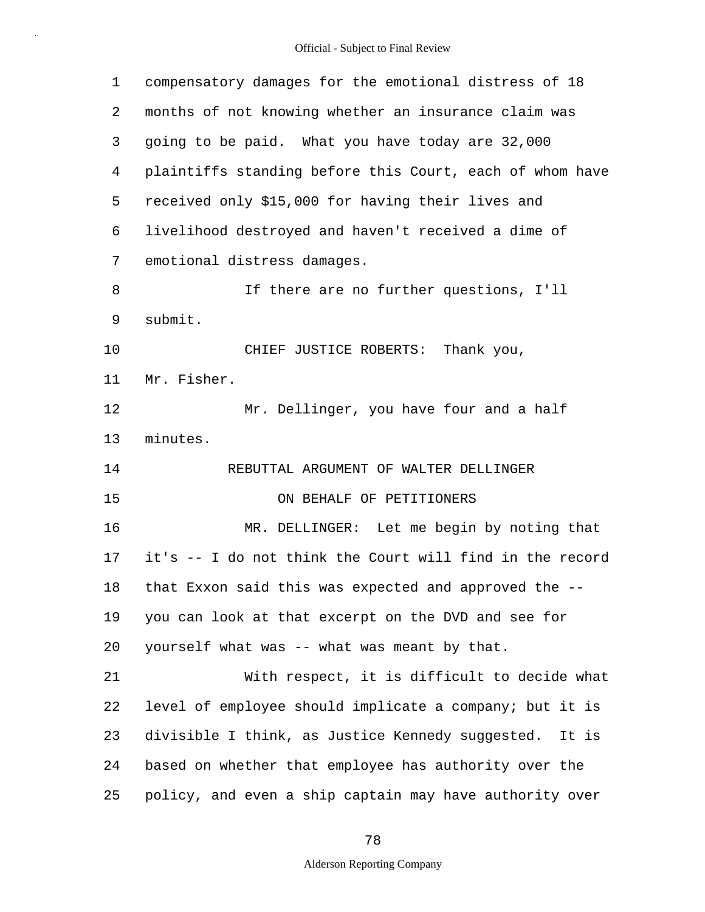compensatory damages for the emotional distress of 18 months of not knowing whether an insurance claim was going to be paid. What you have today are 32,000 plaintiffs standing before this Court, each of whom have received only $15,000 for having their lives and livelihood destroyed and haven't received a dime of emotional distress damages.

If there are no further questions, I'll submit.

CHIEF JUSTICE ROBERTS: Thank you, Mr. Fisher.

Mr. Dellinger, you have four and a half minutes.

REBUTTAL ARGUMENT OF WALTER DELLINGER

ON BEHALF OF PETITIONERS

MR. DELLINGER: Let me begin by noting that it's -- I do not think the Court will find in the record that Exxon said this was expected and approved the -- you can look at that excerpt on the DVD and see for yourself what was -- what was meant by that.

With respect, it is difficult to decide what level of employee should implicate a company; but it is divisible I think, as Justice Kennedy suggested. It is based on whether that employee has authority over the policy, and even a ship captain may have authority over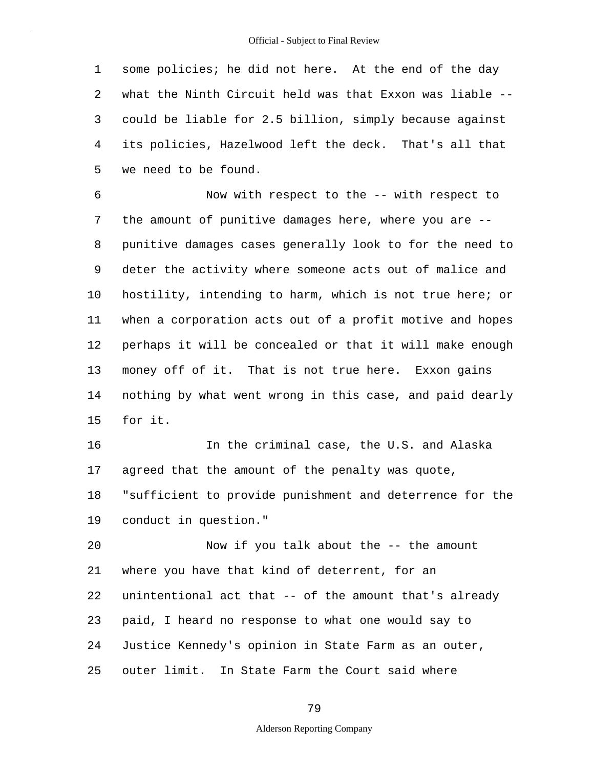1 some policies; he did not here. At the end of the day
2 what the Ninth Circuit held was that Exxon was liable --
3 could be liable for 2.5 billion, simply because against
4 its policies, Hazelwood left the deck. That's all that
5 we need to be found.

6 Now with respect to the -- with respect to
7 the amount of punitive damages here, where you are --
8 punitive damages cases generally look to for the need to
9 deter the activity where someone acts out of malice and
10 hostility, intending to harm, which is not true here; or
11 when a corporation acts out of a profit motive and hopes
12 perhaps it will be concealed or that it will make enough
13 money off of it. That is not true here. Exxon gains
14 nothing by what went wrong in this case, and paid dearly
15 for it.

16 In the criminal case, the U.S. and Alaska
17 agreed that the amount of the penalty was quote,
18 "sufficient to provide punishment and deterrence for the
19 conduct in question."

20 Now if you talk about the -- the amount
21 where you have that kind of deterrent, for an
22 unintentional act that -- of the amount that's already
23 paid, I heard no response to what one would say to
24 Justice Kennedy's opinion in State Farm as an outer,
25 outer limit. In State Farm the Court said where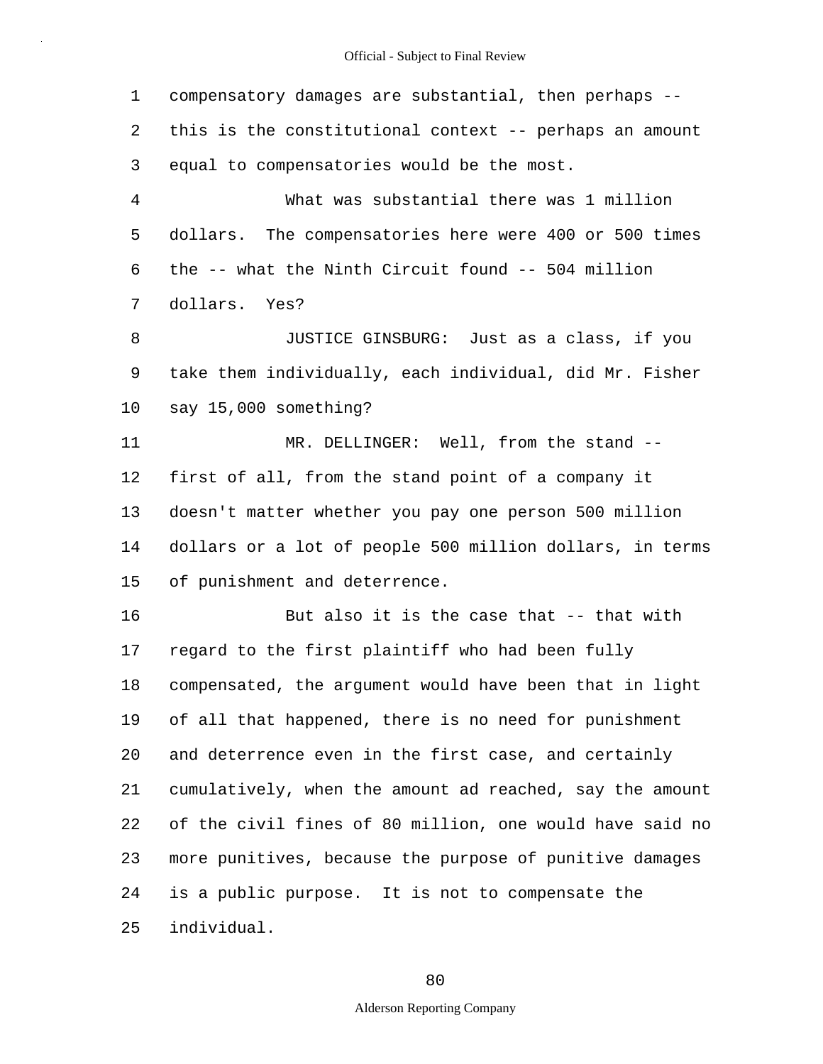compensatory damages are substantial, then perhaps -- this is the constitutional context -- perhaps an amount equal to compensatories would be the most.

What was substantial there was 1 million dollars. The compensatories here were 400 or 500 times the -- what the Ninth Circuit found -- 504 million dollars. Yes?

JUSTICE GINSBURG: Just as a class, if you take them individually, each individual, did Mr. Fisher say 15,000 something?

MR. DELLINGER: Well, from the stand -- first of all, from the stand point of a company it doesn't matter whether you pay one person 500 million dollars or a lot of people 500 million dollars, in terms of punishment and deterrence.

But also it is the case that -- that with regard to the first plaintiff who had been fully compensated, the argument would have been that in light of all that happened, there is no need for punishment and deterrence even in the first case, and certainly cumulatively, when the amount ad reached, say the amount of the civil fines of 80 million, one would have said no more punitives, because the purpose of punitive damages is a public purpose. It is not to compensate the individual.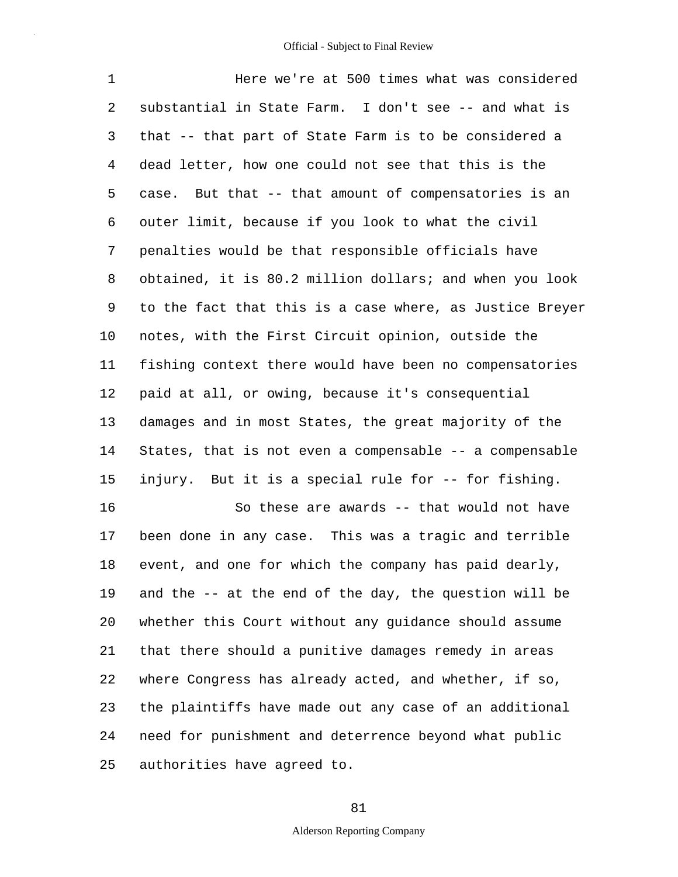Here we're at 500 times what was considered substantial in State Farm. I don't see -- and what is that -- that part of State Farm is to be considered a dead letter, how one could not see that this is the case. But that -- that amount of compensatories is an outer limit, because if you look to what the civil penalties would be that responsible officials have obtained, it is 80.2 million dollars; and when you look to the fact that this is a case where, as Justice Breyer notes, with the First Circuit opinion, outside the fishing context there would have been no compensatories paid at all, or owing, because it's consequential damages and in most States, the great majority of the States, that is not even a compensable -- a compensable injury. But it is a special rule for -- for fishing.

So these are awards -- that would not have been done in any case. This was a tragic and terrible event, and one for which the company has paid dearly, and the -- at the end of the day, the question will be whether this Court without any guidance should assume that there should a punitive damages remedy in areas where Congress has already acted, and whether, if so, the plaintiffs have made out any case of an additional need for punishment and deterrence beyond what public authorities have agreed to.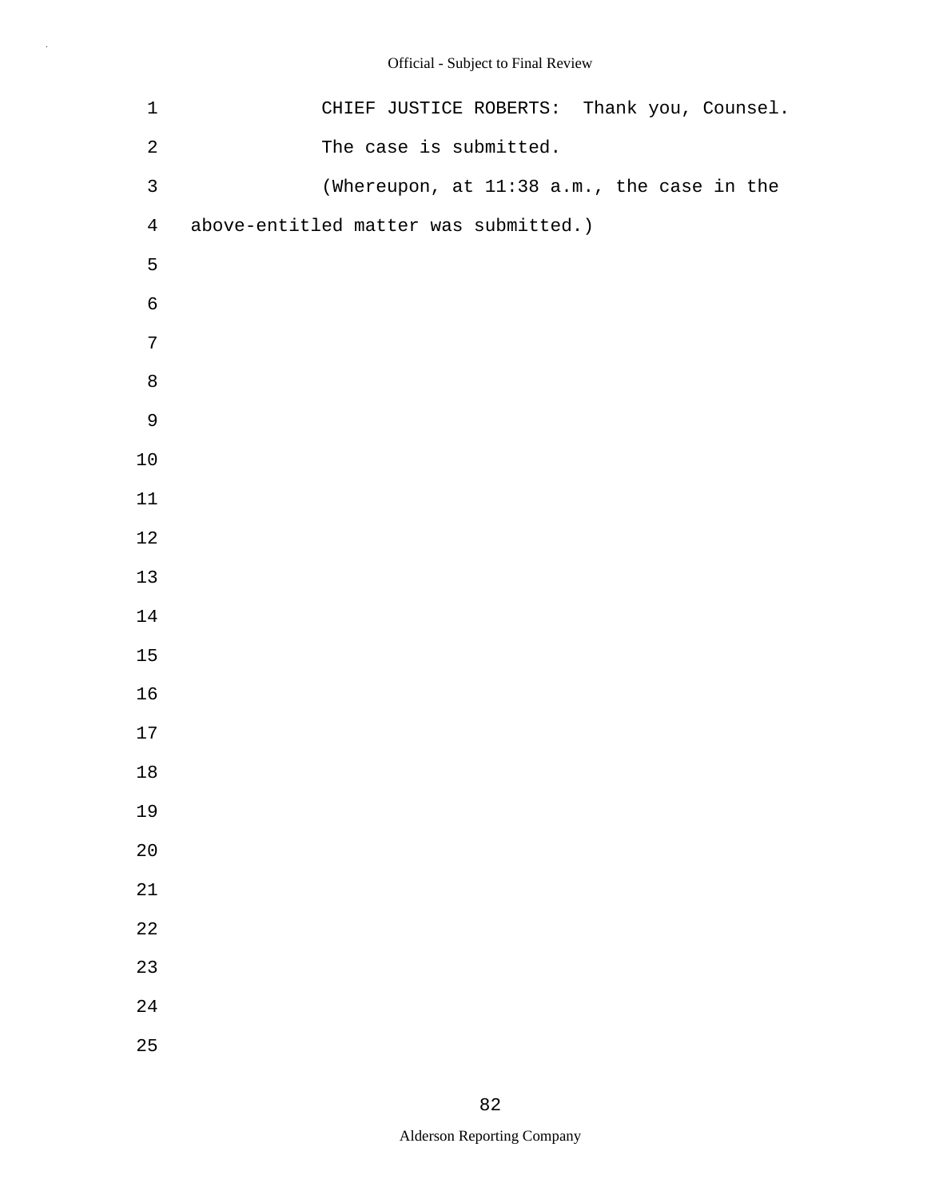CHIEF JUSTICE ROBERTS: Thank you, Counsel. The case is submitted.

(Whereupon, at 11:38 a.m., the case in the above-entitled matter was submitted.)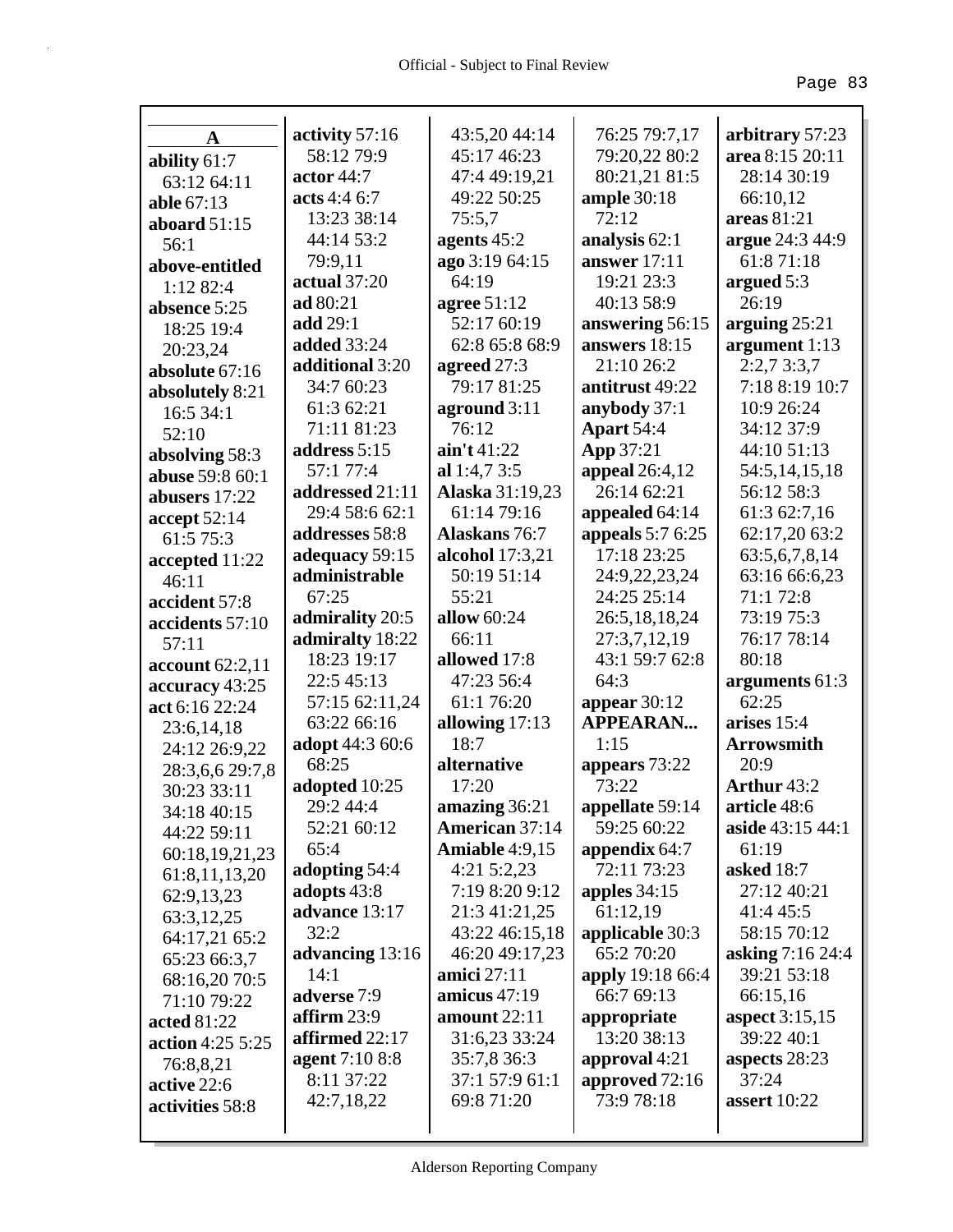## A

**ability** 61:7 63:12 64:11
**able** 67:13
**aboard** 51:15 56:1
**above-entitled** 1:12 82:4
**absence** 5:25 18:25 19:4 20:23,24
**absolute** 67:16
**absolutely** 8:21 16:5 34:1 52:10
**absolving** 58:3
**abuse** 59:8 60:1
**abusers** 17:22
**accept** 52:14 61:5 75:3
**accepted** 11:22 46:11
**accident** 57:8
**accidents** 57:10 57:11
**account** 62:2,11
**accuracy** 43:25
**act** 6:16 22:24 23:6,14,18 24:12 26:9,22 28:3,6,6 29:7,8 30:23 33:11 34:18 40:15 44:22 59:11 60:18,19,21,23 61:8,11,13,20 62:9,13,23 63:3,12,25 64:17,21 65:2 65:23 66:3,7 68:16,20 70:5 71:10 79:22
**acted** 81:22
**action** 4:25 5:25 76:8,8,21
**active** 22:6
**activities** 58:8
**activity** 57:16 58:12 79:9
**actor** 44:7
**acts** 4:4 6:7 13:23 38:14 44:14 53:2 79:9,11
**actual** 37:20
**ad** 80:21
**add** 29:1
**added** 33:24
**additional** 3:20 34:7 60:23 61:3 62:21 71:11 81:23
**address** 5:15 57:1 77:4
**addressed** 21:11 29:4 58:6 62:1
**addresses** 58:8
**adequacy** 59:15
**administrable** 67:25
**admirality** 20:5
**admiralty** 18:22 18:23 19:17 22:5 45:13 57:15 62:11,24 63:22 66:16
**adopt** 44:3 60:6 68:25
**adopted** 10:25 29:2 44:4 52:21 60:12 65:4
**adopting** 54:4
**adopts** 43:8
**advance** 13:17 32:2
**advancing** 13:16 14:1
**adverse** 7:9
**affirm** 23:9
**affirmed** 22:17
**agent** 7:10 8:8 8:11 37:22 42:7,18,22 43:5,20 44:14 45:17 46:23 47:4 49:19,21 49:22 50:25 75:5,7
**agents** 45:2
**ago** 3:19 64:15 64:19
**agree** 51:12 52:17 60:19 62:8 65:8 68:9
**agreed** 27:3 79:17 81:25
**aground** 3:11 76:12
**ain't** 41:22
**al** 1:4,7 3:5
**Alaska** 31:19,23 61:14 79:16
**Alaskans** 76:7
**alcohol** 17:3,21 50:19 51:14 55:21
**allow** 60:24 66:11
**allowed** 17:8 47:23 56:4 61:1 76:20
**allowing** 17:13 18:7
**alternative** 17:20
**amazing** 36:21
**American** 37:14
**Amiable** 4:9,15 4:21 5:2,23 7:19 8:20 9:12 21:3 41:21,25 43:22 46:15,18 46:20 49:17,23
**amici** 27:11
**amicus** 47:19
**amount** 22:11 31:6,23 33:24 35:7,8 36:3 37:1 57:9 61:1 69:8 71:20 76:25 79:7,17 79:20,22 80:2 80:21,21 81:5
**ample** 30:18 72:12
**analysis** 62:1
**answer** 17:11 19:21 23:3 40:13 58:9
**answering** 56:15
**answers** 18:15 21:10 26:2
**antitrust** 49:22
**anybody** 37:1
**Apart** 54:4
**App** 37:21
**appeal** 26:4,12 26:14 62:21
**appealed** 64:14
**appeals** 5:7 6:25 17:18 23:25 24:9,22,23,24 24:25 25:14 26:5,18,18,24 27:3,7,12,19 43:1 59:7 62:8 64:3
**appear** 30:12
**APPEARAN...** 1:15
**appears** 73:22 73:22
**appellate** 59:14 59:25 60:22
**appendix** 64:7 72:11 73:23
**apples** 34:15 61:12,19
**applicable** 30:3 65:2 70:20
**apply** 19:18 66:4 66:7 69:13
**appropriate** 13:20 38:13
**approval** 4:21
**approved** 72:16 73:9 78:18
**arbitrary** 57:23
**area** 8:15 20:11 28:14 30:19 66:10,12
**areas** 81:21
**argue** 24:3 44:9 61:8 71:18
**argued** 5:3 26:19
**arguing** 25:21
**argument** 1:13 2:2,7 3:3,7 7:18 8:19 10:7 10:9 26:24 34:12 37:9 44:10 51:13 54:5,14,15,18 56:12 58:3 61:3 62:7,16 62:17,20 63:2 63:5,6,7,8,14 63:16 66:6,23 71:1 72:8 73:19 75:3 76:17 78:14 80:18
**arguments** 61:3 62:25
**arises** 15:4
**Arrowsmith** 20:9
**Arthur** 43:2
**article** 48:6
**aside** 43:15 44:1 61:19
**asked** 18:7 27:12 40:21 41:4 45:5 58:15 70:12
**asking** 7:16 24:4 39:21 53:18 66:15,16
**aspect** 3:15,15 39:22 40:1
**aspects** 28:23 37:24
**assert** 10:22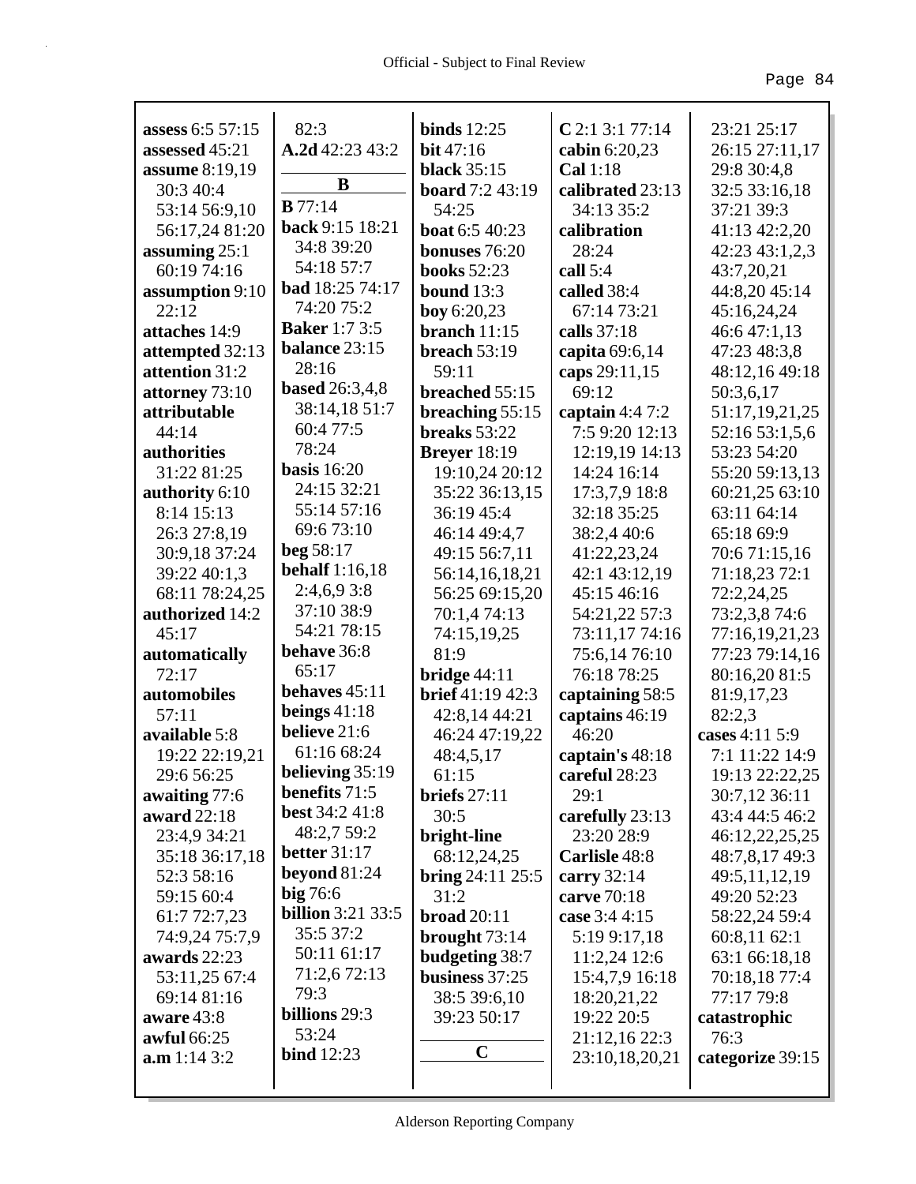**assess** 6:5 57:15
**assessed** 45:21
**assume** 8:19,19 30:3 40:4 53:14 56:9,10 56:17,24 81:20
**assuming** 25:1 60:19 74:16
**assumption** 9:10 22:12
**attaches** 14:9
**attempted** 32:13
**attention** 31:2
**attorney** 73:10
**attributable** 44:14
**authorities** 31:22 81:25
**authority** 6:10 8:14 15:13 26:3 27:8,19 30:9,18 37:24 39:22 40:1,3 68:11 78:24,25
**authorized** 14:2 45:17
**automatically** 72:17
**automobiles** 57:11
**available** 5:8 19:22 22:19,21 29:6 56:25
**awaiting** 77:6
**award** 22:18 23:4,9 34:21 35:18 36:17,18 52:3 58:16 59:15 60:4 61:7 72:7,23 74:9,24 75:7,9
**awards** 22:23 53:11,25 67:4 69:14 81:16
**aware** 43:8
**awful** 66:25
**a.m** 1:14 3:2 82:3
**A.2d** 42:23 43:2

## B

**B** 77:14
**back** 9:15 18:21 34:8 39:20 54:18 57:7
**bad** 18:25 74:17 74:20 75:2
**Baker** 1:7 3:5
**balance** 23:15 28:16
**based** 26:3,4,8 38:14,18 51:7 60:4 77:5 78:24
**basis** 16:20 24:15 32:21 55:14 57:16 69:6 73:10
**beg** 58:17
**behalf** 1:16,18 2:4,6,9 3:8 37:10 38:9 54:21 78:15
**behave** 36:8 65:17
**behaves** 45:11
**beings** 41:18
**believe** 21:6 61:16 68:24
**believing** 35:19
**benefits** 71:5
**best** 34:2 41:8 48:2,7 59:2
**better** 31:17
**beyond** 81:24
**big** 76:6
**billion** 3:21 33:5 35:5 37:2 50:11 61:17 71:2,6 72:13 79:3
**billions** 29:3 53:24
**bind** 12:23
**binds** 12:25
**bit** 47:16
**black** 35:15
**board** 7:2 43:19 54:25
**boat** 6:5 40:23
**bonuses** 76:20
**books** 52:23
**bound** 13:3
**boy** 6:20,23
**branch** 11:15
**breach** 53:19 59:11
**breached** 55:15
**breaching** 55:15
**breaks** 53:22
**Breyer** 18:19 19:10,24 20:12 35:22 36:13,15 36:19 45:4 46:14 49:4,7 49:15 56:7,11 56:14,16,18,21 56:25 69:15,20 70:1,4 74:13 74:15,19,25 81:9
**bridge** 44:11
**brief** 41:19 42:3 42:8,14 44:21 46:24 47:19,22 48:4,5,17 61:15
**briefs** 27:11 30:5
**bright-line** 68:12,24,25
**bring** 24:11 25:5 31:2
**broad** 20:11
**brought** 73:14
**budgeting** 38:7
**business** 37:25 38:5 39:6,10 39:23 50:17

## C

**C** 2:1 3:1 77:14
**cabin** 6:20,23
**Cal** 1:18
**calibrated** 23:13 34:13 35:2
**calibration** 28:24
**call** 5:4
**called** 38:4 67:14 73:21
**calls** 37:18
**capita** 69:6,14
**caps** 29:11,15 69:12
**captain** 4:4 7:2 7:5 9:20 12:13 12:19,19 14:13 14:24 16:14 17:3,7,9 18:8 32:18 35:25 38:2,4 40:6 41:22,23,24 42:1 43:12,19 45:15 46:16 54:21,22 57:3 73:11,17 74:16 75:6,14 76:10 76:18 78:25
**captaining** 58:5
**captains** 46:19 46:20
**captain's** 48:18
**careful** 28:23 29:1
**carefully** 23:13 23:20 28:9
**Carlisle** 48:8
**carry** 32:14
**carve** 70:18
**case** 3:4 4:15 5:19 9:17,18 11:2,24 12:6 15:4,7,9 16:18 18:20,21,22 19:22 20:5 21:12,16 22:3 23:10,18,20,21 23:21 25:17 26:15 27:11,17 29:8 30:4,8 32:5 33:16,18 37:21 39:3 41:13 42:2,20 42:23 43:1,2,3 43:7,20,21 44:8,20 45:14 45:16,24,24 46:6 47:1,13 47:23 48:3,8 48:12,16 49:18 50:3,6,17 51:17,19,21,25 52:16 53:1,5,6 53:23 54:20 55:20 59:13,13 60:21,25 63:10 63:11 64:14 65:18 69:9 70:6 71:15,16 71:18,23 72:1 72:2,24,25 73:2,3,8 74:6 77:16,19,21,23 77:23 79:14,16 80:16,20 81:5 81:9,17,23 82:2,3
**cases** 4:11 5:9 7:1 11:22 14:9 19:13 22:22,25 30:7,12 36:11 43:4 44:5 46:2 46:12,22,25,25 48:7,8,17 49:3 49:5,11,12,19 49:20 52:23 58:22,24 59:4 60:8,11 62:1 63:1 66:18,18 70:18,18 77:4 77:17 79:8
**catastrophic** 76:3
**categorize** 39:15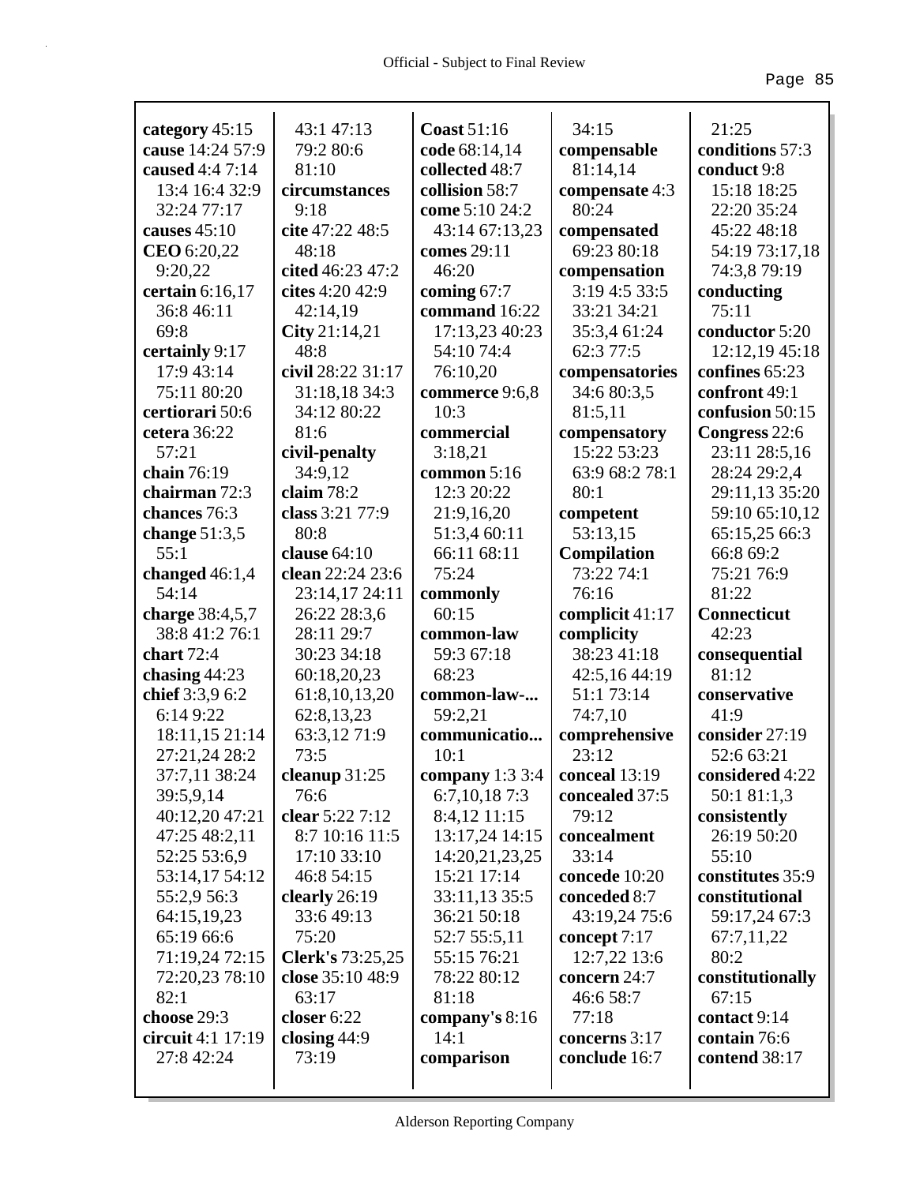**category** 45:15
**cause** 14:24 57:9
**caused** 4:4 7:14 13:4 16:4 32:9 32:24 77:17
**causes** 45:10
**CEO** 6:20,22 9:20,22
**certain** 6:16,17 36:8 46:11 69:8
**certainly** 9:17 17:9 43:14 75:11 80:20
**certiorari** 50:6
**cetera** 36:22 57:21
**chain** 76:19
**chairman** 72:3
**chances** 76:3
**change** 51:3,5 55:1
**changed** 46:1,4 54:14
**charge** 38:4,5,7 38:8 41:2 76:1
**chart** 72:4
**chasing** 44:23
**chief** 3:3,9 6:2 6:14 9:22 18:11,15 21:14 27:21,24 28:2 37:7,11 38:24 39:5,9,14 40:12,20 47:21 47:25 48:2,11 52:25 53:6,9 53:14,17 54:12 55:2,9 56:3 64:15,19,23 65:19 66:6 71:19,24 72:15 72:20,23 78:10 82:1
**choose** 29:3
**circuit** 4:1 17:19 27:8 42:24 43:1 47:13 79:2 80:6 81:10
**circumstances** 9:18
**cite** 47:22 48:5 48:18
**cited** 46:23 47:2
**cites** 4:20 42:9 42:14,19
**City** 21:14,21 48:8
**civil** 28:22 31:17 31:18,18 34:3 34:12 80:22 81:6
**civil-penalty** 34:9,12
**claim** 78:2
**class** 3:21 77:9 80:8
**clause** 64:10
**clean** 22:24 23:6 23:14,17 24:11 26:22 28:3,6 28:11 29:7 30:23 34:18 60:18,20,23 61:8,10,13,20 62:8,13,23 63:3,12 71:9 73:5
**cleanup** 31:25 76:6
**clear** 5:22 7:12 8:7 10:16 11:5 17:10 33:10 46:8 54:15
**clearly** 26:19 33:6 49:13 75:20
**Clerk's** 73:25,25
**close** 35:10 48:9 63:17
**closer** 6:22
**closing** 44:9 73:19
**Coast** 51:16
**code** 68:14,14
**collected** 48:7
**collision** 58:7
**come** 5:10 24:2 43:14 67:13,23
**comes** 29:11 46:20
**coming** 67:7
**command** 16:22 17:13,23 40:23 54:10 74:4 76:10,20
**commerce** 9:6,8 10:3
**commercial** 3:18,21
**common** 5:16 12:3 20:22 21:9,16,20 51:3,4 60:11 66:11 68:11 75:24
**commonly** 60:15
**common-law** 59:3 67:18 68:23
**common-law-...** 59:2,21
**communicatio...** 10:1
**company** 1:3 3:4 6:7,10,18 7:3 8:4,12 11:15 13:17,24 14:15 14:20,21,23,25 15:21 17:14 33:11,13 35:5 36:21 50:18 52:7 55:5,11 55:15 76:21 78:22 80:12 81:18
**company's** 8:16 14:1
**comparison** 34:15
**compensable** 81:14,14
**compensate** 4:3 80:24
**compensated** 69:23 80:18
**compensation** 3:19 4:5 33:5 33:21 34:21 35:3,4 61:24 62:3 77:5
**compensatories** 34:6 80:3,5 81:5,11
**compensatory** 15:22 53:23 63:9 68:2 78:1 80:1
**competent** 53:13,15
**Compilation** 73:22 74:1 76:16
**complicit** 41:17
**complicity** 38:23 41:18 42:5,16 44:19 51:1 73:14 74:7,10
**comprehensive** 23:12
**conceal** 13:19
**concealed** 37:5 79:12
**concealment** 33:14
**concede** 10:20
**conceded** 8:7 43:19,24 75:6
**concept** 7:17 12:7,22 13:6
**concern** 24:7 46:6 58:7 77:18
**concerns** 3:17
**conclude** 16:7 21:25
**conditions** 57:3
**conduct** 9:8 15:18 18:25 22:20 35:24 45:22 48:18 54:19 73:17,18 74:3,8 79:19
**conducting** 75:11
**conductor** 5:20 12:12,19 45:18
**confines** 65:23
**confront** 49:1
**confusion** 50:15
**Congress** 22:6 23:11 28:5,16 28:24 29:2,4 29:11,13 35:20 59:10 65:10,12 65:15,25 66:3 66:8 69:2 75:21 76:9 81:22
**Connecticut** 42:23
**consequential** 81:12
**conservative** 41:9
**consider** 27:19 52:6 63:21
**considered** 4:22 50:1 81:1,3
**consistently** 26:19 50:20 55:10
**constitutes** 35:9
**constitutional** 59:17,24 67:3 67:7,11,22 80:2
**constitutionally** 67:15
**contact** 9:14
**contain** 76:6
**contend** 38:17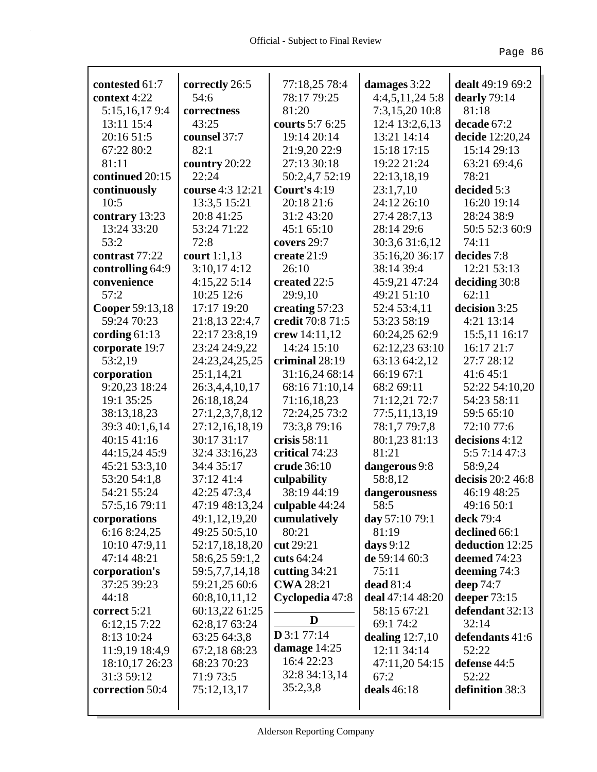**contested** 61:7
**context** 4:22 5:15,16,17 9:4 13:11 15:4 20:16 51:5 67:22 80:2 81:11
**continued** 20:15
**continuously** 10:5
**contrary** 13:23 13:24 33:20 53:2
**contrast** 77:22
**controlling** 64:9
**convenience** 57:2
**Cooper** 59:13,18 59:24 70:23
**cording** 61:13
**corporate** 19:7 53:2,19
**corporation** 9:20,23 18:24 19:1 35:25 38:13,18,23 39:3 40:1,6,14 40:15 41:16 44:15,24 45:9 45:21 53:3,10 53:20 54:1,8 54:21 55:24 57:5,16 79:11
**corporations** 6:16 8:24,25 10:10 47:9,11 47:14 48:21
**corporation's** 37:25 39:23 44:18
**correct** 5:21 6:12,15 7:22 8:13 10:24 11:9,19 18:4,9 18:10,17 26:23 31:3 59:12
**correction** 50:4
**correctly** 26:5 54:6
**correctness** 43:25
**counsel** 37:7 82:1
**country** 20:22 22:24
**course** 4:3 12:21 13:3,5 15:21 20:8 41:25 53:24 71:22 72:8
**court** 1:1,13 3:10,17 4:12 4:15,22 5:14 10:25 12:6 17:17 19:20 21:8,13 22:4,7 22:17 23:8,19 23:24 24:9,22 24:23,24,25,25 25:1,14,21 26:3,4,4,10,17 26:18,18,24 27:1,2,3,7,8,12 27:12,16,18,19 30:17 31:17 32:4 33:16,23 34:4 35:17 37:12 41:4 42:25 47:3,4 47:19 48:13,24 49:1,12,19,20 49:25 50:5,10 52:17,18,18,20 58:6,25 59:1,2 59:5,7,7,14,18 59:21,25 60:6 60:8,10,11,12 60:13,22 61:25 62:8,17 63:24 63:25 64:3,8 67:2,18 68:23 68:23 70:23 71:9 73:5 75:12,13,17 77:18,25 78:4 78:17 79:25 81:20
**courts** 5:7 6:25 19:14 20:14 21:9,20 22:9 27:13 30:18 50:2,4,7 52:19
**Court's** 4:19 20:18 21:6 31:2 43:20 45:1 65:10
**covers** 29:7
**create** 21:9 26:10
**created** 22:5 29:9,10
**creating** 57:23
**credit** 70:8 71:5
**crew** 14:11,12 14:24 15:10
**criminal** 28:19 31:16,24 68:14 68:16 71:10,14 71:16,18,23 72:24,25 73:2 73:3,8 79:16
**crisis** 58:11
**critical** 74:23
**crude** 36:10
**culpability** 38:19 44:19
**culpable** 44:24
**cumulatively** 80:21
**cut** 29:21
**cuts** 64:24
**cutting** 34:21
**CWA** 28:21
**Cyclopedia** 47:8

## D

**D** 3:1 77:14
**damage** 14:25 16:4 22:23 32:8 34:13,14 35:2,3,8
**damages** 3:22 4:4,5,11,24 5:8 7:3,15,20 10:8 12:4 13:2,6,13 13:21 14:14 15:18 17:15 19:22 21:24 22:13,18,19 23:1,7,10 24:12 26:10 27:4 28:7,13 28:14 29:6 30:3,6 31:6,12 35:16,20 36:17 38:14 39:4 45:9,21 47:24 49:21 51:10 52:4 53:4,11 53:23 58:19 60:24,25 62:9 62:12,23 63:10 63:13 64:2,12 66:19 67:1 68:2 69:11 71:12,21 72:7 77:5,11,13,19 78:1,7 79:7,8 80:1,23 81:13 81:21
**dangerous** 9:8 58:8,12
**dangerousness** 58:5
**day** 57:10 79:1 81:19
**days** 9:12
**de** 59:14 60:3 75:11
**dead** 81:4
**deal** 47:14 48:20 58:15 67:21 69:1 74:2
**dealing** 12:7,10 12:11 34:14 47:11,20 54:15 67:2
**deals** 46:18
**dealt** 49:19 69:2
**dearly** 79:14 81:18
**decade** 67:2
**decide** 12:20,24 15:14 29:13 63:21 69:4,6 78:21
**decided** 5:3 16:20 19:14 28:24 38:9 50:5 52:3 60:9 74:11
**decides** 7:8 12:21 53:13
**deciding** 30:8 62:11
**decision** 3:25 4:21 13:14 15:5,11 16:17 16:17 21:7 27:7 28:12 41:6 45:1 52:22 54:10,20 54:23 58:11 59:5 65:10 72:10 77:6
**decisions** 4:12 5:5 7:14 47:3 58:9,24
**decisis** 20:2 46:8 46:19 48:25 49:16 50:1
**deck** 79:4
**declined** 66:1
**deduction** 12:25
**deemed** 74:23
**deeming** 74:3
**deep** 74:7
**deeper** 73:15
**defendant** 32:13 32:14
**defendants** 41:6 52:22
**defense** 44:5 52:22
**definition** 38:3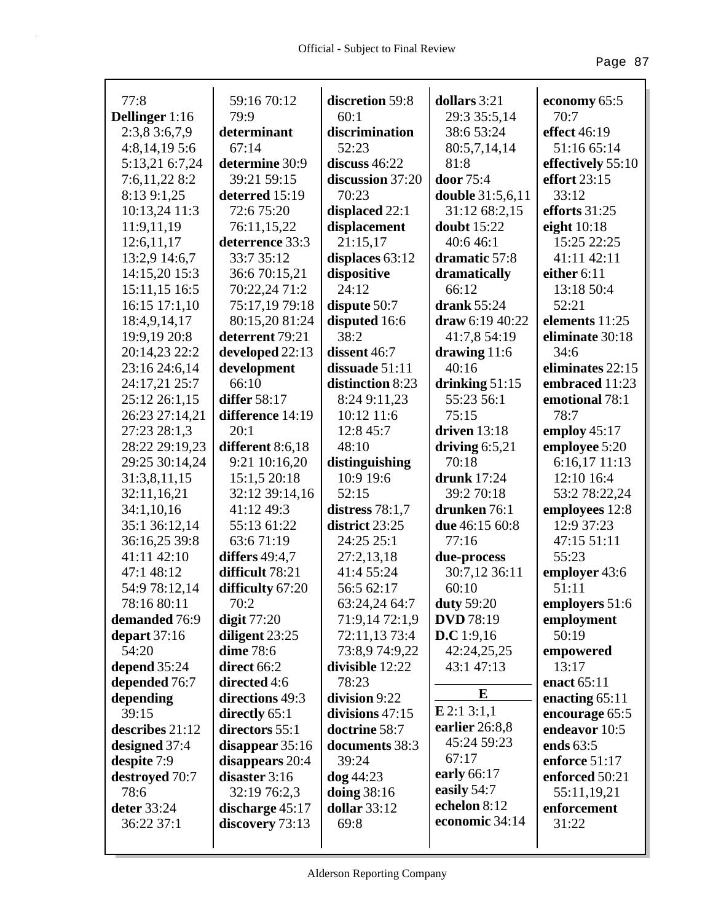77:8
**Dellinger** 1:16
2:3,8 3:6,7,9
4:8,14,19 5:6
5:13,21 6:7,24
7:6,11,22 8:2
8:13 9:1,25
10:13,24 11:3
11:9,11,19
12:6,11,17
13:2,9 14:6,7
14:15,20 15:3
15:11,15 16:5
16:15 17:1,10
18:4,9,14,17
19:9,19 20:8
20:14,23 22:2
23:16 24:6,14
24:17,21 25:7
25:12 26:1,15
26:23 27:14,21
27:23 28:1,3
28:22 29:19,23
29:25 30:14,24
31:3,8,11,15
32:11,16,21
34:1,10,16
35:1 36:12,14
36:16,25 39:8
41:11 42:10
47:1 48:12
54:9 78:12,14
78:16 80:11
**demanded** 76:9
**depart** 37:16
54:20
**depend** 35:24
**depended** 76:7
**depending**
39:15
**describes** 21:12
**designed** 37:4
**despite** 7:9
**destroyed** 70:7
78:6
**deter** 33:24
36:22 37:1
59:16 70:12
79:9
**determinant**
67:14
**determine** 30:9
39:21 59:15
**deterred** 15:19
72:6 75:20
76:11,15,22
**deterrence** 33:3
33:7 35:12
36:6 70:15,21
70:22,24 71:2
75:17,19 79:18
80:15,20 81:24
**deterrent** 79:21
**developed** 22:13
**development**
66:10
**differ** 58:17
**difference** 14:19
20:1
**different** 8:6,18
9:21 10:16,20
15:1,5 20:18
32:12 39:14,16
41:12 49:3
55:13 61:22
63:6 71:19
**differs** 49:4,7
**difficult** 78:21
**difficulty** 67:20
70:2
**digit** 77:20
**diligent** 23:25
**dime** 78:6
**direct** 66:2
**directed** 4:6
**directions** 49:3
**directly** 65:1
**directors** 55:1
**disappear** 35:16
**disappears** 20:4
**disaster** 3:16
32:19 76:2,3
**discharge** 45:17
**discovery** 73:13
**discretion** 59:8
60:1
**discrimination**
52:23
**discuss** 46:22
**discussion** 37:20
70:23
**displaced** 22:1
**displacement**
21:15,17
**displaces** 63:12
**dispositive**
24:12
**dispute** 50:7
**disputed** 16:6
38:2
**dissent** 46:7
**dissuade** 51:11
**distinction** 8:23
8:24 9:11,23
10:12 11:6
12:8 45:7
48:10
**distinguishing**
10:9 19:6
52:15
**distress** 78:1,7
**district** 23:25
24:25 25:1
27:2,13,18
41:4 55:24
56:5 62:17
63:24,24 64:7
71:9,14 72:1,9
72:11,13 73:4
73:8,9 74:9,22
**divisible** 12:22
78:23
**division** 9:22
**divisions** 47:15
**doctrine** 58:7
**documents** 38:3
39:24
**dog** 44:23
**doing** 38:16
**dollar** 33:12
69:8
**dollars** 3:21
29:3 35:5,14
38:6 53:24
80:5,7,14,14
81:8
**door** 75:4
**double** 31:5,6,11
31:12 68:2,15
**doubt** 15:22
40:6 46:1
**dramatic** 57:8
**dramatically**
66:12
**drank** 55:24
**draw** 6:19 40:22
41:7,8 54:19
**drawing** 11:6
40:16
**drinking** 51:15
55:23 56:1
75:15
**driven** 13:18
**driving** 6:5,21
70:18
**drunk** 17:24
39:2 70:18
**drunken** 76:1
**due** 46:15 60:8
77:16
**due-process**
30:7,12 36:11
60:10
**duty** 59:20
**DVD** 78:19
**D.C** 1:9,16
42:24,25,25
43:1 47:13

**E**

**E** 2:1 3:1,1
**earlier** 26:8,8
45:24 59:23
67:17
**early** 66:17
**easily** 54:7
**echelon** 8:12
**economic** 34:14
**economy** 65:5
70:7
**effect** 46:19
51:16 65:14
**effectively** 55:10
**effort** 23:15
33:12
**efforts** 31:25
**eight** 10:18
15:25 22:25
41:11 42:11
**either** 6:11
13:18 50:4
52:21
**elements** 11:25
**eliminate** 30:18
34:6
**eliminates** 22:15
**embraced** 11:23
**emotional** 78:1
78:7
**employ** 45:17
**employee** 5:20
6:16,17 11:13
12:10 16:4
53:2 78:22,24
**employees** 12:8
12:9 37:23
47:15 51:11
55:23
**employer** 43:6
51:11
**employers** 51:6
**employment**
50:19
**empowered**
13:17
**enact** 65:11
**enacting** 65:11
**encourage** 65:5
**endeavor** 10:5
**ends** 63:5
**enforce** 51:17
**enforced** 50:21
55:11,19,21
**enforcement**
31:22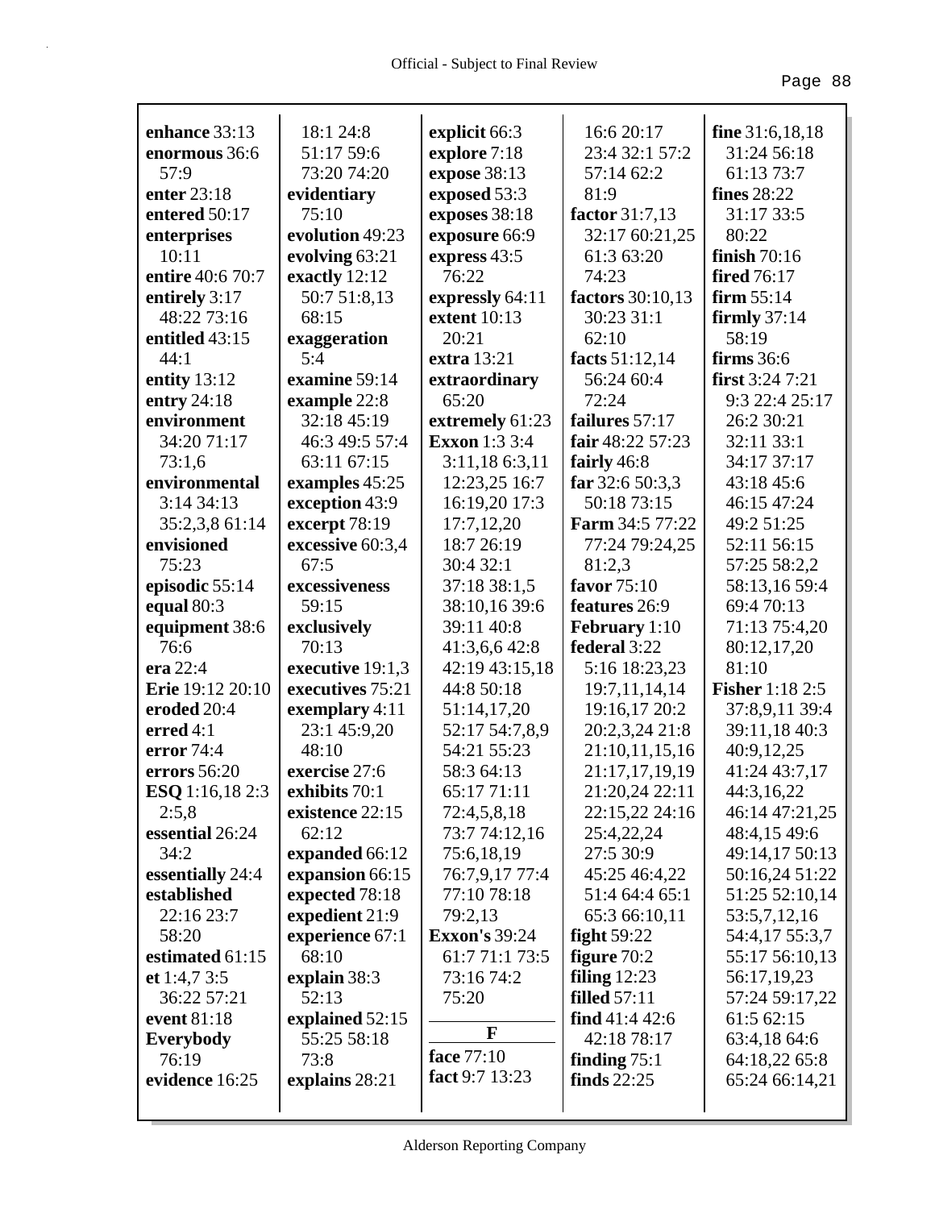**enhance** 33:13
**enormous** 36:6 57:9
**enter** 23:18
**entered** 50:17
**enterprises** 10:11
**entire** 40:6 70:7
**entirely** 3:17 48:22 73:16
**entitled** 43:15 44:1
**entity** 13:12
**entry** 24:18
**environment** 34:20 71:17 73:1,6
**environmental** 3:14 34:13 35:2,3,8 61:14
**envisioned** 75:23
**episodic** 55:14
**equal** 80:3
**equipment** 38:6 76:6
**era** 22:4
**Erie** 19:12 20:10
**eroded** 20:4
**erred** 4:1
**error** 74:4
**errors** 56:20
**ESQ** 1:16,18 2:3 2:5,8
**essential** 26:24 34:2
**essentially** 24:4
**established** 22:16 23:7 58:20
**estimated** 61:15
**et** 1:4,7 3:5 36:22 57:21
**event** 81:18
**Everybody** 76:19
**evidence** 16:25 18:1 24:8 51:17 59:6 73:20 74:20
**evidentiary** 75:10
**evolution** 49:23
**evolving** 63:21
**exactly** 12:12 50:7 51:8,13 68:15
**exaggeration** 5:4
**examine** 59:14
**example** 22:8 32:18 45:19 46:3 49:5 57:4 63:11 67:15
**examples** 45:25
**exception** 43:9
**excerpt** 78:19
**excessive** 60:3,4 67:5
**excessiveness** 59:15
**exclusively** 70:13
**executive** 19:1,3
**executives** 75:21
**exemplary** 4:11 23:1 45:9,20 48:10
**exercise** 27:6
**exhibits** 70:1
**existence** 22:15 62:12
**expanded** 66:12
**expansion** 66:15
**expected** 78:18
**expedient** 21:9
**experience** 67:1 68:10
**explain** 38:3 52:13
**explained** 52:15 55:25 58:18 73:8
**explains** 28:21
**explicit** 66:3
**explore** 7:18
**expose** 38:13
**exposed** 53:3
**exposes** 38:18
**exposure** 66:9
**express** 43:5 76:22
**expressly** 64:11
**extent** 10:13 20:21
**extra** 13:21
**extraordinary** 65:20
**extremely** 61:23
**Exxon** 1:3 3:4 3:11,18 6:3,11 12:23,25 16:7 16:19,20 17:3 17:7,12,20 18:7 26:19 30:4 32:1 37:18 38:1,5 38:10,16 39:6 39:11 40:8 41:3,6,6 42:8 42:19 43:15,18 44:8 50:18 51:14,17,20 52:17 54:7,8,9 54:21 55:23 58:3 64:13 65:17 71:11 72:4,5,8,18 73:7 74:12,16 75:6,18,19 76:7,9,17 77:4 77:10 78:18 79:2,13
**Exxon's** 39:24 61:7 71:1 73:5 73:16 74:2 75:20

## F

**face** 77:10
**fact** 9:7 13:23 16:6 20:17 23:4 32:1 57:2 57:14 62:2 81:9
**factor** 31:7,13 32:17 60:21,25 61:3 63:20 74:23
**factors** 30:10,13 30:23 31:1 62:10
**facts** 51:12,14 56:24 60:4 72:24
**failures** 57:17
**fair** 48:22 57:23
**fairly** 46:8
**far** 32:6 50:3,3 50:18 73:15
**Farm** 34:5 77:22 77:24 79:24,25 81:2,3
**favor** 75:10
**features** 26:9
**February** 1:10
**federal** 3:22 5:16 18:23,23 19:7,11,14,14 19:16,17 20:2 20:2,3,24 21:8 21:10,11,15,16 21:17,17,19,19 21:20,24 22:11 22:15,22 24:16 25:4,22,24 27:5 30:9 45:25 46:4,22 51:4 64:4 65:1 65:3 66:10,11
**fight** 59:22
**figure** 70:2
**filing** 12:23
**filled** 57:11
**find** 41:4 42:6 42:18 78:17
**finding** 75:1
**finds** 22:25
**fine** 31:6,18,18 31:24 56:18 61:13 73:7
**fines** 28:22 31:17 33:5 80:22
**finish** 70:16
**fired** 76:17
**firm** 55:14
**firmly** 37:14 58:19
**firms** 36:6
**first** 3:24 7:21 9:3 22:4 25:17 26:2 30:21 32:11 33:1 34:17 37:17 43:18 45:6 46:15 47:24 49:2 51:25 52:11 56:15 57:25 58:2,2 58:13,16 59:4 69:4 70:13 71:13 75:4,20 80:12,17,20 81:10
**Fisher** 1:18 2:5 37:8,9,11 39:4 39:11,18 40:3 40:9,12,25 41:24 43:7,17 44:3,16,22 46:14 47:21,25 48:4,15 49:6 49:14,17 50:13 50:16,24 51:22 51:25 52:10,14 53:5,7,12,16 54:4,17 55:3,7 55:17 56:10,13 56:17,19,23 57:24 59:17,22 61:5 62:15 63:4,18 64:6 64:18,22 65:8 65:24 66:14,21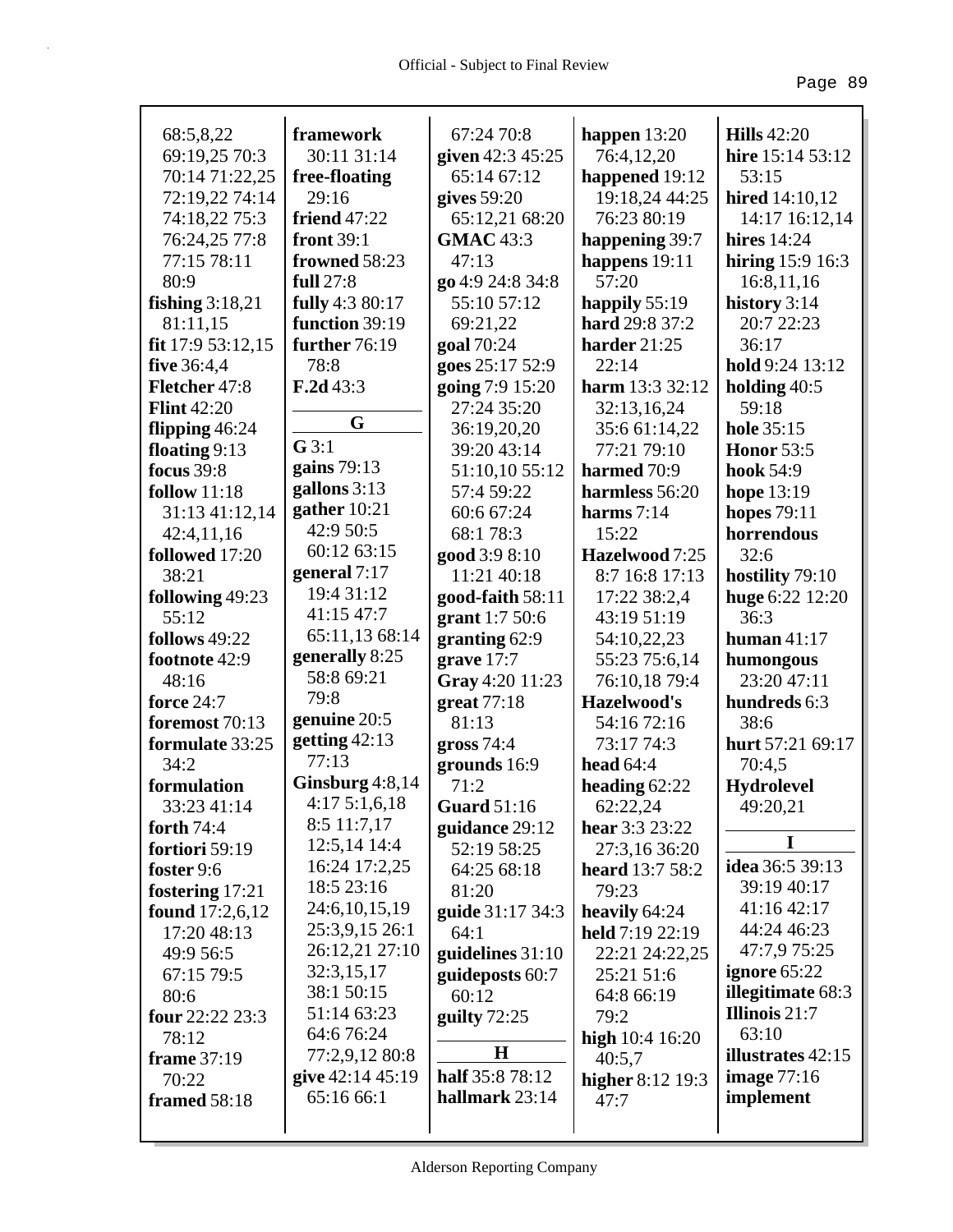68:5,8,22
69:19,25 70:3
70:14 71:22,25
72:19,22 74:14
74:18,22 75:3
76:24,25 77:8
77:15 78:11
80:9

**fishing** 3:18,21
81:11,15

**fit** 17:9 53:12,15

**five** 36:4,4

**Fletcher** 47:8

**Flint** 42:20

**flipping** 46:24

**floating** 9:13

**focus** 39:8

**follow** 11:18
31:13 41:12,14
42:4,11,16

**followed** 17:20
38:21

**following** 49:23
55:12

**follows** 49:22

**footnote** 42:9
48:16

**force** 24:7

**foremost** 70:13

**formulate** 33:25
34:2

**formulation**
33:23 41:14

**forth** 74:4

**fortiori** 59:19

**foster** 9:6

**fostering** 17:21

**found** 17:2,6,12
17:20 48:13
49:9 56:5
67:15 79:5
80:6

**four** 22:22 23:3
78:12

**frame** 37:19
70:22

**framed** 58:18

**framework**
30:11 31:14

**free-floating**
29:16

**friend** 47:22

**front** 39:1

**frowned** 58:23

**full** 27:8

**fully** 4:3 80:17

**function** 39:19

**further** 76:19
78:8

**F.2d** 43:3

## G

**G** 3:1

**gains** 79:13

**gallons** 3:13

**gather** 10:21
42:9 50:5
60:12 63:15

**general** 7:17
19:4 31:12
41:15 47:7
65:11,13 68:14

**generally** 8:25
58:8 69:21
79:8

**genuine** 20:5

**getting** 42:13
77:13

**Ginsburg** 4:8,14
4:17 5:1,6,18
8:5 11:7,17
12:5,14 14:4
16:24 17:2,25
18:5 23:16
24:6,10,15,19
25:3,9,15 26:1
26:12,21 27:10
32:3,15,17
38:1 50:15
51:14 63:23
64:6 76:24
77:2,9,12 80:8

**give** 42:14 45:19
65:16 66:1
67:24 70:8

**given** 42:3 45:25
65:14 67:12

**gives** 59:20
65:12,21 68:20

**GMAC** 43:3
47:13

**go** 4:9 24:8 34:8
55:10 57:12
69:21,22

**goal** 70:24

**goes** 25:17 52:9

**going** 7:9 15:20
27:24 35:20
36:19,20,20
39:20 43:14
51:10,10 55:12
57:4 59:22
60:6 67:24
68:1 78:3

**good** 3:9 8:10
11:21 40:18

**good-faith** 58:11

**grant** 1:7 50:6

**granting** 62:9

**grave** 17:7

**Gray** 4:20 11:23

**great** 77:18
81:13

**gross** 74:4

**grounds** 16:9
71:2

**Guard** 51:16

**guidance** 29:12
52:19 58:25
64:25 68:18
81:20

**guide** 31:17 34:3
64:1

**guidelines** 31:10

**guideposts** 60:7
60:12

**guilty** 72:25

## H

**half** 35:8 78:12

**hallmark** 23:14

**happen** 13:20
76:4,12,20

**happened** 19:12
19:18,24 44:25
76:23 80:19

**happening** 39:7

**happens** 19:11
57:20

**happily** 55:19

**hard** 29:8 37:2

**harder** 21:25
22:14

**harm** 13:3 32:12
32:13,16,24
35:6 61:14,22
77:21 79:10

**harmed** 70:9

**harmless** 56:20

**harms** 7:14
15:22

**Hazelwood** 7:25
8:7 16:8 17:13
17:22 38:2,4
43:19 51:19
54:10,22,23
55:23 75:6,14
76:10,18 79:4

**Hazelwood's**
54:16 72:16
73:17 74:3

**head** 64:4

**heading** 62:22
62:22,24

**hear** 3:3 23:22
27:3,16 36:20

**heard** 13:7 58:2
79:23

**heavily** 64:24

**held** 7:19 22:19
22:21 24:22,25
25:21 51:6
64:8 66:19
79:2

**high** 10:4 16:20
40:5,7

**higher** 8:12 19:3
47:7

**Hills** 42:20

**hire** 15:14 53:12
53:15

**hired** 14:10,12
14:17 16:12,14

**hires** 14:24

**hiring** 15:9 16:3
16:8,11,16

**history** 3:14
20:7 22:23
36:17

**hold** 9:24 13:12

**holding** 40:5
59:18

**hole** 35:15

**Honor** 53:5

**hook** 54:9

**hope** 13:19

**hopes** 79:11

**horrendous**
32:6

**hostility** 79:10

**huge** 6:22 12:20
36:3

**human** 41:17

**humongous**
23:20 47:11

**hundreds** 6:3
38:6

**hurt** 57:21 69:17
70:4,5

**Hydrolevel**
49:20,21

## I

**idea** 36:5 39:13
39:19 40:17
41:16 42:17
44:24 46:23
47:7,9 75:25

**ignore** 65:22

**illegitimate** 68:3

**Illinois** 21:7
63:10

**illustrates** 42:15

**image** 77:16

**implement**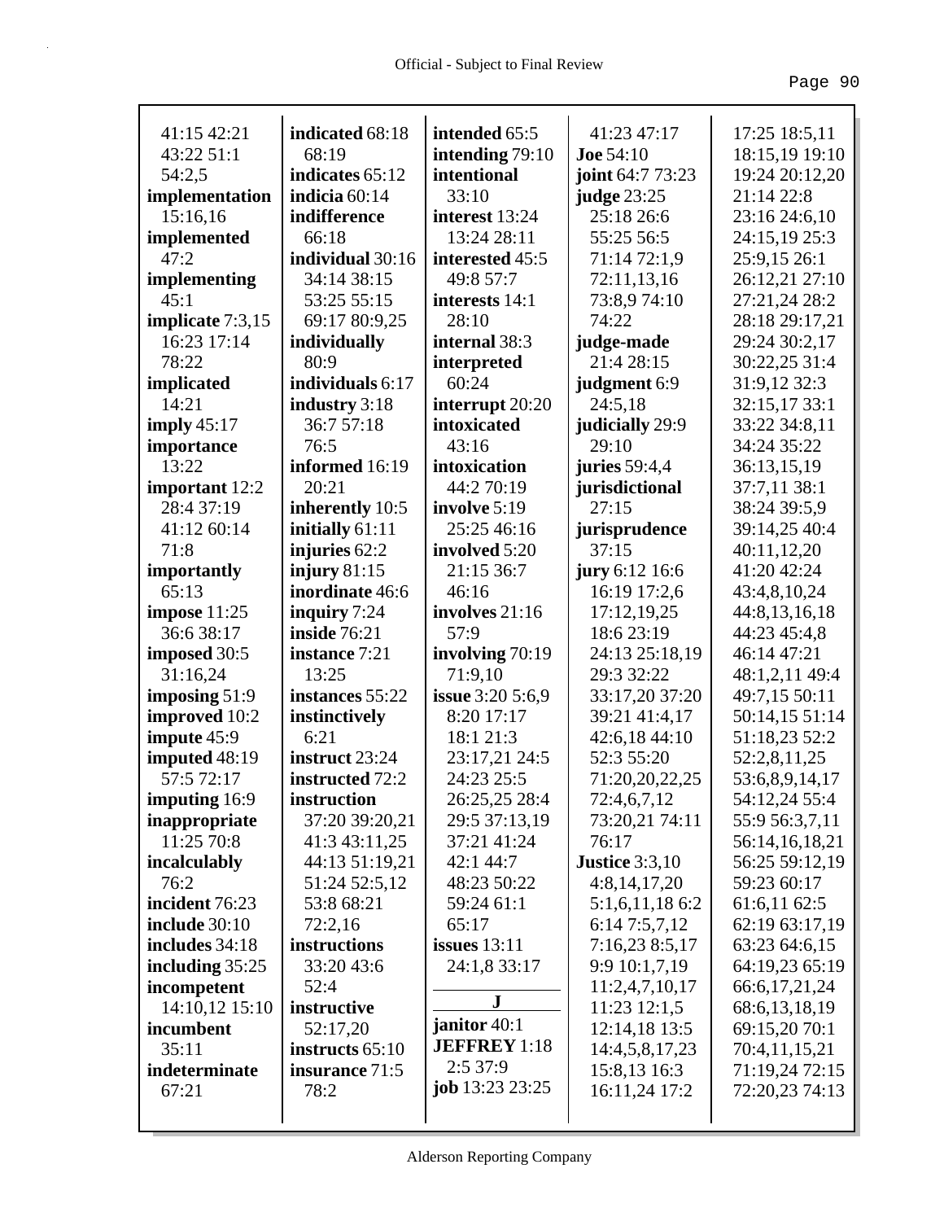41:15 42:21
43:22 51:1
54:2,5
**implementation** 15:16,16
**implemented** 47:2
**implementing** 45:1
**implicate** 7:3,15 16:23 17:14 78:22
**implicated** 14:21
**imply** 45:17
**importance** 13:22
**important** 12:2 28:4 37:19 41:12 60:14 71:8
**importantly** 65:13
**impose** 11:25 36:6 38:17
**imposed** 30:5 31:16,24
**imposing** 51:9
**improved** 10:2
**impute** 45:9
**imputed** 48:19 57:5 72:17
**imputing** 16:9
**inappropriate** 11:25 70:8
**incalculably** 76:2
**incident** 76:23
**include** 30:10
**includes** 34:18
**including** 35:25
**incompetent** 14:10,12 15:10
**incumbent** 35:11
**indeterminate** 67:21

**indicated** 68:18 68:19
**indicates** 65:12
**indicia** 60:14
**indifference** 66:18
**individual** 30:16 34:14 38:15 53:25 55:15 69:17 80:9,25
**individually** 80:9
**individuals** 6:17
**industry** 3:18 36:7 57:18 76:5
**informed** 16:19 20:21
**inherently** 10:5
**initially** 61:11
**injuries** 62:2
**injury** 81:15
**inordinate** 46:6
**inquiry** 7:24
**inside** 76:21
**instance** 7:21 13:25
**instances** 55:22
**instinctively** 6:21
**instruct** 23:24
**instructed** 72:2
**instruction** 37:20 39:20,21 41:3 43:11,25 44:13 51:19,21 51:24 52:5,12 53:8 68:21 72:2,16
**instructions** 33:20 43:6 52:4
**instructive** 52:17,20
**instructs** 65:10
**insurance** 71:5 78:2

**intended** 65:5
**intending** 79:10
**intentional** 33:10
**interest** 13:24 13:24 28:11
**interested** 45:5 49:8 57:7
**interests** 14:1 28:10
**internal** 38:3
**interpreted** 60:24
**interrupt** 20:20
**intoxicated** 43:16
**intoxication** 44:2 70:19
**involve** 5:19 25:25 46:16
**involved** 5:20 21:15 36:7 46:16
**involves** 21:16 57:9
**involving** 70:19 71:9,10
**issue** 3:20 5:6,9 8:20 17:17 18:1 21:3 23:17,21 24:5 24:23 25:5 26:25,25 28:4 29:5 37:13,19 37:21 41:24 42:1 44:7 48:23 50:22 59:24 61:1 65:17
**issues** 13:11 24:1,8 33:17

**J**

**janitor** 40:1
**JEFFREY** 1:18 2:5 37:9
**job** 13:23 23:25

41:23 47:17
**Joe** 54:10
**joint** 64:7 73:23
**judge** 23:25 25:18 26:6 55:25 56:5 71:14 72:1,9 72:11,13,16 73:8,9 74:10 74:22
**judge-made** 21:4 28:15
**judgment** 6:9 24:5,18
**judicially** 29:9 29:10
**juries** 59:4,4
**jurisdictional** 27:15
**jurisprudence** 37:15
**jury** 6:12 16:6 16:19 17:2,6 17:12,19,25 18:6 23:19 24:13 25:18,19 29:3 32:22 33:17,20 37:20 39:21 41:4,17 42:6,18 44:10 52:3 55:20 71:20,20,22,25 72:4,6,7,12 73:20,21 74:11 76:17
**Justice** 3:3,10 4:8,14,17,20 5:1,6,11,18 6:2 6:14 7:5,7,12 7:16,23 8:5,17 9:9 10:1,7,19 11:2,4,7,10,17 11:23 12:1,5 12:14,18 13:5 14:4,5,8,17,23 15:8,13 16:3 16:11,24 17:2

17:25 18:5,11 18:15,19 19:10 19:24 20:12,20 21:14 22:8 23:16 24:6,10 24:15,19 25:3 25:9,15 26:1 26:12,21 27:10 27:21,24 28:2 28:18 29:17,21 29:24 30:2,17 30:22,25 31:4 31:9,12 32:3 32:15,17 33:1 33:22 34:8,11 34:24 35:22 36:13,15,19 37:7,11 38:1 38:24 39:5,9 39:14,25 40:4 40:11,12,20 41:20 42:24 43:4,8,10,24 44:8,13,16,18 44:23 45:4,8 46:14 47:21 48:1,2,11 49:4 49:7,15 50:11 50:14,15 51:14 51:18,23 52:2 52:2,8,11,25 53:6,8,9,14,17 54:12,24 55:4 55:9 56:3,7,11 56:14,16,18,21 56:25 59:12,19 59:23 60:17 61:6,11 62:5 62:19 63:17,19 63:23 64:6,15 64:19,23 65:19 66:6,17,21,24 68:6,13,18,19 69:15,20 70:1 70:4,11,15,21 71:19,24 72:15 72:20,23 74:13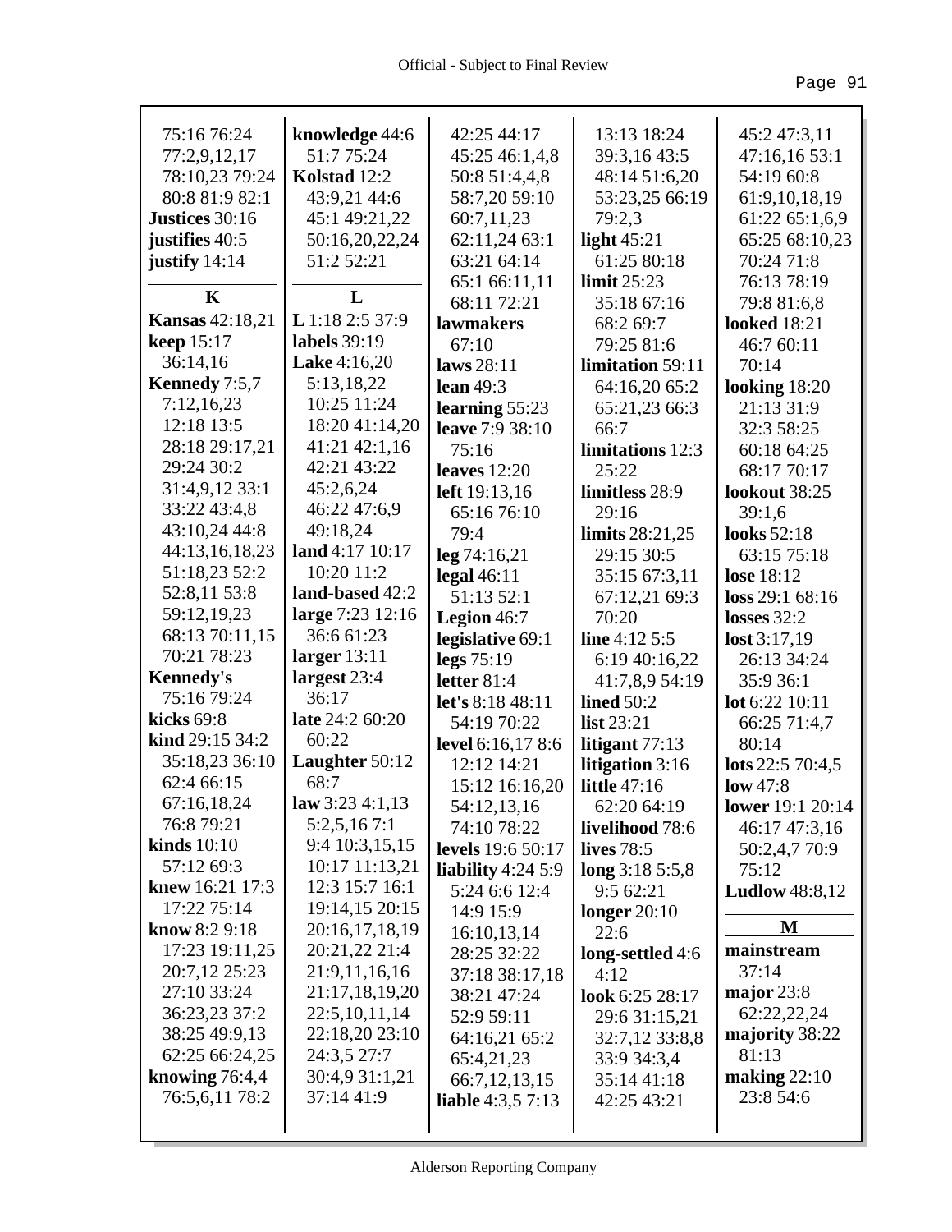75:16 76:24
77:2,9,12,17
78:10,23 79:24
80:8 81:9 82:1
**Justices** 30:16
**justifies** 40:5
**justify** 14:14

**K**

**Kansas** 42:18,21
**keep** 15:17
36:14,16
**Kennedy** 7:5,7
7:12,16,23
12:18 13:5
28:18 29:17,21
29:24 30:2
31:4,9,12 33:1
33:22 43:4,8
43:10,24 44:8
44:13,16,18,23
51:18,23 52:2
52:8,11 53:8
59:12,19,23
68:13 70:11,15
70:21 78:23
**Kennedy's**
75:16 79:24
**kicks** 69:8
**kind** 29:15 34:2
35:18,23 36:10
62:4 66:15
67:16,18,24
76:8 79:21
**kinds** 10:10
57:12 69:3
**knew** 16:21 17:3
17:22 75:14
**know** 8:2 9:18
17:23 19:11,25
20:7,12 25:23
27:10 33:24
36:23,23 37:2
38:25 49:9,13
62:25 66:24,25
**knowing** 76:4,4
76:5,6,11 78:2

**knowledge** 44:6
51:7 75:24
**Kolstad** 12:2
43:9,21 44:6
45:1 49:21,22
50:16,20,22,24
51:2 52:21

**L**

**L** 1:18 2:5 37:9
**labels** 39:19
**Lake** 4:16,20
5:13,18,22
10:25 11:24
18:20 41:14,20
41:21 42:1,16
42:21 43:22
45:2,6,24
46:22 47:6,9
49:18,24
**land** 4:17 10:17
10:20 11:2
**land-based** 42:2
**large** 7:23 12:16
36:6 61:23
**larger** 13:11
**largest** 23:4
36:17
**late** 24:2 60:20
60:22
**Laughter** 50:12
68:7
**law** 3:23 4:1,13
5:2,5,16 7:1
9:4 10:3,15,15
10:17 11:13,21
12:3 15:7 16:1
19:14,15 20:15
20:16,17,18,19
20:21,22 21:4
21:9,11,16,16
21:17,18,19,20
22:5,10,11,14
22:18,20 23:10
24:3,5 27:7
30:4,9 31:1,21
37:14 41:9

42:25 44:17
45:25 46:1,4,8
50:8 51:4,4,8
58:7,20 59:10
60:7,11,23
62:11,24 63:1
63:21 64:14
65:1 66:11,11
68:11 72:21
**lawmakers**
67:10
**laws** 28:11
**lean** 49:3
**learning** 55:23
**leave** 7:9 38:10
75:16
**leaves** 12:20
**left** 19:13,16
65:16 76:10
79:4
**leg** 74:16,21
**legal** 46:11
51:13 52:1
**Legion** 46:7
**legislative** 69:1
**legs** 75:19
**letter** 81:4
**let's** 8:18 48:11
54:19 70:22
**level** 6:16,17 8:6
12:12 14:21
15:12 16:16,20
54:12,13,16
74:10 78:22
**levels** 19:6 50:17
**liability** 4:24 5:9
5:24 6:6 12:4
14:9 15:9
16:10,13,14
28:25 32:22
37:18 38:17,18
38:21 47:24
52:9 59:11
64:16,21 65:2
65:4,21,23
66:7,12,13,15
**liable** 4:3,5 7:13

13:13 18:24
39:3,16 43:5
48:14 51:6,20
53:23,25 66:19
79:2,3
**light** 45:21
61:25 80:18
**limit** 25:23
35:18 67:16
68:2 69:7
79:25 81:6
**limitation** 59:11
64:16,20 65:2
65:21,23 66:3
66:7
**limitations** 12:3
25:22
**limitless** 28:9
29:16
**limits** 28:21,25
29:15 30:5
35:15 67:3,11
67:12,21 69:3
70:20
**line** 4:12 5:5
6:19 40:16,22
41:7,8,9 54:19
**lined** 50:2
**list** 23:21
**litigant** 77:13
**litigation** 3:16
**little** 47:16
62:20 64:19
**livelihood** 78:6
**lives** 78:5
**long** 3:18 5:5,8
9:5 62:21
**longer** 20:10
22:6
**long-settled** 4:6
4:12
**look** 6:25 28:17
29:6 31:15,21
32:7,12 33:8,8
33:9 34:3,4
35:14 41:18
42:25 43:21

45:2 47:3,11
47:16,16 53:1
54:19 60:8
61:9,10,18,19
61:22 65:1,6,9
65:25 68:10,23
70:24 71:8
76:13 78:19
79:8 81:6,8
**looked** 18:21
46:7 60:11
70:14
**looking** 18:20
21:13 31:9
32:3 58:25
60:18 64:25
68:17 70:17
**lookout** 38:25
39:1,6
**looks** 52:18
63:15 75:18
**lose** 18:12
**loss** 29:1 68:16
**losses** 32:2
**lost** 3:17,19
26:13 34:24
35:9 36:1
**lot** 6:22 10:11
66:25 71:4,7
80:14
**lots** 22:5 70:4,5
**low** 47:8
**lower** 19:1 20:14
46:17 47:3,16
50:2,4,7 70:9
75:12
**Ludlow** 48:8,12

**M**

**mainstream**
37:14
**major** 23:8
62:22,22,24
**majority** 38:22
81:13
**making** 22:10
23:8 54:6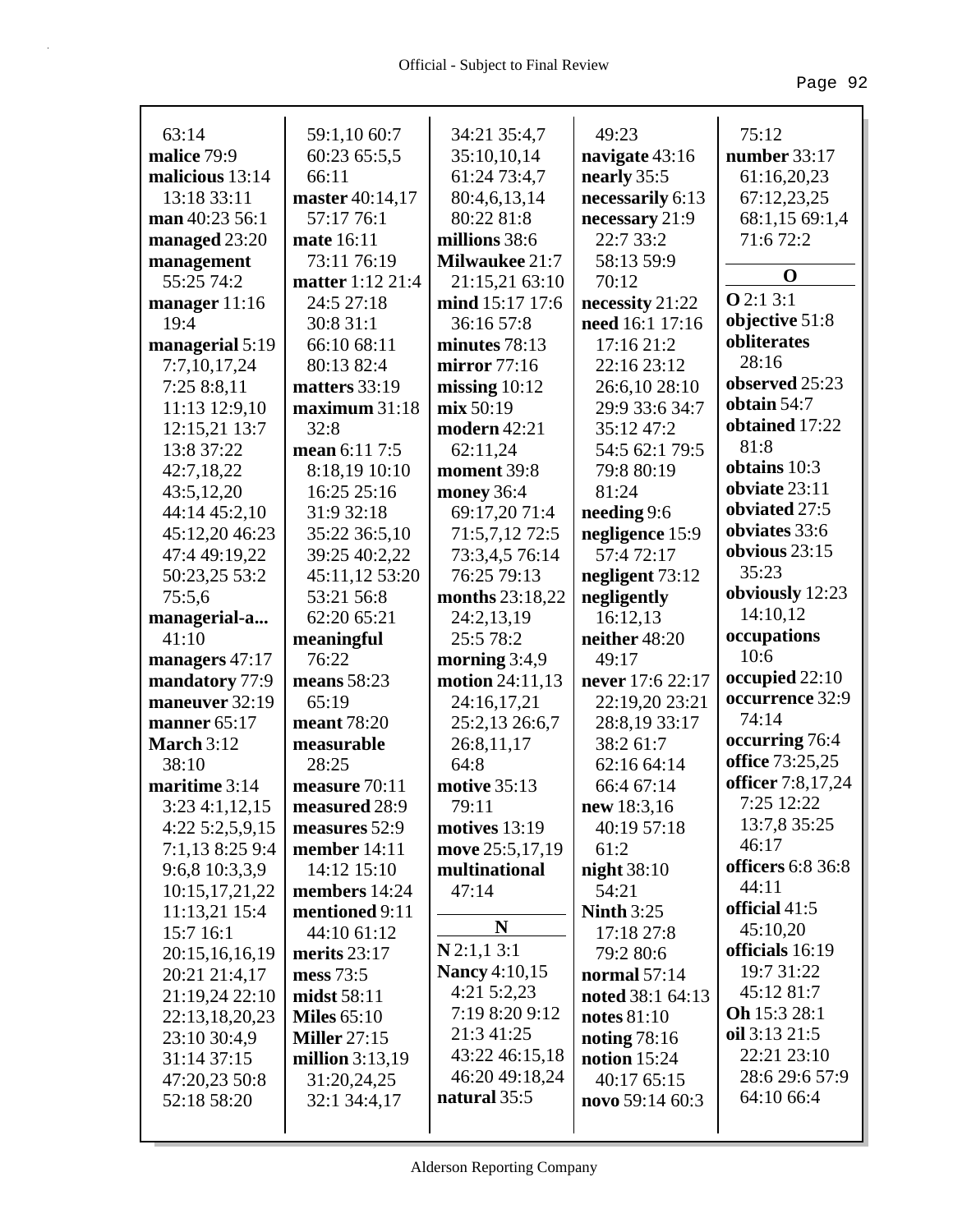63:14
**malice** 79:9
**malicious** 13:14 13:18 33:11
**man** 40:23 56:1
**managed** 23:20
**management** 55:25 74:2
**manager** 11:16 19:4
**managerial** 5:19 7:7,10,17,24 7:25 8:8,11 11:13 12:9,10 12:15,21 13:7 13:8 37:22 42:7,18,22 43:5,12,20 44:14 45:2,10 45:12,20 46:23 47:4 49:19,22 50:23,25 53:2 75:5,6
**managerial-a...** 41:10
**managers** 47:17
**mandatory** 77:9
**maneuver** 32:19
**manner** 65:17
**March** 3:12 38:10
**maritime** 3:14 3:23 4:1,12,15 4:22 5:2,5,9,15 7:1,13 8:25 9:4 9:6,8 10:3,3,9 10:15,17,21,22 11:13,21 15:4 15:7 16:1 20:15,16,16,19 20:21 21:4,17 21:19,24 22:10 22:13,18,20,23 23:10 30:4,9 31:14 37:15 47:20,23 50:8 52:18 58:20 59:1,10 60:7 60:23 65:5,5 66:11
**master** 40:14,17 57:17 76:1
**mate** 16:11 73:11 76:19
**matter** 1:12 21:4 24:5 27:18 30:8 31:1 66:10 68:11 80:13 82:4
**matters** 33:19
**maximum** 31:18 32:8
**mean** 6:11 7:5 8:18,19 10:10 16:25 25:16 31:9 32:18 35:22 36:5,10 39:25 40:2,22 45:11,12 53:20 53:21 56:8 62:20 65:21
**meaningful** 76:22
**means** 58:23 65:19
**meant** 78:20
**measurable** 28:25
**measure** 70:11
**measured** 28:9
**measures** 52:9
**member** 14:11 14:12 15:10
**members** 14:24
**mentioned** 9:11 44:10 61:12
**merits** 23:17
**mess** 73:5
**midst** 58:11
**Miles** 65:10
**Miller** 27:15
**million** 3:13,19 31:20,24,25 32:1 34:4,17 34:21 35:4,7 35:10,10,14 61:24 73:4,7 80:4,6,13,14 80:22 81:8
**millions** 38:6
**Milwaukee** 21:7 21:15,21 63:10
**mind** 15:17 17:6 36:16 57:8
**minutes** 78:13
**mirror** 77:16
**missing** 10:12
**mix** 50:19
**modern** 42:21 62:11,24
**moment** 39:8
**money** 36:4 69:17,20 71:4 71:5,7,12 72:5 73:3,4,5 76:14 76:25 79:13
**months** 23:18,22 24:2,13,19 25:5 78:2
**morning** 3:4,9
**motion** 24:11,13 24:16,17,21 25:2,13 26:6,7 26:8,11,17 64:8
**motive** 35:13 79:11
**motives** 13:19
**move** 25:5,17,19
**multinational** 47:14

## N

**N** 2:1,1 3:1
**Nancy** 4:10,15 4:21 5:2,23 7:19 8:20 9:12 21:3 41:25 43:22 46:15,18 46:20 49:18,24
**natural** 35:5 49:23
**navigate** 43:16
**nearly** 35:5
**necessarily** 6:13
**necessary** 21:9 22:7 33:2 58:13 59:9 70:12
**necessity** 21:22
**need** 16:1 17:16 17:16 21:2 22:16 23:12 26:6,10 28:10 29:9 33:6 34:7 35:12 47:2 54:5 62:1 79:5 79:8 80:19 81:24
**needing** 9:6
**negligence** 15:9 57:4 72:17
**negligent** 73:12
**negligently** 16:12,13
**neither** 48:20 49:17
**never** 17:6 22:17 22:19,20 23:21 28:8,19 33:17 38:2 61:7 62:16 64:14 66:4 67:14
**new** 18:3,16 40:19 57:18 61:2
**night** 38:10 54:21
**Ninth** 3:25 17:18 27:8 79:2 80:6
**normal** 57:14
**noted** 38:1 64:13
**notes** 81:10
**noting** 78:16
**notion** 15:24 40:17 65:15
**novo** 59:14 60:3 75:12
**number** 33:17 61:16,20,23 67:12,23,25 68:1,15 69:1,4 71:6 72:2

## O

**O** 2:1 3:1
**objective** 51:8
**obliterates** 28:16
**observed** 25:23
**obtain** 54:7
**obtained** 17:22 81:8
**obtains** 10:3
**obviate** 23:11
**obviated** 27:5
**obviates** 33:6
**obvious** 23:15 35:23
**obviously** 12:23 14:10,12
**occupations** 10:6
**occupied** 22:10
**occurrence** 32:9 74:14
**occurring** 76:4
**office** 73:25,25
**officer** 7:8,17,24 7:25 12:22 13:7,8 35:25 46:17
**officers** 6:8 36:8 44:11
**official** 41:5 45:10,20
**officials** 16:19 19:7 31:22 45:12 81:7
**Oh** 15:3 28:1
**oil** 3:13 21:5 22:21 23:10 28:6 29:6 57:9 64:10 66:4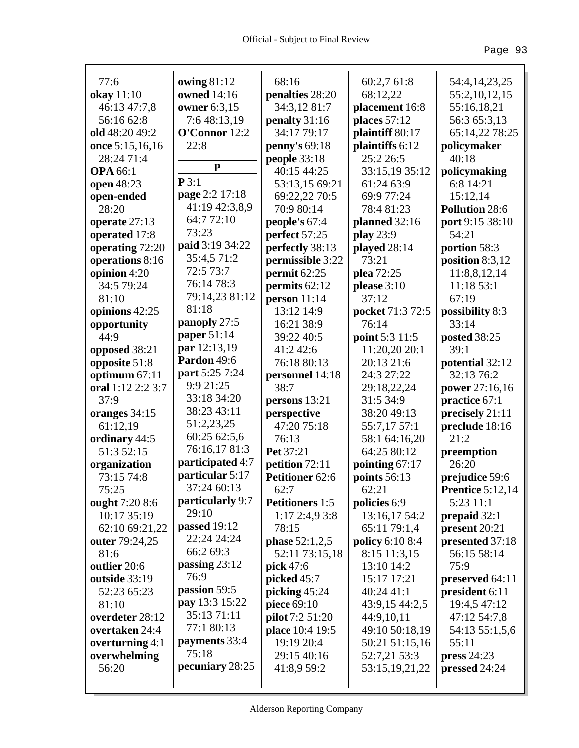77:6
**okay** 11:10 46:13 47:7,8 56:16 62:8
**old** 48:20 49:2
**once** 5:15,16,16 28:24 71:4
**OPA** 66:1
**open** 48:23
**open-ended** 28:20
**operate** 27:13
**operated** 17:8
**operating** 72:20
**operations** 8:16
**opinion** 4:20 34:5 79:24 81:10
**opinions** 42:25
**opportunity** 44:9
**opposed** 38:21
**opposite** 51:8
**optimum** 67:11
**oral** 1:12 2:2 3:7 37:9
**oranges** 34:15 61:12,19
**ordinary** 44:5 51:3 52:15
**organization** 73:15 74:8 75:25
**ought** 7:20 8:6 10:17 35:19 62:10 69:21,22
**outer** 79:24,25 81:6
**outlier** 20:6
**outside** 33:19 52:23 65:23 81:10
**overdeter** 28:12
**overtaken** 24:4
**overturning** 4:1
**overwhelming** 56:20

**owing** 81:12
**owned** 14:16
**owner** 6:3,15 7:6 48:13,19
**O'Connor** 12:2 22:8

## P

**P** 3:1
**page** 2:2 17:18 41:19 42:3,8,9 64:7 72:10 73:23
**paid** 3:19 34:22 35:4,5 71:2 72:5 73:7 76:14 78:3 79:14,23 81:12 81:18
**panoply** 27:5
**paper** 51:14
**par** 12:13,19
**Pardon** 49:6
**part** 5:25 7:24 9:9 21:25 33:18 34:20 38:23 43:11 51:2,23,25 60:25 62:5,6 76:16,17 81:3
**participated** 4:7
**particular** 5:17 37:24 60:13
**particularly** 9:7 29:10
**passed** 19:12 22:24 24:24 66:2 69:3
**passing** 23:12 76:9
**passion** 59:5
**pay** 13:3 15:22 35:13 71:11 77:1 80:13
**payments** 33:4 75:18
**pecuniary** 28:25

68:16
**penalties** 28:20 34:3,12 81:7
**penalty** 31:16 34:17 79:17
**penny's** 69:18
**people** 33:18 40:15 44:25 53:13,15 69:21 69:22,22 70:5 70:9 80:14
**people's** 67:4
**perfect** 57:25
**perfectly** 38:13
**permissible** 3:22
**permit** 62:25
**permits** 62:12
**person** 11:14 13:12 14:9 16:21 38:9 39:22 40:5 41:2 42:6 76:18 80:13
**personnel** 14:18 38:7
**persons** 13:21
**perspective** 47:20 75:18 76:13
**Pet** 37:21
**petition** 72:11
**Petitioner** 62:6 62:7
**Petitioners** 1:5 1:17 2:4,9 3:8 78:15
**phase** 52:1,2,5 52:11 73:15,18
**pick** 47:6
**picked** 45:7
**picking** 45:24
**piece** 69:10
**pilot** 7:2 51:20
**place** 10:4 19:5 19:19 20:4 29:15 40:16 41:8,9 59:2

60:2,7 61:8 68:12,22
**placement** 16:8
**places** 57:12
**plaintiff** 80:17
**plaintiffs** 6:12 25:2 26:5 33:15,19 35:12 61:24 63:9 69:9 77:24 78:4 81:23
**planned** 32:16
**play** 23:9
**played** 28:14 73:21
**plea** 72:25
**please** 3:10 37:12
**pocket** 71:3 72:5 76:14
**point** 5:3 11:5 11:20,20 20:1 20:13 21:6 24:3 27:22 29:18,22,24 31:5 34:9 38:20 49:13 55:7,17 57:1 58:1 64:16,20 64:25 80:12
**pointing** 67:17
**points** 56:13 62:21
**policies** 6:9 13:16,17 54:2 65:11 79:1,4
**policy** 6:10 8:4 8:15 11:3,15 13:10 14:2 15:17 17:21 40:24 41:1 43:9,15 44:2,5 44:9,10,11 49:10 50:18,19 50:21 51:15,16 52:7,21 53:3 53:15,19,21,22

54:4,14,23,25 55:2,10,12,15 55:16,18,21 56:3 65:3,13 65:14,22 78:25
**policymaker** 40:18
**policymaking** 6:8 14:21 15:12,14
**Pollution** 28:6
**port** 9:15 38:10 54:21
**portion** 58:3
**position** 8:3,12 11:8,8,12,14 11:18 53:1 67:19
**possibility** 8:3 33:14
**posted** 38:25 39:1
**potential** 32:12 32:13 76:2
**power** 27:16,16
**practice** 67:1
**precisely** 21:11
**preclude** 18:16 21:2
**preemption** 26:20
**prejudice** 59:6
**Prentice** 5:12,14 5:23 11:1
**prepaid** 32:1
**present** 20:21
**presented** 37:18 56:15 58:14 75:9
**preserved** 64:11
**president** 6:11 19:4,5 47:12 47:12 54:7,8 54:13 55:1,5,6 55:11
**press** 24:23
**pressed** 24:24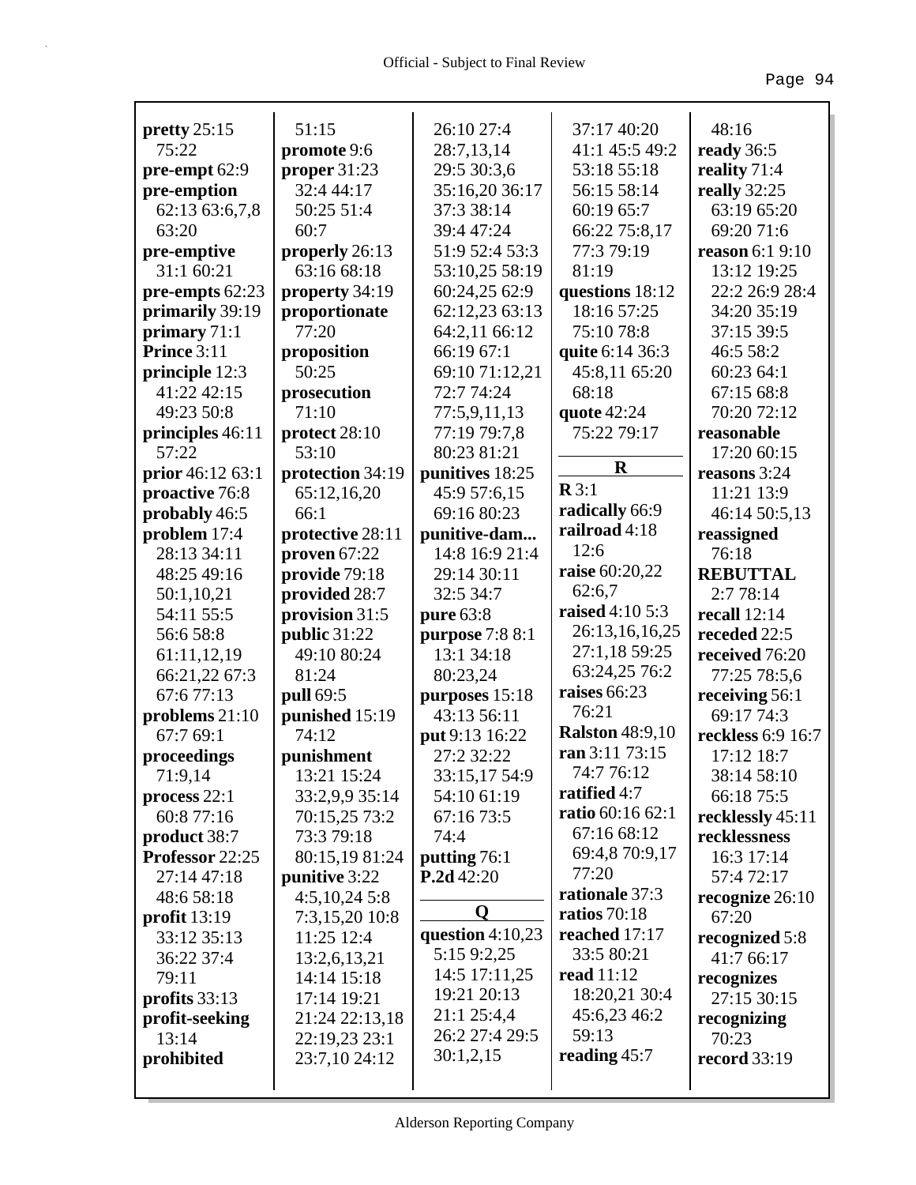**pretty** 25:15 75:22
**pre-empt** 62:9
**pre-emption** 62:13 63:6,7,8 63:20
**pre-emptive** 31:1 60:21
**pre-empts** 62:23
**primarily** 39:19
**primary** 71:1
**Prince** 3:11
**principle** 12:3 41:22 42:15 49:23 50:8
**principles** 46:11 57:22
**prior** 46:12 63:1
**proactive** 76:8
**probably** 46:5
**problem** 17:4 28:13 34:11 48:25 49:16 50:1,10,21 54:11 55:5 56:6 58:8 61:11,12,19 66:21,22 67:3 67:6 77:13
**problems** 21:10 67:7 69:1
**proceedings** 71:9,14
**process** 22:1 60:8 77:16
**product** 38:7
**Professor** 22:25 27:14 47:18 48:6 58:18
**profit** 13:19 33:12 35:13 36:22 37:4 79:11
**profits** 33:13
**profit-seeking** 13:14
**prohibited** 51:15
**promote** 9:6
**proper** 31:23 32:4 44:17 50:25 51:4 60:7
**properly** 26:13 63:16 68:18
**property** 34:19
**proportionate** 77:20
**proposition** 50:25
**prosecution** 71:10
**protect** 28:10 53:10
**protection** 34:19 65:12,16,20 66:1
**protective** 28:11
**proven** 67:22
**provide** 79:18
**provided** 28:7
**provision** 31:5
**public** 31:22 49:10 80:24 81:24
**pull** 69:5
**punished** 15:19 74:12
**punishment** 13:21 15:24 33:2,9,9 35:14 70:15,25 73:2 73:3 79:18 80:15,19 81:24
**punitive** 3:22 4:5,10,24 5:8 7:3,15,20 10:8 11:25 12:4 13:2,6,13,21 14:14 15:18 17:14 19:21 21:24 22:13,18 22:19,23 23:1 23:7,10 24:12 26:10 27:4 28:7,13,14 29:5 30:3,6 35:16,20 36:17 37:3 38:14 39:4 47:24 51:9 52:4 53:3 53:10,25 58:19 60:24,25 62:9 62:12,23 63:13 64:2,11 66:12 66:19 67:1 69:10 71:12,21 72:7 74:24 77:5,9,11,13 77:19 79:7,8 80:23 81:21
**punitives** 18:25 45:9 57:6,15 69:16 80:23
**punitive-dam...** 14:8 16:9 21:4 29:14 30:11 32:5 34:7
**pure** 63:8
**purpose** 7:8 8:1 13:1 34:18 80:23,24
**purposes** 15:18 43:13 56:11
**put** 9:13 16:22 27:2 32:22 33:15,17 54:9 54:10 61:19 67:16 73:5 74:4
**putting** 76:1
**P.2d** 42:20

**Q**

**question** 4:10,23 5:15 9:2,25 14:5 17:11,25 19:21 20:13 21:1 25:4,4 26:2 27:4 29:5 30:1,2,15 37:17 40:20 41:1 45:5 49:2 53:18 55:18 56:15 58:14 60:19 65:7 66:22 75:8,17 77:3 79:19 81:19
**questions** 18:12 18:16 57:25 75:10 78:8
**quite** 6:14 36:3 45:8,11 65:20 68:18
**quote** 42:24 75:22 79:17

**R**

**R** 3:1
**radically** 66:9
**railroad** 4:18 12:6
**raise** 60:20,22 62:6,7
**raised** 4:10 5:3 26:13,16,16,25 27:1,18 59:25 63:24,25 76:2
**raises** 66:23 76:21
**Ralston** 48:9,10
**ran** 3:11 73:15 74:7 76:12
**ratified** 4:7
**ratio** 60:16 62:1 67:16 68:12 69:4,8 70:9,17 77:20
**rationale** 37:3
**ratios** 70:18
**reached** 17:17 33:5 80:21
**read** 11:12 18:20,21 30:4 45:6,23 46:2 59:13
**reading** 45:7
48:16
**ready** 36:5
**reality** 71:4
**really** 32:25 63:19 65:20 69:20 71:6
**reason** 6:1 9:10 13:12 19:25 22:2 26:9 28:4 34:20 35:19 37:15 39:5 46:5 58:2 60:23 64:1 67:15 68:8 70:20 72:12
**reasonable** 17:20 60:15
**reasons** 3:24 11:21 13:9 46:14 50:5,13
**reassigned** 76:18
**REBUTTAL** 2:7 78:14
**recall** 12:14
**receded** 22:5
**received** 76:20 77:25 78:5,6
**receiving** 56:1 69:17 74:3
**reckless** 6:9 16:7 17:12 18:7 38:14 58:10 66:18 75:5
**recklessly** 45:11
**recklessness** 16:3 17:14 57:4 72:17
**recognize** 26:10 67:20
**recognized** 5:8 41:7 66:17
**recognizes** 27:15 30:15
**recognizing** 70:23
**record** 33:19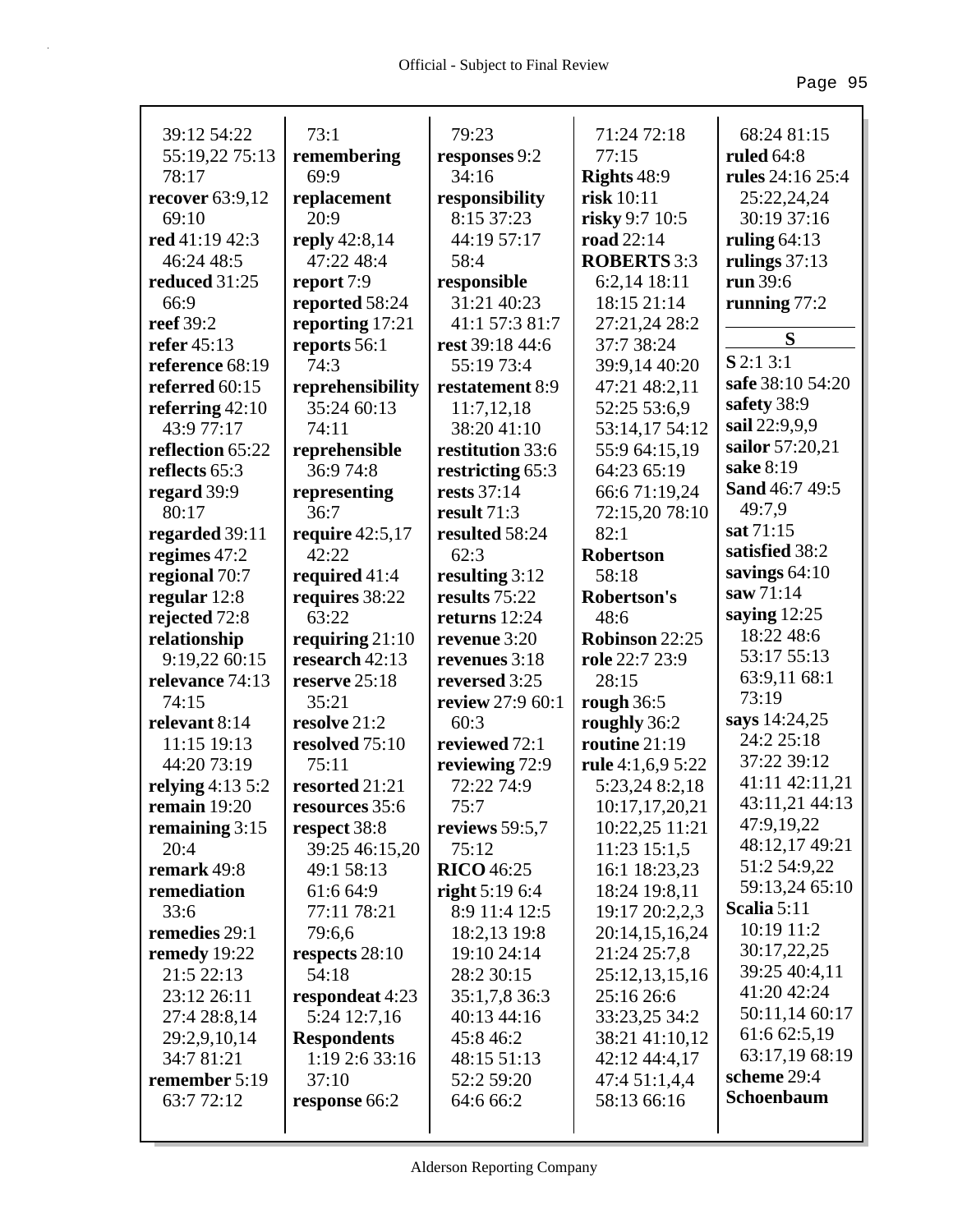39:12 54:22 55:19,22 75:13 78:17
**recover** 63:9,12 69:10
**red** 41:19 42:3 46:24 48:5
**reduced** 31:25 66:9
**reef** 39:2
**refer** 45:13
**reference** 68:19
**referred** 60:15
**referring** 42:10 43:9 77:17
**reflection** 65:22
**reflects** 65:3
**regard** 39:9 80:17
**regarded** 39:11
**regimes** 47:2
**regional** 70:7
**regular** 12:8
**rejected** 72:8
**relationship** 9:19,22 60:15
**relevance** 74:13 74:15
**relevant** 8:14 11:15 19:13 44:20 73:19
**relying** 4:13 5:2
**remain** 19:20
**remaining** 3:15 20:4
**remark** 49:8
**remediation** 33:6
**remedies** 29:1
**remedy** 19:22 21:5 22:13 23:12 26:11 27:4 28:8,14 29:2,9,10,14 34:7 81:21
**remember** 5:19 63:7 72:12

73:1
**remembering** 69:9
**replacement** 20:9
**reply** 42:8,14 47:22 48:4
**report** 7:9
**reported** 58:24
**reporting** 17:21
**reports** 56:1 74:3
**reprehensibility** 35:24 60:13 74:11
**reprehensible** 36:9 74:8
**representing** 36:7
**require** 42:5,17 42:22
**required** 41:4
**requires** 38:22 63:22
**requiring** 21:10
**research** 42:13
**reserve** 25:18 35:21
**resolve** 21:2
**resolved** 75:10 75:11
**resorted** 21:21
**resources** 35:6
**respect** 38:8 39:25 46:15,20 49:1 58:13 61:6 64:9 77:11 78:21 79:6,6
**respects** 28:10 54:18
**respondeat** 4:23 5:24 12:7,16
**Respondents** 1:19 2:6 33:16 37:10
**response** 66:2

79:23
**responses** 9:2 34:16
**responsibility** 8:15 37:23 44:19 57:17 58:4
**responsible** 31:21 40:23 41:1 57:3 81:7
**rest** 39:18 44:6 55:19 73:4
**restatement** 8:9 11:7,12,18 38:20 41:10
**restitution** 33:6
**restricting** 65:3
**rests** 37:14
**result** 71:3
**resulted** 58:24 62:3
**resulting** 3:12
**results** 75:22
**returns** 12:24
**revenue** 3:20
**revenues** 3:18
**reversed** 3:25
**review** 27:9 60:1 60:3
**reviewed** 72:1
**reviewing** 72:9 72:22 74:9 75:7
**reviews** 59:5,7 75:12
**RICO** 46:25
**right** 5:19 6:4 8:9 11:4 12:5 18:2,13 19:8 19:10 24:14 28:2 30:15 35:1,7,8 36:3 40:13 44:16 45:8 46:2 48:15 51:13 52:2 59:20 64:6 66:2

71:24 72:18 77:15
**Rights** 48:9
**risk** 10:11
**risky** 9:7 10:5
**road** 22:14
**ROBERTS** 3:3 6:2,14 18:11 18:15 21:14 27:21,24 28:2 37:7 38:24 39:9,14 40:20 47:21 48:2,11 52:25 53:6,9 53:14,17 54:12 55:9 64:15,19 64:23 65:19 66:6 71:19,24 72:15,20 78:10 82:1
**Robertson** 58:18
**Robertson's** 48:6
**Robinson** 22:25
**role** 22:7 23:9 28:15
**rough** 36:5
**roughly** 36:2
**routine** 21:19
**rule** 4:1,6,9 5:22 5:23,24 8:2,18 10:17,17,20,21 10:22,25 11:21 11:23 15:1,5 16:1 18:23,23 18:24 19:8,11 19:17 20:2,2,3 20:14,15,16,24 21:24 25:7,8 25:12,13,15,16 25:16 26:6 33:23,25 34:2 38:21 41:10,12 42:12 44:4,17 47:4 51:1,4,4 58:13 66:16

68:24 81:15
**ruled** 64:8
**rules** 24:16 25:4 25:22,24,24 30:19 37:16
**ruling** 64:13
**rulings** 37:13
**run** 39:6
**running** 77:2

## S

**S** 2:1 3:1
**safe** 38:10 54:20
**safety** 38:9
**sail** 22:9,9,9
**sailor** 57:20,21
**sake** 8:19
**Sand** 46:7 49:5 49:7,9
**sat** 71:15
**satisfied** 38:2
**savings** 64:10
**saw** 71:14
**saying** 12:25 18:22 48:6 53:17 55:13 63:9,11 68:1 73:19
**says** 14:24,25 24:2 25:18 37:22 39:12 41:11 42:11,21 43:11,21 44:13 47:9,19,22 48:12,17 49:21 51:2 54:9,22 59:13,24 65:10
**Scalia** 5:11 10:19 11:2 30:17,22,25 39:25 40:4,11 41:20 42:24 50:11,14 60:17 61:6 62:5,19 63:17,19 68:19
**scheme** 29:4
**Schoenbaum**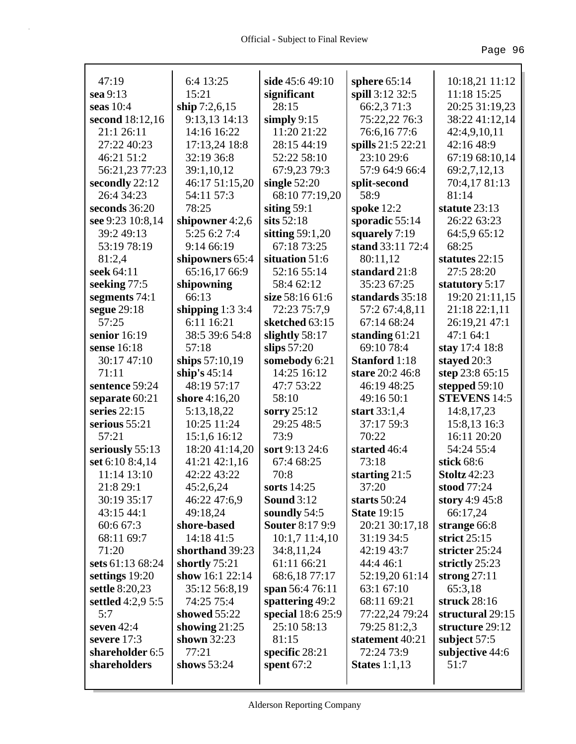47:19
**sea** 9:13
**seas** 10:4
**second** 18:12,16
21:1 26:11
27:22 40:23
46:21 51:2
56:21,23 77:23
**secondly** 22:12
26:4 34:23
**seconds** 36:20
**see** 9:23 10:8,14
39:2 49:13
53:19 78:19
81:2,4
**seek** 64:11
**seeking** 77:5
**segments** 74:1
**segue** 29:18
57:25
**senior** 16:19
**sense** 16:18
30:17 47:10
71:11
**sentence** 59:24
**separate** 60:21
**series** 22:15
**serious** 55:21
57:21
**seriously** 55:13
**set** 6:10 8:4,14
11:14 13:10
21:8 29:1
30:19 35:17
43:15 44:1
60:6 67:3
68:11 69:7
71:20
**sets** 61:13 68:24
**settings** 19:20
**settle** 8:20,23
**settled** 4:2,9 5:5
5:7
**seven** 42:4
**severe** 17:3
**shareholder** 6:5
**shareholders**
6:4 13:25
15:21
**ship** 7:2,6,15
9:13,13 14:13
14:16 16:22
17:13,24 18:8
32:19 36:8
39:1,10,12
46:17 51:15,20
54:11 57:3
78:25
**shipowner** 4:2,6
5:25 6:2 7:4
9:14 66:19
**shipowners** 65:4
65:16,17 66:9
**shipowning**
66:13
**shipping** 1:3 3:4
6:11 16:21
38:5 39:6 54:8
57:18
**ships** 57:10,19
**ship's** 45:14
48:19 57:17
**shore** 4:16,20
5:13,18,22
10:25 11:24
15:1,6 16:12
18:20 41:14,20
41:21 42:1,16
42:22 43:22
45:2,6,24
46:22 47:6,9
49:18,24
**shore-based**
14:18 41:5
**shorthand** 39:23
**shortly** 75:21
**show** 16:1 22:14
35:12 56:8,19
74:25 75:4
**showed** 55:22
**showing** 21:25
**shown** 32:23
77:21
**shows** 53:24
**side** 45:6 49:10
**significant**
28:15
**simply** 9:15
11:20 21:22
28:15 44:19
52:22 58:10
67:9,23 79:3
**single** 52:20
68:10 77:19,20
**siting** 59:1
**sits** 52:18
**sitting** 59:1,20
67:18 73:25
**situation** 51:6
52:16 55:14
58:4 62:12
**size** 58:16 61:6
72:23 75:7,9
**sketched** 63:15
**slightly** 58:17
**slips** 57:20
**somebody** 6:21
14:25 16:12
47:7 53:22
58:10
**sorry** 25:12
29:25 48:5
73:9
**sort** 9:13 24:6
67:4 68:25
70:8
**sorts** 14:25
**Sound** 3:12
**soundly** 54:5
**Souter** 8:17 9:9
10:1,7 11:4,10
34:8,11,24
61:11 66:21
68:6,18 77:17
**span** 56:4 76:11
**spattering** 49:2
**special** 18:6 25:9
25:10 58:13
81:15
**specific** 28:21
**spent** 67:2
**sphere** 65:14
**spill** 3:12 32:5
66:2,3 71:3
75:22,22 76:3
76:6,16 77:6
**spills** 21:5 22:21
23:10 29:6
57:9 64:9 66:4
**split-second**
58:9
**spoke** 12:2
**sporadic** 55:14
**squarely** 7:19
**stand** 33:11 72:4
80:11,12
**standard** 21:8
35:23 67:25
**standards** 35:18
57:2 67:4,8,11
67:14 68:24
**standing** 61:21
69:10 78:4
**Stanford** 1:18
**stare** 20:2 46:8
46:19 48:25
49:16 50:1
**start** 33:1,4
37:17 59:3
70:22
**started** 46:4
73:18
**starting** 21:5
37:20
**starts** 50:24
**State** 19:15
20:21 30:17,18
31:19 34:5
42:19 43:7
44:4 46:1
52:19,20 61:14
63:1 67:10
68:11 69:21
77:22,24 79:24
79:25 81:2,3
**statement** 40:21
72:24 73:9
**States** 1:1,13
10:18,21 11:12
11:18 15:25
20:25 31:19,23
38:22 41:12,14
42:4,9,10,11
42:16 48:9
67:19 68:10,14
69:2,7,12,13
70:4,17 81:13
81:14
**statute** 23:13
26:22 63:23
64:5,9 65:12
68:25
**statutes** 22:15
27:5 28:20
**statutory** 5:17
19:20 21:11,15
21:18 22:1,11
26:19,21 47:1
47:1 64:1
**stay** 17:4 18:8
**stayed** 20:3
**step** 23:8 65:15
**stepped** 59:10
**STEVENS** 14:5
14:8,17,23
15:8,13 16:3
16:11 20:20
54:24 55:4
**stick** 68:6
**Stoltz** 42:23
**stood** 77:24
**story** 4:9 45:8
66:17,24
**strange** 66:8
**strict** 25:15
**stricter** 25:24
**strictly** 25:23
**strong** 27:11
65:3,18
**struck** 28:16
**structural** 29:15
**structure** 29:12
**subject** 57:5
**subjective** 44:6
51:7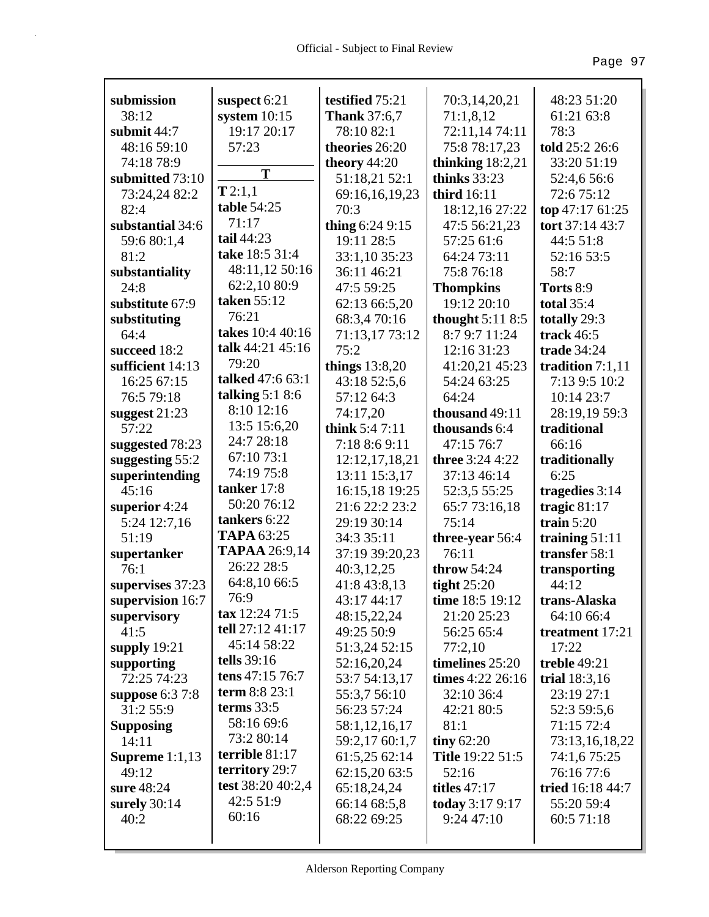**submission** 38:12
**submit** 44:7 48:16 59:10 74:18 78:9
**submitted** 73:10 73:24,24 82:2 82:4
**substantial** 34:6 59:6 80:1,4 81:2
**substantiality** 24:8
**substitute** 67:9
**substituting** 64:4
**succeed** 18:2
**sufficient** 14:13 16:25 67:15 76:5 79:18
**suggest** 21:23 57:22
**suggested** 78:23
**suggesting** 55:2
**superintending** 45:16
**superior** 4:24 5:24 12:7,16 51:19
**supertanker** 76:1
**supervises** 37:23
**supervision** 16:7
**supervisory** 41:5
**supply** 19:21
**supporting** 72:25 74:23
**suppose** 6:3 7:8 31:2 55:9
**Supposing** 14:11
**Supreme** 1:1,13 49:12
**sure** 48:24
**surely** 30:14 40:2
**suspect** 6:21
**system** 10:15 19:17 20:17 57:23

**T**

**T** 2:1,1
**table** 54:25 71:17
**tail** 44:23
**take** 18:5 31:4 48:11,12 50:16 62:2,10 80:9
**taken** 55:12 76:21
**takes** 10:4 40:16
**talk** 44:21 45:16 79:20
**talked** 47:6 63:1
**talking** 5:1 8:6 8:10 12:16 13:5 15:6,20 24:7 28:18 67:10 73:1 74:19 75:8
**tanker** 17:8 50:20 76:12
**tankers** 6:22
**TAPA** 63:25
**TAPAA** 26:9,14 26:22 28:5 64:8,10 66:5 76:9
**tax** 12:24 71:5
**tell** 27:12 41:17 45:14 58:22
**tells** 39:16
**tens** 47:15 76:7
**term** 8:8 23:1
**terms** 33:5 58:16 69:6 73:2 80:14
**terrible** 81:17
**territory** 29:7
**test** 38:20 40:2,4 42:5 51:9 60:16
**testified** 75:21
**Thank** 37:6,7 78:10 82:1
**theories** 26:20
**theory** 44:20 51:18,21 52:1 69:16,16,19,23 70:3
**thing** 6:24 9:15 19:11 28:5 33:1,10 35:23 36:11 46:21 47:5 59:25 62:13 66:5,20 68:3,4 70:16 71:13,17 73:12 75:2
**things** 13:8,20 43:18 52:5,6 57:12 64:3 74:17,20
**think** 5:4 7:11 7:18 8:6 9:11 12:12,17,18,21 13:11 15:3,17 16:15,18 19:25 21:6 22:2 23:2 29:19 30:14 34:3 35:11 37:19 39:20,23 40:3,12,25 41:8 43:8,13 43:17 44:17 48:15,22,24 49:25 50:9 51:3,24 52:15 52:16,20,24 53:7 54:13,17 55:3,7 56:10 56:23 57:24 58:1,12,16,17 59:2,17 60:1,7 61:5,25 62:14 62:15,20 63:5 65:18,24,24 66:14 68:5,8 68:22 69:25 70:3,14,20,21 71:1,8,12 72:11,14 74:11 75:8 78:17,23
**thinking** 18:2,21
**thinks** 33:23
**third** 16:11 18:12,16 27:22 47:5 56:21,23 57:25 61:6 64:24 73:11 75:8 76:18
**Thompkins** 19:12 20:10
**thought** 5:11 8:5 8:7 9:7 11:24 12:16 31:23 41:20,21 45:23 54:24 63:25 64:24
**thousand** 49:11
**thousands** 6:4 47:15 76:7
**three** 3:24 4:22 37:13 46:14 52:3,5 55:25 65:7 73:16,18 75:14
**three-year** 56:4 76:11
**throw** 54:24
**tight** 25:20
**time** 18:5 19:12 21:20 25:23 56:25 65:4 77:2,10
**timelines** 25:20
**times** 4:22 26:16 32:10 36:4 42:21 80:5 81:1
**tiny** 62:20
**Title** 19:22 51:5 52:16
**titles** 47:17
**today** 3:17 9:17 9:24 47:10 48:23 51:20 61:21 63:8 78:3
**told** 25:2 26:6 33:20 51:19 52:4,6 56:6 72:6 75:12
**top** 47:17 61:25
**tort** 37:14 43:7 44:5 51:8 52:16 53:5 58:7
**Torts** 8:9
**total** 35:4
**totally** 29:3
**track** 46:5
**trade** 34:24
**tradition** 7:1,11 7:13 9:5 10:2 10:14 23:7 28:19,19 59:3
**traditional** 66:16
**traditionally** 6:25
**tragedies** 3:14
**tragic** 81:17
**train** 5:20
**training** 51:11
**transfer** 58:1
**transporting** 44:12
**trans-Alaska** 64:10 66:4
**treatment** 17:21 17:22
**treble** 49:21
**trial** 18:3,16 23:19 27:1 52:3 59:5,6 71:15 72:4 73:13,16,18,22 74:1,6 75:25 76:16 77:6
**tried** 16:18 44:7 55:20 59:4 60:5 71:18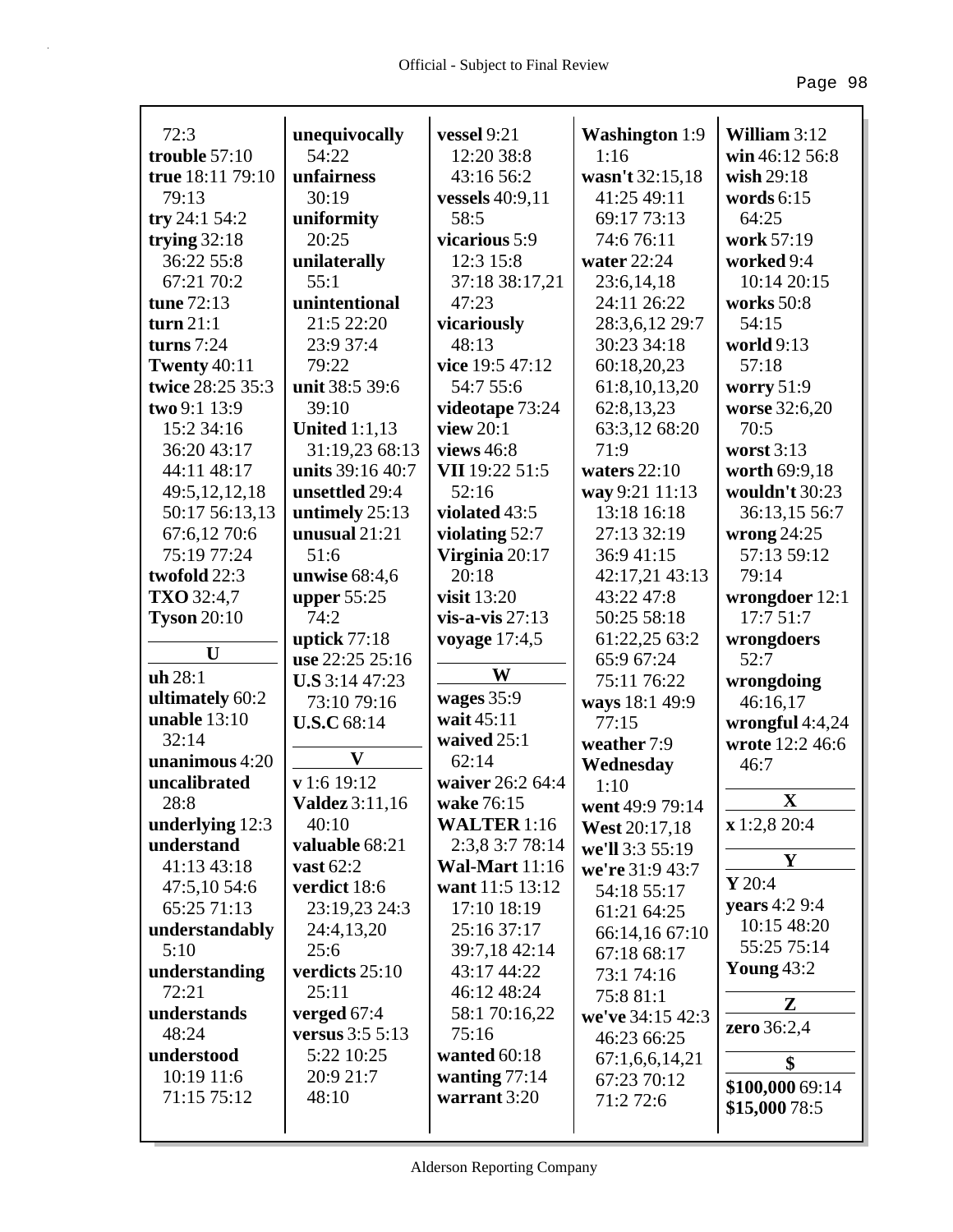72:3
**trouble** 57:10
**true** 18:11 79:10 79:13
**try** 24:1 54:2
**trying** 32:18 36:22 55:8 67:21 70:2
**tune** 72:13
**turn** 21:1
**turns** 7:24
**Twenty** 40:11
**twice** 28:25 35:3
**two** 9:1 13:9 15:2 34:16 36:20 43:17 44:11 48:17 49:5,12,12,18 50:17 56:13,13 67:6,12 70:6 75:19 77:24
**twofold** 22:3
**TXO** 32:4,7
**Tyson** 20:10

**U**

**uh** 28:1
**ultimately** 60:2
**unable** 13:10 32:14
**unanimous** 4:20
**uncalibrated** 28:8
**underlying** 12:3
**understand** 41:13 43:18 47:5,10 54:6 65:25 71:13
**understandably** 5:10
**understanding** 72:21
**understands** 48:24
**understood** 10:19 11:6 71:15 75:12
**unequivocally** 54:22
**unfairness** 30:19
**uniformity** 20:25
**unilaterally** 55:1
**unintentional** 21:5 22:20 23:9 37:4 79:22
**unit** 38:5 39:6 39:10
**United** 1:1,13 31:19,23 68:13
**units** 39:16 40:7
**unsettled** 29:4
**untimely** 25:13
**unusual** 21:21 51:6
**unwise** 68:4,6
**upper** 55:25 74:2
**uptick** 77:18
**use** 22:25 25:16
**U.S** 3:14 47:23 73:10 79:16
**U.S.C** 68:14

**V**

**v** 1:6 19:12
**Valdez** 3:11,16 40:10
**valuable** 68:21
**vast** 62:2
**verdict** 18:6 23:19,23 24:3 24:4,13,20 25:6
**verdicts** 25:10 25:11
**verged** 67:4
**versus** 3:5 5:13 5:22 10:25 20:9 21:7 48:10
**vessel** 9:21 12:20 38:8 43:16 56:2
**vessels** 40:9,11 58:5
**vicarious** 5:9 12:3 15:8 37:18 38:17,21 47:23
**vicariously** 48:13
**vice** 19:5 47:12 54:7 55:6
**videotape** 73:24
**view** 20:1
**views** 46:8
**VII** 19:22 51:5 52:16
**violated** 43:5
**violating** 52:7
**Virginia** 20:17 20:18
**visit** 13:20
**vis-a-vis** 27:13
**voyage** 17:4,5

**W**

**wages** 35:9
**wait** 45:11
**waived** 25:1 62:14
**waiver** 26:2 64:4
**wake** 76:15
**WALTER** 1:16 2:3,8 3:7 78:14
**Wal-Mart** 11:16
**want** 11:5 13:12 17:10 18:19 25:16 37:17 39:7,18 42:14 43:17 44:22 46:12 48:24 58:1 70:16,22 75:16
**wanted** 60:18
**wanting** 77:14
**warrant** 3:20
**Washington** 1:9 1:16
**wasn't** 32:15,18 41:25 49:11 69:17 73:13 74:6 76:11
**water** 22:24 23:6,14,18 24:11 26:22 28:3,6,12 29:7 30:23 34:18 60:18,20,23 61:8,10,13,20 62:8,13,23 63:3,12 68:20 71:9
**waters** 22:10
**way** 9:21 11:13 13:18 16:18 27:13 32:19 36:9 41:15 42:17,21 43:13 43:22 47:8 50:25 58:18 61:22,25 63:2 65:9 67:24 75:11 76:22
**ways** 18:1 49:9 77:15
**weather** 7:9
**Wednesday** 1:10
**went** 49:9 79:14
**West** 20:17,18
**we'll** 3:3 55:19
**we're** 31:9 43:7 54:18 55:17 61:21 64:25 66:14,16 67:10 67:18 68:17 73:1 74:16 75:8 81:1
**we've** 34:15 42:3 46:23 66:25 67:1,6,6,14,21 67:23 70:12 71:2 72:6
**William** 3:12
**win** 46:12 56:8
**wish** 29:18
**words** 6:15 64:25
**work** 57:19
**worked** 9:4 10:14 20:15
**works** 50:8 54:15
**world** 9:13 57:18
**worry** 51:9
**worse** 32:6,20 70:5
**worst** 3:13
**worth** 69:9,18
**wouldn't** 30:23 36:13,15 56:7
**wrong** 24:25 57:13 59:12 79:14
**wrongdoer** 12:1 17:7 51:7
**wrongdoers** 52:7
**wrongdoing** 46:16,17
**wrongful** 4:4,24
**wrote** 12:2 46:6 46:7

**X**

**x** 1:2,8 20:4

**Y**

**Y** 20:4
**years** 4:2 9:4 10:15 48:20 55:25 75:14
**Young** 43:2

**Z**

**zero** 36:2,4

**$**

**$100,000** 69:14
**$15,000** 78:5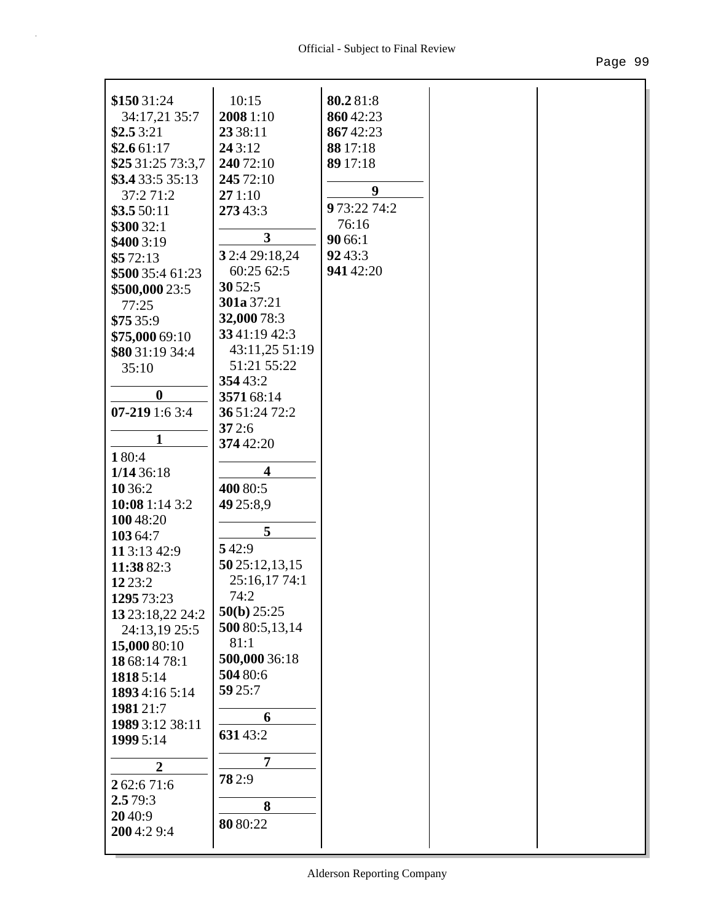**$150** 31:24 34:17,21 35:7
**$2.5** 3:21
**$2.6** 61:17
**$25** 31:25 73:3,7
**$3.4** 33:5 35:13 37:2 71:2
**$3.5** 50:11
**$300** 32:1
**$400** 3:19
**$5** 72:13
**$500** 35:4 61:23
**$500,000** 23:5 77:25
**$75** 35:9
**$75,000** 69:10
**$80** 31:19 34:4 35:10

**0**

**07-219** 1:6 3:4

**1**

**1** 80:4
**1/14** 36:18
**10** 36:2
**10:08** 1:14 3:2
**100** 48:20
**103** 64:7
**11** 3:13 42:9
**11:38** 82:3
**12** 23:2
**1295** 73:23
**13** 23:18,22 24:2 24:13,19 25:5
**15,000** 80:10
**18** 68:14 78:1
**1818** 5:14
**1893** 4:16 5:14
**1981** 21:7
**1989** 3:12 38:11
**1999** 5:14

**2**

**2** 62:6 71:6
**2.5** 79:3
**20** 40:9
**200** 4:2 9:4 10:15
**2008** 1:10
**23** 38:11
**24** 3:12
**240** 72:10
**245** 72:10
**27** 1:10
**273** 43:3

**3**

**3** 2:4 29:18,24 60:25 62:5
**30** 52:5
**301a** 37:21
**32,000** 78:3
**33** 41:19 42:3 43:11,25 51:19 51:21 55:22
**354** 43:2
**3571** 68:14
**36** 51:24 72:2
**37** 2:6
**374** 42:20

**4**

**400** 80:5
**49** 25:8,9

**5**

**5** 42:9
**50** 25:12,13,15 25:16,17 74:1 74:2
**50(b)** 25:25
**500** 80:5,13,14 81:1
**500,000** 36:18
**504** 80:6
**59** 25:7

**6**

**631** 43:2

**7**

**78** 2:9

**8**

**80** 80:22
**80.2** 81:8
**860** 42:23
**867** 42:23
**88** 17:18
**89** 17:18

**9**

**9** 73:22 74:2 76:16
**90** 66:1
**92** 43:3
**941** 42:20